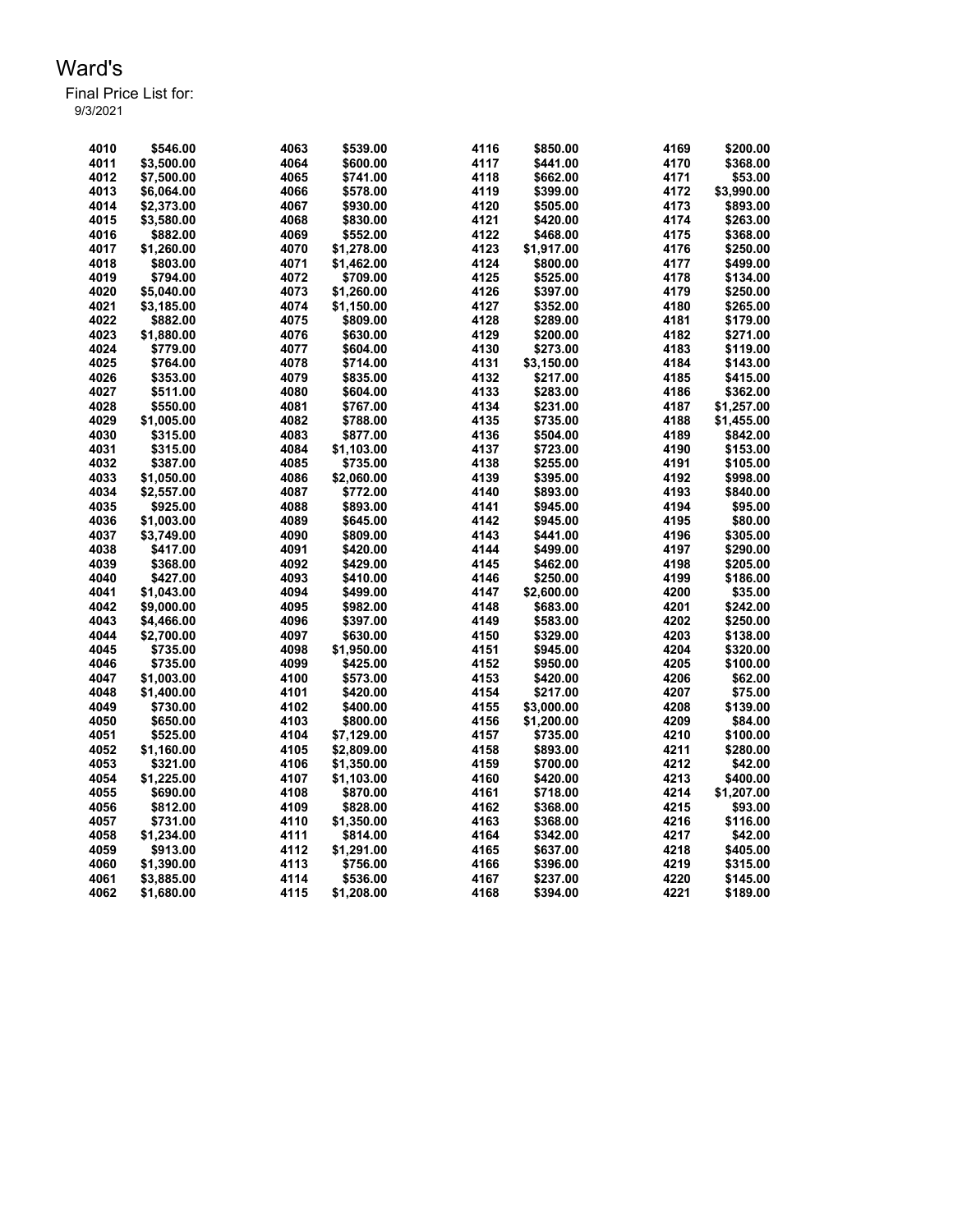# Ward's

Final Price List for:
9/3/2021

| | | | | | | | |
|---|---|---|---|---|---|---|---|
| 4010 | $546.00 | 4063 | $539.00 | 4116 | $850.00 | 4169 | $200.00 |
| 4011 | $3,500.00 | 4064 | $600.00 | 4117 | $441.00 | 4170 | $368.00 |
| 4012 | $7,500.00 | 4065 | $741.00 | 4118 | $662.00 | 4171 | $53.00 |
| 4013 | $6,064.00 | 4066 | $578.00 | 4119 | $399.00 | 4172 | $3,990.00 |
| 4014 | $2,373.00 | 4067 | $930.00 | 4120 | $505.00 | 4173 | $893.00 |
| 4015 | $3,580.00 | 4068 | $830.00 | 4121 | $420.00 | 4174 | $263.00 |
| 4016 | $882.00 | 4069 | $552.00 | 4122 | $468.00 | 4175 | $368.00 |
| 4017 | $1,260.00 | 4070 | $1,278.00 | 4123 | $1,917.00 | 4176 | $250.00 |
| 4018 | $803.00 | 4071 | $1,462.00 | 4124 | $800.00 | 4177 | $499.00 |
| 4019 | $794.00 | 4072 | $709.00 | 4125 | $525.00 | 4178 | $134.00 |
| 4020 | $5,040.00 | 4073 | $1,260.00 | 4126 | $397.00 | 4179 | $250.00 |
| 4021 | $3,185.00 | 4074 | $1,150.00 | 4127 | $352.00 | 4180 | $265.00 |
| 4022 | $882.00 | 4075 | $809.00 | 4128 | $289.00 | 4181 | $179.00 |
| 4023 | $1,880.00 | 4076 | $630.00 | 4129 | $200.00 | 4182 | $271.00 |
| 4024 | $779.00 | 4077 | $604.00 | 4130 | $273.00 | 4183 | $119.00 |
| 4025 | $764.00 | 4078 | $714.00 | 4131 | $3,150.00 | 4184 | $143.00 |
| 4026 | $353.00 | 4079 | $835.00 | 4132 | $217.00 | 4185 | $415.00 |
| 4027 | $511.00 | 4080 | $604.00 | 4133 | $283.00 | 4186 | $362.00 |
| 4028 | $550.00 | 4081 | $767.00 | 4134 | $231.00 | 4187 | $1,257.00 |
| 4029 | $1,005.00 | 4082 | $788.00 | 4135 | $735.00 | 4188 | $1,455.00 |
| 4030 | $315.00 | 4083 | $877.00 | 4136 | $504.00 | 4189 | $842.00 |
| 4031 | $315.00 | 4084 | $1,103.00 | 4137 | $723.00 | 4190 | $153.00 |
| 4032 | $387.00 | 4085 | $735.00 | 4138 | $255.00 | 4191 | $105.00 |
| 4033 | $1,050.00 | 4086 | $2,060.00 | 4139 | $395.00 | 4192 | $998.00 |
| 4034 | $2,557.00 | 4087 | $772.00 | 4140 | $893.00 | 4193 | $840.00 |
| 4035 | $925.00 | 4088 | $893.00 | 4141 | $945.00 | 4194 | $95.00 |
| 4036 | $1,003.00 | 4089 | $645.00 | 4142 | $945.00 | 4195 | $80.00 |
| 4037 | $3,749.00 | 4090 | $809.00 | 4143 | $441.00 | 4196 | $305.00 |
| 4038 | $417.00 | 4091 | $420.00 | 4144 | $499.00 | 4197 | $290.00 |
| 4039 | $368.00 | 4092 | $429.00 | 4145 | $462.00 | 4198 | $205.00 |
| 4040 | $427.00 | 4093 | $410.00 | 4146 | $250.00 | 4199 | $186.00 |
| 4041 | $1,043.00 | 4094 | $499.00 | 4147 | $2,600.00 | 4200 | $35.00 |
| 4042 | $9,000.00 | 4095 | $982.00 | 4148 | $683.00 | 4201 | $242.00 |
| 4043 | $4,466.00 | 4096 | $397.00 | 4149 | $583.00 | 4202 | $250.00 |
| 4044 | $2,700.00 | 4097 | $630.00 | 4150 | $329.00 | 4203 | $138.00 |
| 4045 | $735.00 | 4098 | $1,950.00 | 4151 | $945.00 | 4204 | $320.00 |
| 4046 | $735.00 | 4099 | $425.00 | 4152 | $950.00 | 4205 | $100.00 |
| 4047 | $1,003.00 | 4100 | $573.00 | 4153 | $420.00 | 4206 | $62.00 |
| 4048 | $1,400.00 | 4101 | $420.00 | 4154 | $217.00 | 4207 | $75.00 |
| 4049 | $730.00 | 4102 | $400.00 | 4155 | $3,000.00 | 4208 | $139.00 |
| 4050 | $650.00 | 4103 | $800.00 | 4156 | $1,200.00 | 4209 | $84.00 |
| 4051 | $525.00 | 4104 | $7,129.00 | 4157 | $735.00 | 4210 | $100.00 |
| 4052 | $1,160.00 | 4105 | $2,809.00 | 4158 | $893.00 | 4211 | $280.00 |
| 4053 | $321.00 | 4106 | $1,350.00 | 4159 | $700.00 | 4212 | $42.00 |
| 4054 | $1,225.00 | 4107 | $1,103.00 | 4160 | $420.00 | 4213 | $400.00 |
| 4055 | $690.00 | 4108 | $870.00 | 4161 | $718.00 | 4214 | $1,207.00 |
| 4056 | $812.00 | 4109 | $828.00 | 4162 | $368.00 | 4215 | $93.00 |
| 4057 | $731.00 | 4110 | $1,350.00 | 4163 | $368.00 | 4216 | $116.00 |
| 4058 | $1,234.00 | 4111 | $814.00 | 4164 | $342.00 | 4217 | $42.00 |
| 4059 | $913.00 | 4112 | $1,291.00 | 4165 | $637.00 | 4218 | $405.00 |
| 4060 | $1,390.00 | 4113 | $756.00 | 4166 | $396.00 | 4219 | $315.00 |
| 4061 | $3,885.00 | 4114 | $536.00 | 4167 | $237.00 | 4220 | $145.00 |
| 4062 | $1,680.00 | 4115 | $1,208.00 | 4168 | $394.00 | 4221 | $189.00 |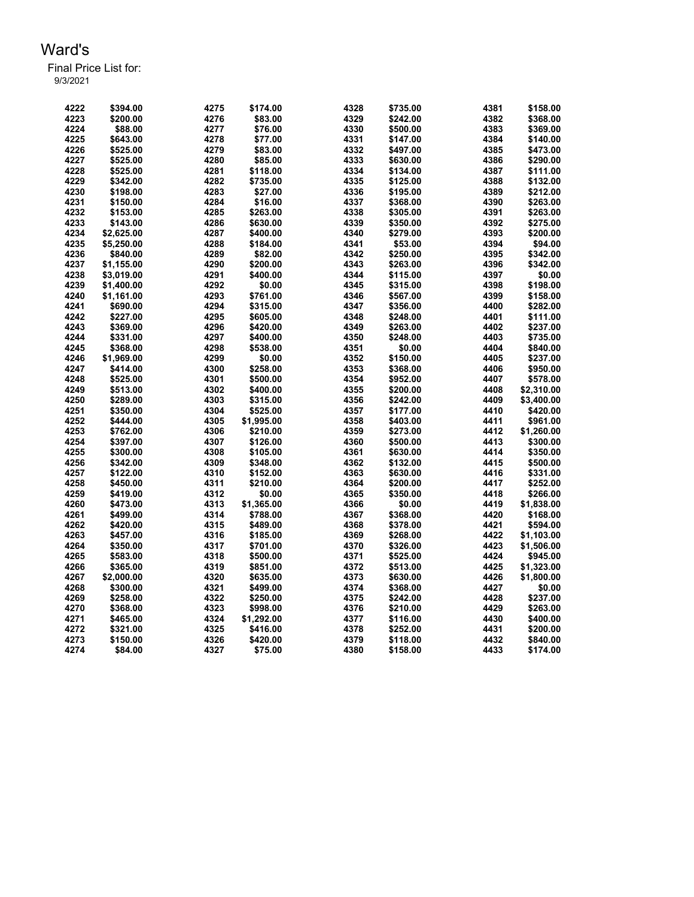# Ward's

Final Price List for:

9/3/2021

| | | | | | | | |
|---|---|---|---|---|---|---|---|
| 4222 | $394.00 | 4275 | $174.00 | 4328 | $735.00 | 4381 | $158.00 |
| 4223 | $200.00 | 4276 | $83.00 | 4329 | $242.00 | 4382 | $368.00 |
| 4224 | $88.00 | 4277 | $76.00 | 4330 | $500.00 | 4383 | $369.00 |
| 4225 | $643.00 | 4278 | $77.00 | 4331 | $147.00 | 4384 | $140.00 |
| 4226 | $525.00 | 4279 | $83.00 | 4332 | $497.00 | 4385 | $473.00 |
| 4227 | $525.00 | 4280 | $85.00 | 4333 | $630.00 | 4386 | $290.00 |
| 4228 | $525.00 | 4281 | $118.00 | 4334 | $134.00 | 4387 | $111.00 |
| 4229 | $342.00 | 4282 | $735.00 | 4335 | $125.00 | 4388 | $132.00 |
| 4230 | $198.00 | 4283 | $27.00 | 4336 | $195.00 | 4389 | $212.00 |
| 4231 | $150.00 | 4284 | $16.00 | 4337 | $368.00 | 4390 | $263.00 |
| 4232 | $153.00 | 4285 | $263.00 | 4338 | $305.00 | 4391 | $263.00 |
| 4233 | $143.00 | 4286 | $630.00 | 4339 | $350.00 | 4392 | $275.00 |
| 4234 | $2,625.00 | 4287 | $400.00 | 4340 | $279.00 | 4393 | $200.00 |
| 4235 | $5,250.00 | 4288 | $184.00 | 4341 | $53.00 | 4394 | $94.00 |
| 4236 | $840.00 | 4289 | $82.00 | 4342 | $250.00 | 4395 | $342.00 |
| 4237 | $1,155.00 | 4290 | $200.00 | 4343 | $263.00 | 4396 | $342.00 |
| 4238 | $3,019.00 | 4291 | $400.00 | 4344 | $115.00 | 4397 | $0.00 |
| 4239 | $1,400.00 | 4292 | $0.00 | 4345 | $315.00 | 4398 | $198.00 |
| 4240 | $1,161.00 | 4293 | $761.00 | 4346 | $567.00 | 4399 | $158.00 |
| 4241 | $690.00 | 4294 | $315.00 | 4347 | $356.00 | 4400 | $282.00 |
| 4242 | $227.00 | 4295 | $605.00 | 4348 | $248.00 | 4401 | $111.00 |
| 4243 | $369.00 | 4296 | $420.00 | 4349 | $263.00 | 4402 | $237.00 |
| 4244 | $331.00 | 4297 | $400.00 | 4350 | $248.00 | 4403 | $735.00 |
| 4245 | $368.00 | 4298 | $538.00 | 4351 | $0.00 | 4404 | $840.00 |
| 4246 | $1,969.00 | 4299 | $0.00 | 4352 | $150.00 | 4405 | $237.00 |
| 4247 | $414.00 | 4300 | $258.00 | 4353 | $368.00 | 4406 | $950.00 |
| 4248 | $525.00 | 4301 | $500.00 | 4354 | $952.00 | 4407 | $578.00 |
| 4249 | $513.00 | 4302 | $400.00 | 4355 | $200.00 | 4408 | $2,310.00 |
| 4250 | $289.00 | 4303 | $315.00 | 4356 | $242.00 | 4409 | $3,400.00 |
| 4251 | $350.00 | 4304 | $525.00 | 4357 | $177.00 | 4410 | $420.00 |
| 4252 | $444.00 | 4305 | $1,995.00 | 4358 | $403.00 | 4411 | $961.00 |
| 4253 | $762.00 | 4306 | $210.00 | 4359 | $273.00 | 4412 | $1,260.00 |
| 4254 | $397.00 | 4307 | $126.00 | 4360 | $500.00 | 4413 | $300.00 |
| 4255 | $300.00 | 4308 | $105.00 | 4361 | $630.00 | 4414 | $350.00 |
| 4256 | $342.00 | 4309 | $348.00 | 4362 | $132.00 | 4415 | $500.00 |
| 4257 | $122.00 | 4310 | $152.00 | 4363 | $630.00 | 4416 | $331.00 |
| 4258 | $450.00 | 4311 | $210.00 | 4364 | $200.00 | 4417 | $252.00 |
| 4259 | $419.00 | 4312 | $0.00 | 4365 | $350.00 | 4418 | $266.00 |
| 4260 | $473.00 | 4313 | $1,365.00 | 4366 | $0.00 | 4419 | $1,838.00 |
| 4261 | $499.00 | 4314 | $788.00 | 4367 | $368.00 | 4420 | $168.00 |
| 4262 | $420.00 | 4315 | $489.00 | 4368 | $378.00 | 4421 | $594.00 |
| 4263 | $457.00 | 4316 | $185.00 | 4369 | $268.00 | 4422 | $1,103.00 |
| 4264 | $350.00 | 4317 | $701.00 | 4370 | $326.00 | 4423 | $1,506.00 |
| 4265 | $583.00 | 4318 | $500.00 | 4371 | $525.00 | 4424 | $945.00 |
| 4266 | $365.00 | 4319 | $851.00 | 4372 | $513.00 | 4425 | $1,323.00 |
| 4267 | $2,000.00 | 4320 | $635.00 | 4373 | $630.00 | 4426 | $1,800.00 |
| 4268 | $300.00 | 4321 | $499.00 | 4374 | $368.00 | 4427 | $0.00 |
| 4269 | $258.00 | 4322 | $250.00 | 4375 | $242.00 | 4428 | $237.00 |
| 4270 | $368.00 | 4323 | $998.00 | 4376 | $210.00 | 4429 | $263.00 |
| 4271 | $465.00 | 4324 | $1,292.00 | 4377 | $116.00 | 4430 | $400.00 |
| 4272 | $321.00 | 4325 | $416.00 | 4378 | $252.00 | 4431 | $200.00 |
| 4273 | $150.00 | 4326 | $420.00 | 4379 | $118.00 | 4432 | $840.00 |
| 4274 | $84.00 | 4327 | $75.00 | 4380 | $158.00 | 4433 | $174.00 |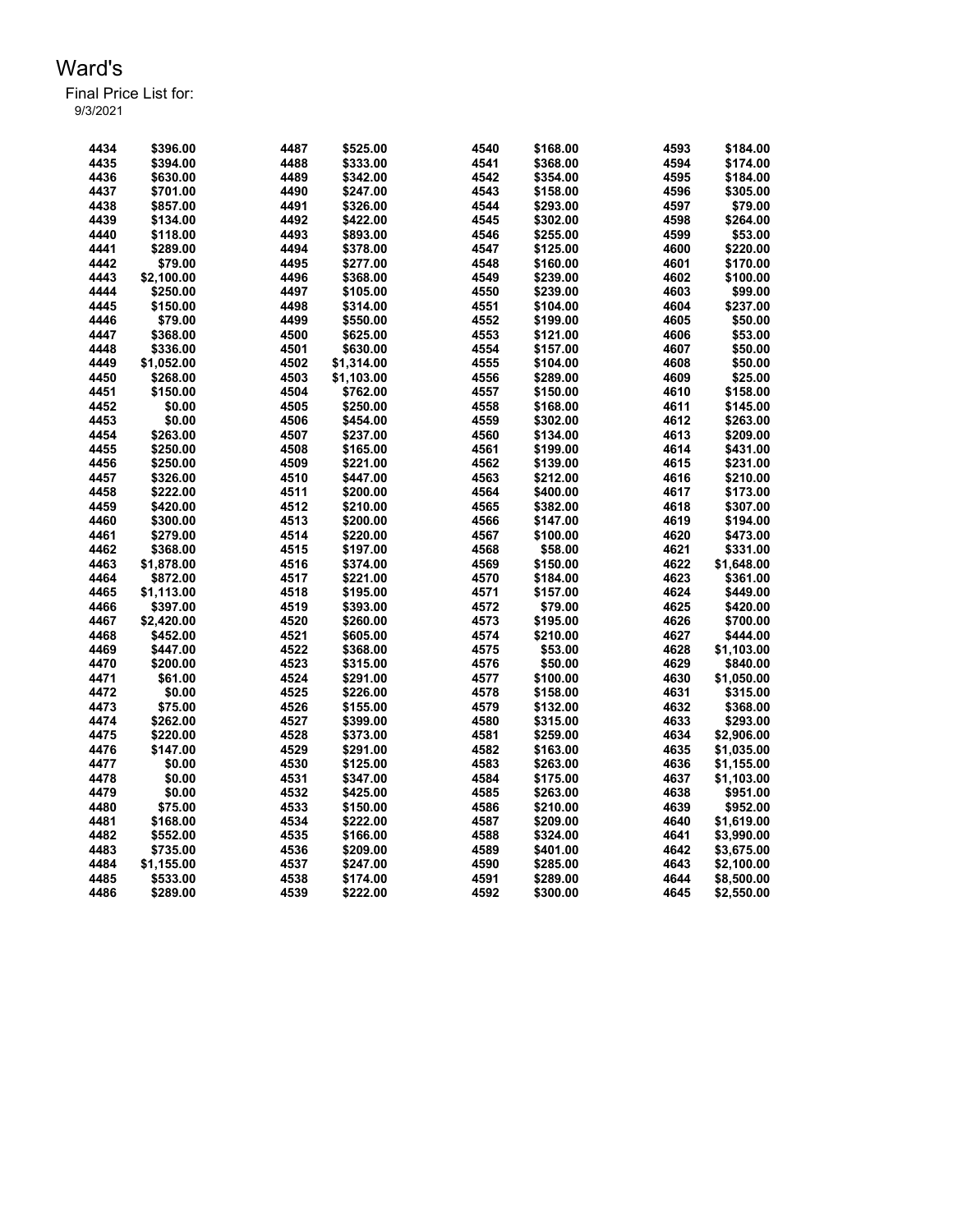# Ward's

Final Price List for:
9/3/2021

| | | | | | | | |
|---|---|---|---|---|---|---|---|
| 4434 | $396.00 | 4487 | $525.00 | 4540 | $168.00 | 4593 | $184.00 |
| 4435 | $394.00 | 4488 | $333.00 | 4541 | $368.00 | 4594 | $174.00 |
| 4436 | $630.00 | 4489 | $342.00 | 4542 | $354.00 | 4595 | $184.00 |
| 4437 | $701.00 | 4490 | $247.00 | 4543 | $158.00 | 4596 | $305.00 |
| 4438 | $857.00 | 4491 | $326.00 | 4544 | $293.00 | 4597 | $79.00 |
| 4439 | $134.00 | 4492 | $422.00 | 4545 | $302.00 | 4598 | $264.00 |
| 4440 | $118.00 | 4493 | $893.00 | 4546 | $255.00 | 4599 | $53.00 |
| 4441 | $289.00 | 4494 | $378.00 | 4547 | $125.00 | 4600 | $220.00 |
| 4442 | $79.00 | 4495 | $277.00 | 4548 | $160.00 | 4601 | $170.00 |
| 4443 | $2,100.00 | 4496 | $368.00 | 4549 | $239.00 | 4602 | $100.00 |
| 4444 | $250.00 | 4497 | $105.00 | 4550 | $239.00 | 4603 | $99.00 |
| 4445 | $150.00 | 4498 | $314.00 | 4551 | $104.00 | 4604 | $237.00 |
| 4446 | $79.00 | 4499 | $550.00 | 4552 | $199.00 | 4605 | $50.00 |
| 4447 | $368.00 | 4500 | $625.00 | 4553 | $121.00 | 4606 | $53.00 |
| 4448 | $336.00 | 4501 | $630.00 | 4554 | $157.00 | 4607 | $50.00 |
| 4449 | $1,052.00 | 4502 | $1,314.00 | 4555 | $104.00 | 4608 | $50.00 |
| 4450 | $268.00 | 4503 | $1,103.00 | 4556 | $289.00 | 4609 | $25.00 |
| 4451 | $150.00 | 4504 | $762.00 | 4557 | $150.00 | 4610 | $158.00 |
| 4452 | $0.00 | 4505 | $250.00 | 4558 | $168.00 | 4611 | $145.00 |
| 4453 | $0.00 | 4506 | $454.00 | 4559 | $302.00 | 4612 | $263.00 |
| 4454 | $263.00 | 4507 | $237.00 | 4560 | $134.00 | 4613 | $209.00 |
| 4455 | $250.00 | 4508 | $165.00 | 4561 | $199.00 | 4614 | $431.00 |
| 4456 | $250.00 | 4509 | $221.00 | 4562 | $139.00 | 4615 | $231.00 |
| 4457 | $326.00 | 4510 | $447.00 | 4563 | $212.00 | 4616 | $210.00 |
| 4458 | $222.00 | 4511 | $200.00 | 4564 | $400.00 | 4617 | $173.00 |
| 4459 | $420.00 | 4512 | $210.00 | 4565 | $382.00 | 4618 | $307.00 |
| 4460 | $300.00 | 4513 | $200.00 | 4566 | $147.00 | 4619 | $194.00 |
| 4461 | $279.00 | 4514 | $220.00 | 4567 | $100.00 | 4620 | $473.00 |
| 4462 | $368.00 | 4515 | $197.00 | 4568 | $58.00 | 4621 | $331.00 |
| 4463 | $1,878.00 | 4516 | $374.00 | 4569 | $150.00 | 4622 | $1,648.00 |
| 4464 | $872.00 | 4517 | $221.00 | 4570 | $184.00 | 4623 | $361.00 |
| 4465 | $1,113.00 | 4518 | $195.00 | 4571 | $157.00 | 4624 | $449.00 |
| 4466 | $397.00 | 4519 | $393.00 | 4572 | $79.00 | 4625 | $420.00 |
| 4467 | $2,420.00 | 4520 | $260.00 | 4573 | $195.00 | 4626 | $700.00 |
| 4468 | $452.00 | 4521 | $605.00 | 4574 | $210.00 | 4627 | $444.00 |
| 4469 | $447.00 | 4522 | $368.00 | 4575 | $53.00 | 4628 | $1,103.00 |
| 4470 | $200.00 | 4523 | $315.00 | 4576 | $50.00 | 4629 | $840.00 |
| 4471 | $61.00 | 4524 | $291.00 | 4577 | $100.00 | 4630 | $1,050.00 |
| 4472 | $0.00 | 4525 | $226.00 | 4578 | $158.00 | 4631 | $315.00 |
| 4473 | $75.00 | 4526 | $155.00 | 4579 | $132.00 | 4632 | $368.00 |
| 4474 | $262.00 | 4527 | $399.00 | 4580 | $315.00 | 4633 | $293.00 |
| 4475 | $220.00 | 4528 | $373.00 | 4581 | $259.00 | 4634 | $2,906.00 |
| 4476 | $147.00 | 4529 | $291.00 | 4582 | $163.00 | 4635 | $1,035.00 |
| 4477 | $0.00 | 4530 | $125.00 | 4583 | $263.00 | 4636 | $1,155.00 |
| 4478 | $0.00 | 4531 | $347.00 | 4584 | $175.00 | 4637 | $1,103.00 |
| 4479 | $0.00 | 4532 | $425.00 | 4585 | $263.00 | 4638 | $951.00 |
| 4480 | $75.00 | 4533 | $150.00 | 4586 | $210.00 | 4639 | $952.00 |
| 4481 | $168.00 | 4534 | $222.00 | 4587 | $209.00 | 4640 | $1,619.00 |
| 4482 | $552.00 | 4535 | $166.00 | 4588 | $324.00 | 4641 | $3,990.00 |
| 4483 | $735.00 | 4536 | $209.00 | 4589 | $401.00 | 4642 | $3,675.00 |
| 4484 | $1,155.00 | 4537 | $247.00 | 4590 | $285.00 | 4643 | $2,100.00 |
| 4485 | $533.00 | 4538 | $174.00 | 4591 | $289.00 | 4644 | $8,500.00 |
| 4486 | $289.00 | 4539 | $222.00 | 4592 | $300.00 | 4645 | $2,550.00 |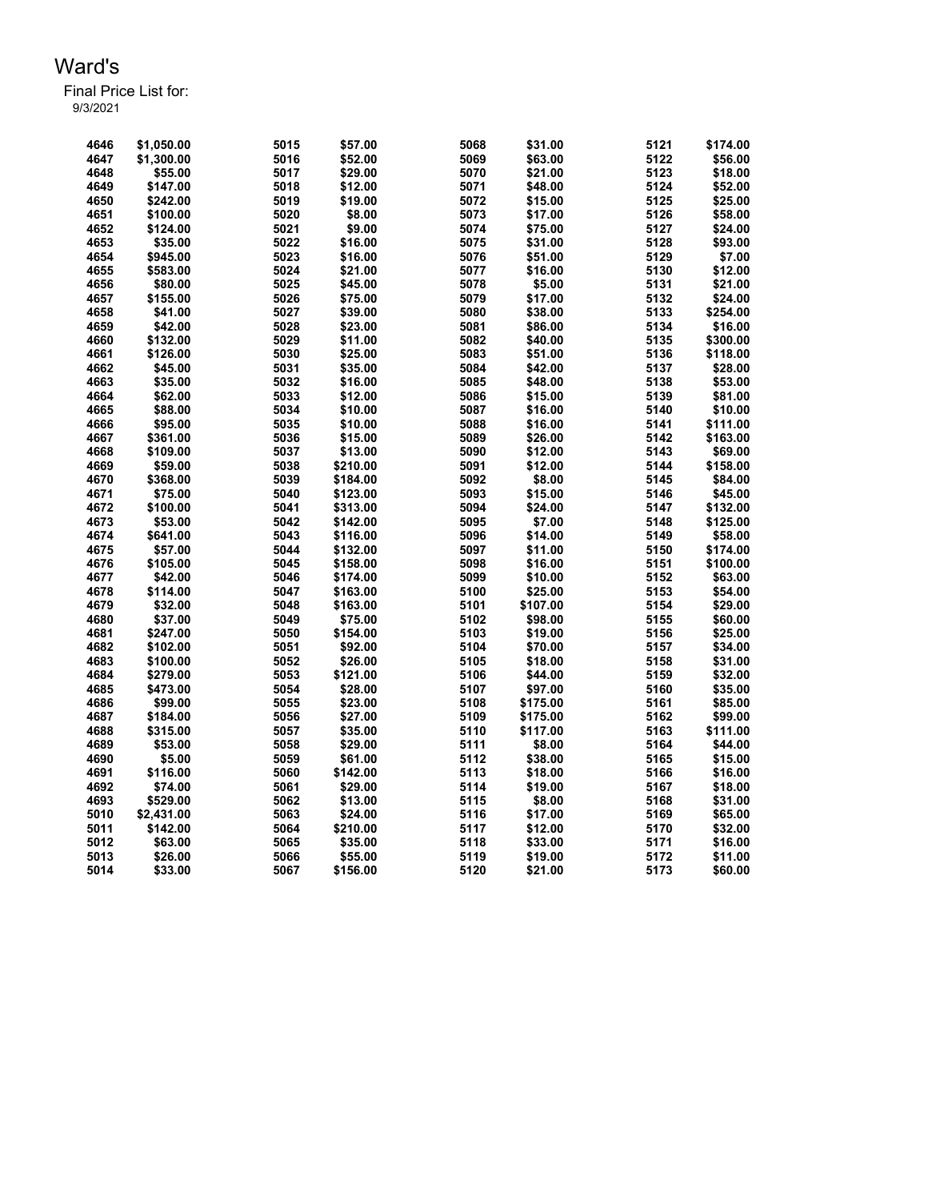# Ward's

Final Price List for:
9/3/2021

| | | | | | | | |
|---|---|---|---|---|---|---|---|
| 4646 | $1,050.00 | 5015 | $57.00 | 5068 | $31.00 | 5121 | $174.00 |
| 4647 | $1,300.00 | 5016 | $52.00 | 5069 | $63.00 | 5122 | $56.00 |
| 4648 | $55.00 | 5017 | $29.00 | 5070 | $21.00 | 5123 | $18.00 |
| 4649 | $147.00 | 5018 | $12.00 | 5071 | $48.00 | 5124 | $52.00 |
| 4650 | $242.00 | 5019 | $19.00 | 5072 | $15.00 | 5125 | $25.00 |
| 4651 | $100.00 | 5020 | $8.00 | 5073 | $17.00 | 5126 | $58.00 |
| 4652 | $124.00 | 5021 | $9.00 | 5074 | $75.00 | 5127 | $24.00 |
| 4653 | $35.00 | 5022 | $16.00 | 5075 | $31.00 | 5128 | $93.00 |
| 4654 | $945.00 | 5023 | $16.00 | 5076 | $51.00 | 5129 | $7.00 |
| 4655 | $583.00 | 5024 | $21.00 | 5077 | $16.00 | 5130 | $12.00 |
| 4656 | $80.00 | 5025 | $45.00 | 5078 | $5.00 | 5131 | $21.00 |
| 4657 | $155.00 | 5026 | $75.00 | 5079 | $17.00 | 5132 | $24.00 |
| 4658 | $41.00 | 5027 | $39.00 | 5080 | $38.00 | 5133 | $254.00 |
| 4659 | $42.00 | 5028 | $23.00 | 5081 | $86.00 | 5134 | $16.00 |
| 4660 | $132.00 | 5029 | $11.00 | 5082 | $40.00 | 5135 | $300.00 |
| 4661 | $126.00 | 5030 | $25.00 | 5083 | $51.00 | 5136 | $118.00 |
| 4662 | $45.00 | 5031 | $35.00 | 5084 | $42.00 | 5137 | $28.00 |
| 4663 | $35.00 | 5032 | $16.00 | 5085 | $48.00 | 5138 | $53.00 |
| 4664 | $62.00 | 5033 | $12.00 | 5086 | $15.00 | 5139 | $81.00 |
| 4665 | $88.00 | 5034 | $10.00 | 5087 | $16.00 | 5140 | $10.00 |
| 4666 | $95.00 | 5035 | $10.00 | 5088 | $16.00 | 5141 | $111.00 |
| 4667 | $361.00 | 5036 | $15.00 | 5089 | $26.00 | 5142 | $163.00 |
| 4668 | $109.00 | 5037 | $13.00 | 5090 | $12.00 | 5143 | $69.00 |
| 4669 | $59.00 | 5038 | $210.00 | 5091 | $12.00 | 5144 | $158.00 |
| 4670 | $368.00 | 5039 | $184.00 | 5092 | $8.00 | 5145 | $84.00 |
| 4671 | $75.00 | 5040 | $123.00 | 5093 | $15.00 | 5146 | $45.00 |
| 4672 | $100.00 | 5041 | $313.00 | 5094 | $24.00 | 5147 | $132.00 |
| 4673 | $53.00 | 5042 | $142.00 | 5095 | $7.00 | 5148 | $125.00 |
| 4674 | $641.00 | 5043 | $116.00 | 5096 | $14.00 | 5149 | $58.00 |
| 4675 | $57.00 | 5044 | $132.00 | 5097 | $11.00 | 5150 | $174.00 |
| 4676 | $105.00 | 5045 | $158.00 | 5098 | $16.00 | 5151 | $100.00 |
| 4677 | $42.00 | 5046 | $174.00 | 5099 | $10.00 | 5152 | $63.00 |
| 4678 | $114.00 | 5047 | $163.00 | 5100 | $25.00 | 5153 | $54.00 |
| 4679 | $32.00 | 5048 | $163.00 | 5101 | $107.00 | 5154 | $29.00 |
| 4680 | $37.00 | 5049 | $75.00 | 5102 | $98.00 | 5155 | $60.00 |
| 4681 | $247.00 | 5050 | $154.00 | 5103 | $19.00 | 5156 | $25.00 |
| 4682 | $102.00 | 5051 | $92.00 | 5104 | $70.00 | 5157 | $34.00 |
| 4683 | $100.00 | 5052 | $26.00 | 5105 | $18.00 | 5158 | $31.00 |
| 4684 | $279.00 | 5053 | $121.00 | 5106 | $44.00 | 5159 | $32.00 |
| 4685 | $473.00 | 5054 | $28.00 | 5107 | $97.00 | 5160 | $35.00 |
| 4686 | $99.00 | 5055 | $23.00 | 5108 | $175.00 | 5161 | $85.00 |
| 4687 | $184.00 | 5056 | $27.00 | 5109 | $175.00 | 5162 | $99.00 |
| 4688 | $315.00 | 5057 | $35.00 | 5110 | $117.00 | 5163 | $111.00 |
| 4689 | $53.00 | 5058 | $29.00 | 5111 | $8.00 | 5164 | $44.00 |
| 4690 | $5.00 | 5059 | $61.00 | 5112 | $38.00 | 5165 | $15.00 |
| 4691 | $116.00 | 5060 | $142.00 | 5113 | $18.00 | 5166 | $16.00 |
| 4692 | $74.00 | 5061 | $29.00 | 5114 | $19.00 | 5167 | $18.00 |
| 4693 | $529.00 | 5062 | $13.00 | 5115 | $8.00 | 5168 | $31.00 |
| 5010 | $2,431.00 | 5063 | $24.00 | 5116 | $17.00 | 5169 | $65.00 |
| 5011 | $142.00 | 5064 | $210.00 | 5117 | $12.00 | 5170 | $32.00 |
| 5012 | $63.00 | 5065 | $35.00 | 5118 | $33.00 | 5171 | $16.00 |
| 5013 | $26.00 | 5066 | $55.00 | 5119 | $19.00 | 5172 | $11.00 |
| 5014 | $33.00 | 5067 | $156.00 | 5120 | $21.00 | 5173 | $60.00 |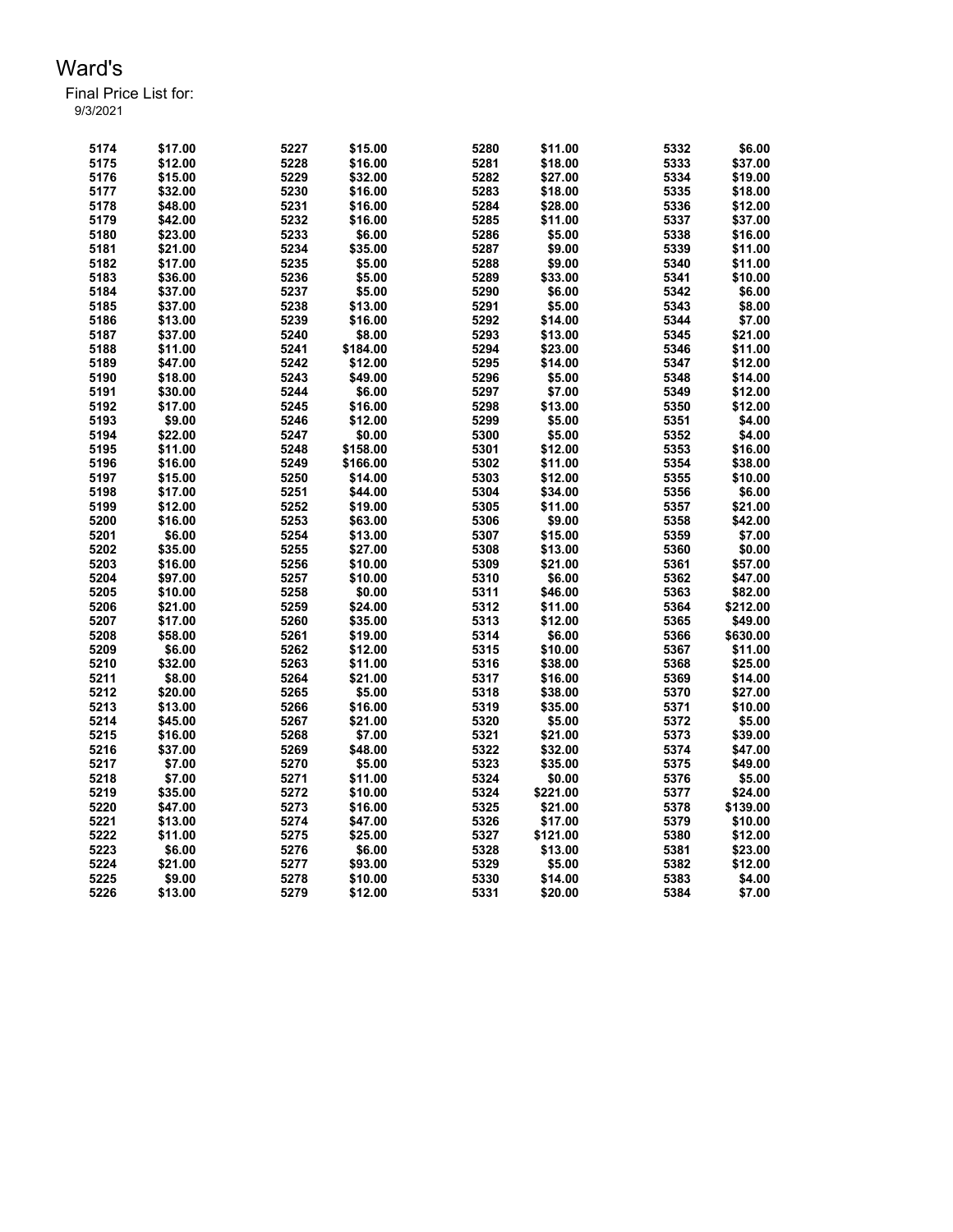Ward's

Final Price List for:

9/3/2021

| | | | | | | | |
|---|---|---|---|---|---|---|---|
| 5174 | $17.00 | 5227 | $15.00 | 5280 | $11.00 | 5332 | $6.00 |
| 5175 | $12.00 | 5228 | $16.00 | 5281 | $18.00 | 5333 | $37.00 |
| 5176 | $15.00 | 5229 | $32.00 | 5282 | $27.00 | 5334 | $19.00 |
| 5177 | $32.00 | 5230 | $16.00 | 5283 | $18.00 | 5335 | $18.00 |
| 5178 | $48.00 | 5231 | $16.00 | 5284 | $28.00 | 5336 | $12.00 |
| 5179 | $42.00 | 5232 | $16.00 | 5285 | $11.00 | 5337 | $37.00 |
| 5180 | $23.00 | 5233 | $6.00 | 5286 | $5.00 | 5338 | $16.00 |
| 5181 | $21.00 | 5234 | $35.00 | 5287 | $9.00 | 5339 | $11.00 |
| 5182 | $17.00 | 5235 | $5.00 | 5288 | $9.00 | 5340 | $11.00 |
| 5183 | $36.00 | 5236 | $5.00 | 5289 | $33.00 | 5341 | $10.00 |
| 5184 | $37.00 | 5237 | $5.00 | 5290 | $6.00 | 5342 | $6.00 |
| 5185 | $37.00 | 5238 | $13.00 | 5291 | $5.00 | 5343 | $8.00 |
| 5186 | $13.00 | 5239 | $16.00 | 5292 | $14.00 | 5344 | $7.00 |
| 5187 | $37.00 | 5240 | $8.00 | 5293 | $13.00 | 5345 | $21.00 |
| 5188 | $11.00 | 5241 | $184.00 | 5294 | $23.00 | 5346 | $11.00 |
| 5189 | $47.00 | 5242 | $12.00 | 5295 | $14.00 | 5347 | $12.00 |
| 5190 | $18.00 | 5243 | $49.00 | 5296 | $5.00 | 5348 | $14.00 |
| 5191 | $30.00 | 5244 | $6.00 | 5297 | $7.00 | 5349 | $12.00 |
| 5192 | $17.00 | 5245 | $16.00 | 5298 | $13.00 | 5350 | $12.00 |
| 5193 | $9.00 | 5246 | $12.00 | 5299 | $5.00 | 5351 | $4.00 |
| 5194 | $22.00 | 5247 | $0.00 | 5300 | $5.00 | 5352 | $4.00 |
| 5195 | $11.00 | 5248 | $158.00 | 5301 | $12.00 | 5353 | $16.00 |
| 5196 | $16.00 | 5249 | $166.00 | 5302 | $11.00 | 5354 | $38.00 |
| 5197 | $15.00 | 5250 | $14.00 | 5303 | $12.00 | 5355 | $10.00 |
| 5198 | $17.00 | 5251 | $44.00 | 5304 | $34.00 | 5356 | $6.00 |
| 5199 | $12.00 | 5252 | $19.00 | 5305 | $11.00 | 5357 | $21.00 |
| 5200 | $16.00 | 5253 | $63.00 | 5306 | $9.00 | 5358 | $42.00 |
| 5201 | $6.00 | 5254 | $13.00 | 5307 | $15.00 | 5359 | $7.00 |
| 5202 | $35.00 | 5255 | $27.00 | 5308 | $13.00 | 5360 | $0.00 |
| 5203 | $16.00 | 5256 | $10.00 | 5309 | $21.00 | 5361 | $57.00 |
| 5204 | $97.00 | 5257 | $10.00 | 5310 | $6.00 | 5362 | $47.00 |
| 5205 | $10.00 | 5258 | $0.00 | 5311 | $46.00 | 5363 | $82.00 |
| 5206 | $21.00 | 5259 | $24.00 | 5312 | $11.00 | 5364 | $212.00 |
| 5207 | $17.00 | 5260 | $35.00 | 5313 | $12.00 | 5365 | $49.00 |
| 5208 | $58.00 | 5261 | $19.00 | 5314 | $6.00 | 5366 | $630.00 |
| 5209 | $6.00 | 5262 | $12.00 | 5315 | $10.00 | 5367 | $11.00 |
| 5210 | $32.00 | 5263 | $11.00 | 5316 | $38.00 | 5368 | $25.00 |
| 5211 | $8.00 | 5264 | $21.00 | 5317 | $16.00 | 5369 | $14.00 |
| 5212 | $20.00 | 5265 | $5.00 | 5318 | $38.00 | 5370 | $27.00 |
| 5213 | $13.00 | 5266 | $16.00 | 5319 | $35.00 | 5371 | $10.00 |
| 5214 | $45.00 | 5267 | $21.00 | 5320 | $5.00 | 5372 | $5.00 |
| 5215 | $16.00 | 5268 | $7.00 | 5321 | $21.00 | 5373 | $39.00 |
| 5216 | $37.00 | 5269 | $48.00 | 5322 | $32.00 | 5374 | $47.00 |
| 5217 | $7.00 | 5270 | $5.00 | 5323 | $35.00 | 5375 | $49.00 |
| 5218 | $7.00 | 5271 | $11.00 | 5324 | $0.00 | 5376 | $5.00 |
| 5219 | $35.00 | 5272 | $10.00 | 5324 | $221.00 | 5377 | $24.00 |
| 5220 | $47.00 | 5273 | $16.00 | 5325 | $21.00 | 5378 | $139.00 |
| 5221 | $13.00 | 5274 | $47.00 | 5326 | $17.00 | 5379 | $10.00 |
| 5222 | $11.00 | 5275 | $25.00 | 5327 | $121.00 | 5380 | $12.00 |
| 5223 | $6.00 | 5276 | $6.00 | 5328 | $13.00 | 5381 | $23.00 |
| 5224 | $21.00 | 5277 | $93.00 | 5329 | $5.00 | 5382 | $12.00 |
| 5225 | $9.00 | 5278 | $10.00 | 5330 | $14.00 | 5383 | $4.00 |
| 5226 | $13.00 | 5279 | $12.00 | 5331 | $20.00 | 5384 | $7.00 |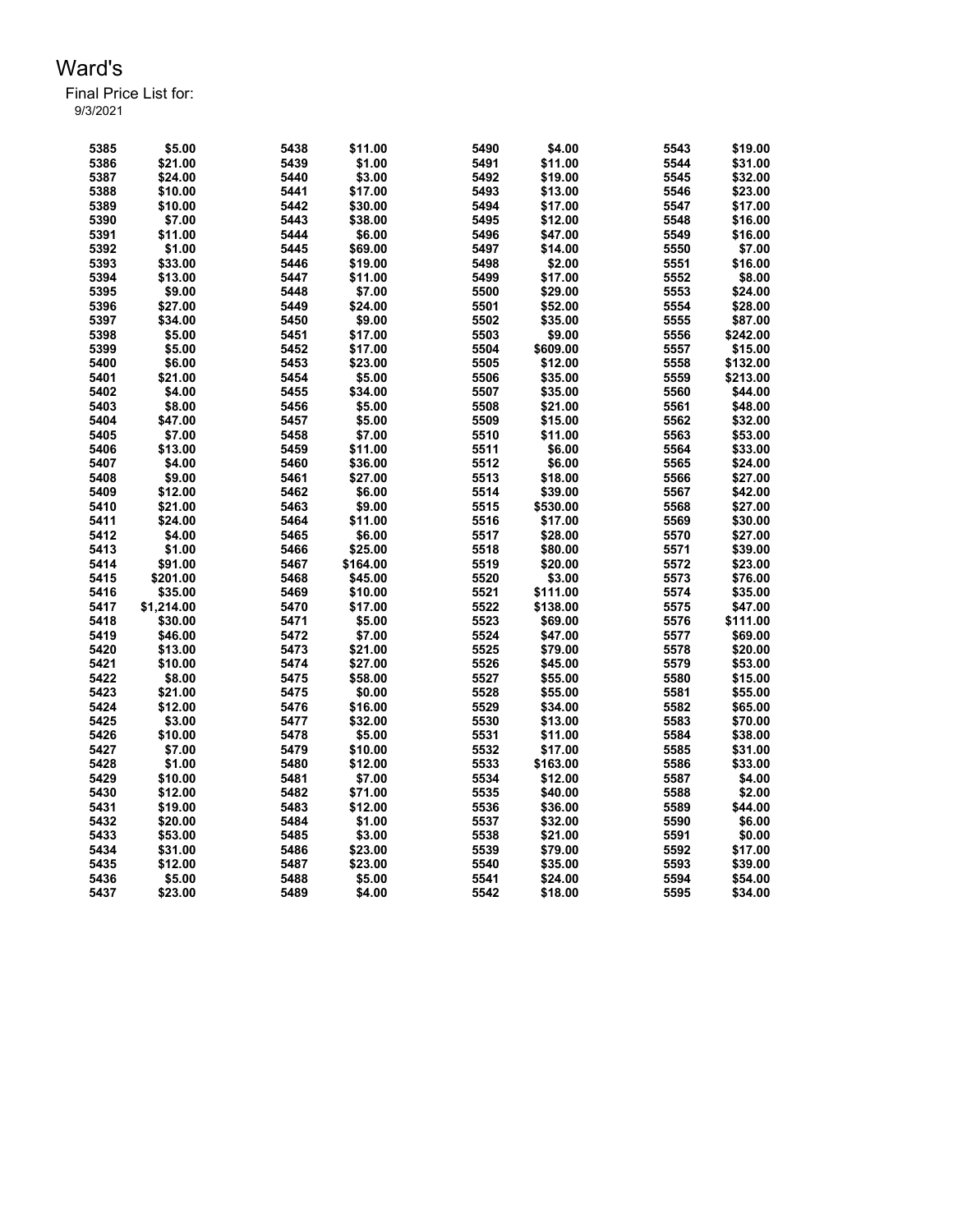# Ward's

Final Price List for:
9/3/2021

| | | | | | | | |
|---|---|---|---|---|---|---|---|
| 5385 | $5.00 | 5438 | $11.00 | 5490 | $4.00 | 5543 | $19.00 |
| 5386 | $21.00 | 5439 | $1.00 | 5491 | $11.00 | 5544 | $31.00 |
| 5387 | $24.00 | 5440 | $3.00 | 5492 | $19.00 | 5545 | $32.00 |
| 5388 | $10.00 | 5441 | $17.00 | 5493 | $13.00 | 5546 | $23.00 |
| 5389 | $10.00 | 5442 | $30.00 | 5494 | $17.00 | 5547 | $17.00 |
| 5390 | $7.00 | 5443 | $38.00 | 5495 | $12.00 | 5548 | $16.00 |
| 5391 | $11.00 | 5444 | $6.00 | 5496 | $47.00 | 5549 | $16.00 |
| 5392 | $1.00 | 5445 | $69.00 | 5497 | $14.00 | 5550 | $7.00 |
| 5393 | $33.00 | 5446 | $19.00 | 5498 | $2.00 | 5551 | $16.00 |
| 5394 | $13.00 | 5447 | $11.00 | 5499 | $17.00 | 5552 | $8.00 |
| 5395 | $9.00 | 5448 | $7.00 | 5500 | $29.00 | 5553 | $24.00 |
| 5396 | $27.00 | 5449 | $24.00 | 5501 | $52.00 | 5554 | $28.00 |
| 5397 | $34.00 | 5450 | $9.00 | 5502 | $35.00 | 5555 | $87.00 |
| 5398 | $5.00 | 5451 | $17.00 | 5503 | $9.00 | 5556 | $242.00 |
| 5399 | $5.00 | 5452 | $17.00 | 5504 | $609.00 | 5557 | $15.00 |
| 5400 | $6.00 | 5453 | $23.00 | 5505 | $12.00 | 5558 | $132.00 |
| 5401 | $21.00 | 5454 | $5.00 | 5506 | $35.00 | 5559 | $213.00 |
| 5402 | $4.00 | 5455 | $34.00 | 5507 | $35.00 | 5560 | $44.00 |
| 5403 | $8.00 | 5456 | $5.00 | 5508 | $21.00 | 5561 | $48.00 |
| 5404 | $47.00 | 5457 | $5.00 | 5509 | $15.00 | 5562 | $32.00 |
| 5405 | $7.00 | 5458 | $7.00 | 5510 | $11.00 | 5563 | $53.00 |
| 5406 | $13.00 | 5459 | $11.00 | 5511 | $6.00 | 5564 | $33.00 |
| 5407 | $4.00 | 5460 | $36.00 | 5512 | $6.00 | 5565 | $24.00 |
| 5408 | $9.00 | 5461 | $27.00 | 5513 | $18.00 | 5566 | $27.00 |
| 5409 | $12.00 | 5462 | $6.00 | 5514 | $39.00 | 5567 | $42.00 |
| 5410 | $21.00 | 5463 | $9.00 | 5515 | $530.00 | 5568 | $27.00 |
| 5411 | $24.00 | 5464 | $11.00 | 5516 | $17.00 | 5569 | $30.00 |
| 5412 | $4.00 | 5465 | $6.00 | 5517 | $28.00 | 5570 | $27.00 |
| 5413 | $1.00 | 5466 | $25.00 | 5518 | $80.00 | 5571 | $39.00 |
| 5414 | $91.00 | 5467 | $164.00 | 5519 | $20.00 | 5572 | $23.00 |
| 5415 | $201.00 | 5468 | $45.00 | 5520 | $3.00 | 5573 | $76.00 |
| 5416 | $35.00 | 5469 | $10.00 | 5521 | $111.00 | 5574 | $35.00 |
| 5417 | $1,214.00 | 5470 | $17.00 | 5522 | $138.00 | 5575 | $47.00 |
| 5418 | $30.00 | 5471 | $5.00 | 5523 | $69.00 | 5576 | $111.00 |
| 5419 | $46.00 | 5472 | $7.00 | 5524 | $47.00 | 5577 | $69.00 |
| 5420 | $13.00 | 5473 | $21.00 | 5525 | $79.00 | 5578 | $20.00 |
| 5421 | $10.00 | 5474 | $27.00 | 5526 | $45.00 | 5579 | $53.00 |
| 5422 | $8.00 | 5475 | $58.00 | 5527 | $55.00 | 5580 | $15.00 |
| 5423 | $21.00 | 5475 | $0.00 | 5528 | $55.00 | 5581 | $55.00 |
| 5424 | $12.00 | 5476 | $16.00 | 5529 | $34.00 | 5582 | $65.00 |
| 5425 | $3.00 | 5477 | $32.00 | 5530 | $13.00 | 5583 | $70.00 |
| 5426 | $10.00 | 5478 | $5.00 | 5531 | $11.00 | 5584 | $38.00 |
| 5427 | $7.00 | 5479 | $10.00 | 5532 | $17.00 | 5585 | $31.00 |
| 5428 | $1.00 | 5480 | $12.00 | 5533 | $163.00 | 5586 | $33.00 |
| 5429 | $10.00 | 5481 | $7.00 | 5534 | $12.00 | 5587 | $4.00 |
| 5430 | $12.00 | 5482 | $71.00 | 5535 | $40.00 | 5588 | $2.00 |
| 5431 | $19.00 | 5483 | $12.00 | 5536 | $36.00 | 5589 | $44.00 |
| 5432 | $20.00 | 5484 | $1.00 | 5537 | $32.00 | 5590 | $6.00 |
| 5433 | $53.00 | 5485 | $3.00 | 5538 | $21.00 | 5591 | $0.00 |
| 5434 | $31.00 | 5486 | $23.00 | 5539 | $79.00 | 5592 | $17.00 |
| 5435 | $12.00 | 5487 | $23.00 | 5540 | $35.00 | 5593 | $39.00 |
| 5436 | $5.00 | 5488 | $5.00 | 5541 | $24.00 | 5594 | $54.00 |
| 5437 | $23.00 | 5489 | $4.00 | 5542 | $18.00 | 5595 | $34.00 |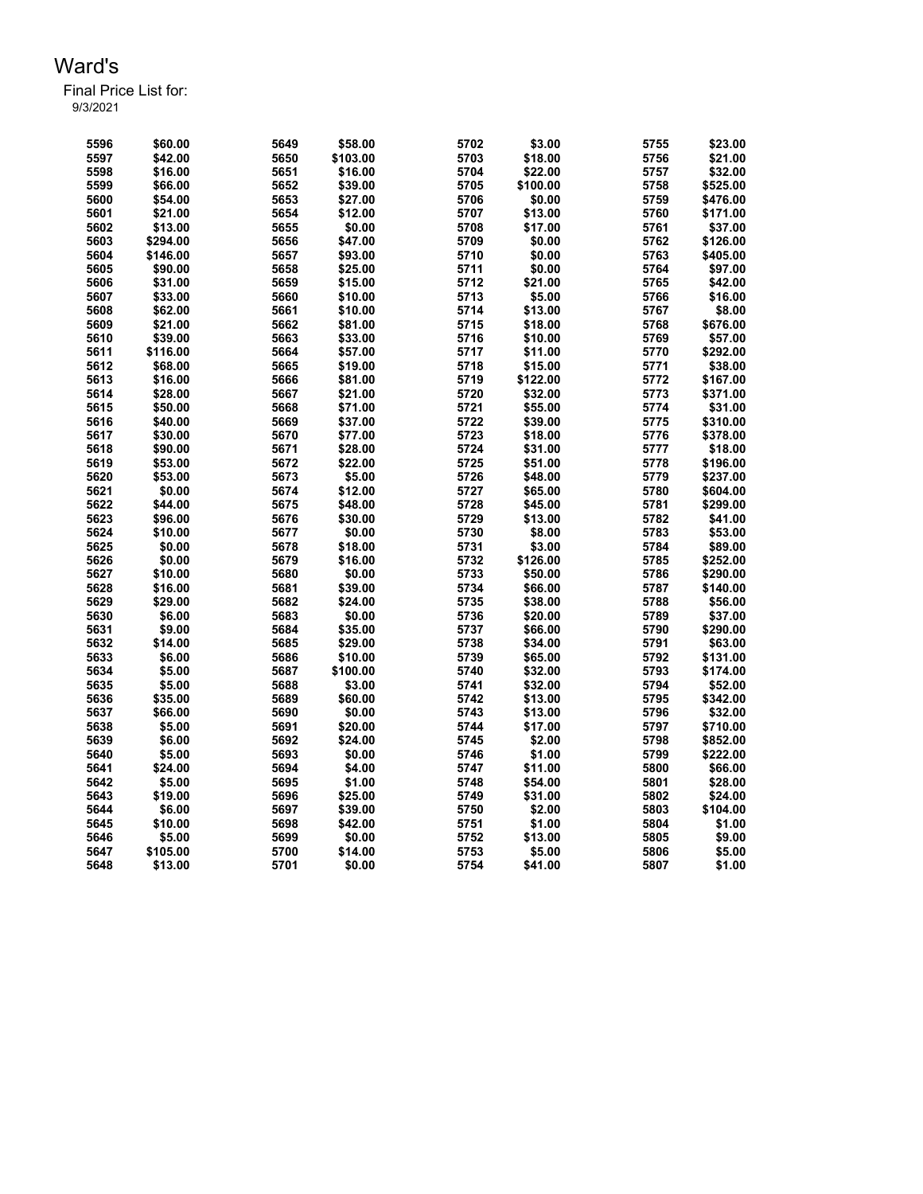# Ward's

Final Price List for:
9/3/2021

| | | | | | | | |
|---|---|---|---|---|---|---|---|
| 5596 | $60.00 | 5649 | $58.00 | 5702 | $3.00 | 5755 | $23.00 |
| 5597 | $42.00 | 5650 | $103.00 | 5703 | $18.00 | 5756 | $21.00 |
| 5598 | $16.00 | 5651 | $16.00 | 5704 | $22.00 | 5757 | $32.00 |
| 5599 | $66.00 | 5652 | $39.00 | 5705 | $100.00 | 5758 | $525.00 |
| 5600 | $54.00 | 5653 | $27.00 | 5706 | $0.00 | 5759 | $476.00 |
| 5601 | $21.00 | 5654 | $12.00 | 5707 | $13.00 | 5760 | $171.00 |
| 5602 | $13.00 | 5655 | $0.00 | 5708 | $17.00 | 5761 | $37.00 |
| 5603 | $294.00 | 5656 | $47.00 | 5709 | $0.00 | 5762 | $126.00 |
| 5604 | $146.00 | 5657 | $93.00 | 5710 | $0.00 | 5763 | $405.00 |
| 5605 | $90.00 | 5658 | $25.00 | 5711 | $0.00 | 5764 | $97.00 |
| 5606 | $31.00 | 5659 | $15.00 | 5712 | $21.00 | 5765 | $42.00 |
| 5607 | $33.00 | 5660 | $10.00 | 5713 | $5.00 | 5766 | $16.00 |
| 5608 | $62.00 | 5661 | $10.00 | 5714 | $13.00 | 5767 | $8.00 |
| 5609 | $21.00 | 5662 | $81.00 | 5715 | $18.00 | 5768 | $676.00 |
| 5610 | $39.00 | 5663 | $33.00 | 5716 | $10.00 | 5769 | $57.00 |
| 5611 | $116.00 | 5664 | $57.00 | 5717 | $11.00 | 5770 | $292.00 |
| 5612 | $68.00 | 5665 | $19.00 | 5718 | $15.00 | 5771 | $38.00 |
| 5613 | $16.00 | 5666 | $81.00 | 5719 | $122.00 | 5772 | $167.00 |
| 5614 | $28.00 | 5667 | $21.00 | 5720 | $32.00 | 5773 | $371.00 |
| 5615 | $50.00 | 5668 | $71.00 | 5721 | $55.00 | 5774 | $31.00 |
| 5616 | $40.00 | 5669 | $37.00 | 5722 | $39.00 | 5775 | $310.00 |
| 5617 | $30.00 | 5670 | $77.00 | 5723 | $18.00 | 5776 | $378.00 |
| 5618 | $90.00 | 5671 | $28.00 | 5724 | $31.00 | 5777 | $18.00 |
| 5619 | $53.00 | 5672 | $22.00 | 5725 | $51.00 | 5778 | $196.00 |
| 5620 | $53.00 | 5673 | $5.00 | 5726 | $48.00 | 5779 | $237.00 |
| 5621 | $0.00 | 5674 | $12.00 | 5727 | $65.00 | 5780 | $604.00 |
| 5622 | $44.00 | 5675 | $48.00 | 5728 | $45.00 | 5781 | $299.00 |
| 5623 | $96.00 | 5676 | $30.00 | 5729 | $13.00 | 5782 | $41.00 |
| 5624 | $10.00 | 5677 | $0.00 | 5730 | $8.00 | 5783 | $53.00 |
| 5625 | $0.00 | 5678 | $18.00 | 5731 | $3.00 | 5784 | $89.00 |
| 5626 | $0.00 | 5679 | $16.00 | 5732 | $126.00 | 5785 | $252.00 |
| 5627 | $10.00 | 5680 | $0.00 | 5733 | $50.00 | 5786 | $290.00 |
| 5628 | $16.00 | 5681 | $39.00 | 5734 | $66.00 | 5787 | $140.00 |
| 5629 | $29.00 | 5682 | $24.00 | 5735 | $38.00 | 5788 | $56.00 |
| 5630 | $6.00 | 5683 | $0.00 | 5736 | $20.00 | 5789 | $37.00 |
| 5631 | $9.00 | 5684 | $35.00 | 5737 | $66.00 | 5790 | $290.00 |
| 5632 | $14.00 | 5685 | $29.00 | 5738 | $34.00 | 5791 | $63.00 |
| 5633 | $6.00 | 5686 | $10.00 | 5739 | $65.00 | 5792 | $131.00 |
| 5634 | $5.00 | 5687 | $100.00 | 5740 | $32.00 | 5793 | $174.00 |
| 5635 | $5.00 | 5688 | $3.00 | 5741 | $32.00 | 5794 | $52.00 |
| 5636 | $35.00 | 5689 | $60.00 | 5742 | $13.00 | 5795 | $342.00 |
| 5637 | $66.00 | 5690 | $0.00 | 5743 | $13.00 | 5796 | $32.00 |
| 5638 | $5.00 | 5691 | $20.00 | 5744 | $17.00 | 5797 | $710.00 |
| 5639 | $6.00 | 5692 | $24.00 | 5745 | $2.00 | 5798 | $852.00 |
| 5640 | $5.00 | 5693 | $0.00 | 5746 | $1.00 | 5799 | $222.00 |
| 5641 | $24.00 | 5694 | $4.00 | 5747 | $11.00 | 5800 | $66.00 |
| 5642 | $5.00 | 5695 | $1.00 | 5748 | $54.00 | 5801 | $28.00 |
| 5643 | $19.00 | 5696 | $25.00 | 5749 | $31.00 | 5802 | $24.00 |
| 5644 | $6.00 | 5697 | $39.00 | 5750 | $2.00 | 5803 | $104.00 |
| 5645 | $10.00 | 5698 | $42.00 | 5751 | $1.00 | 5804 | $1.00 |
| 5646 | $5.00 | 5699 | $0.00 | 5752 | $13.00 | 5805 | $9.00 |
| 5647 | $105.00 | 5700 | $14.00 | 5753 | $5.00 | 5806 | $5.00 |
| 5648 | $13.00 | 5701 | $0.00 | 5754 | $41.00 | 5807 | $1.00 |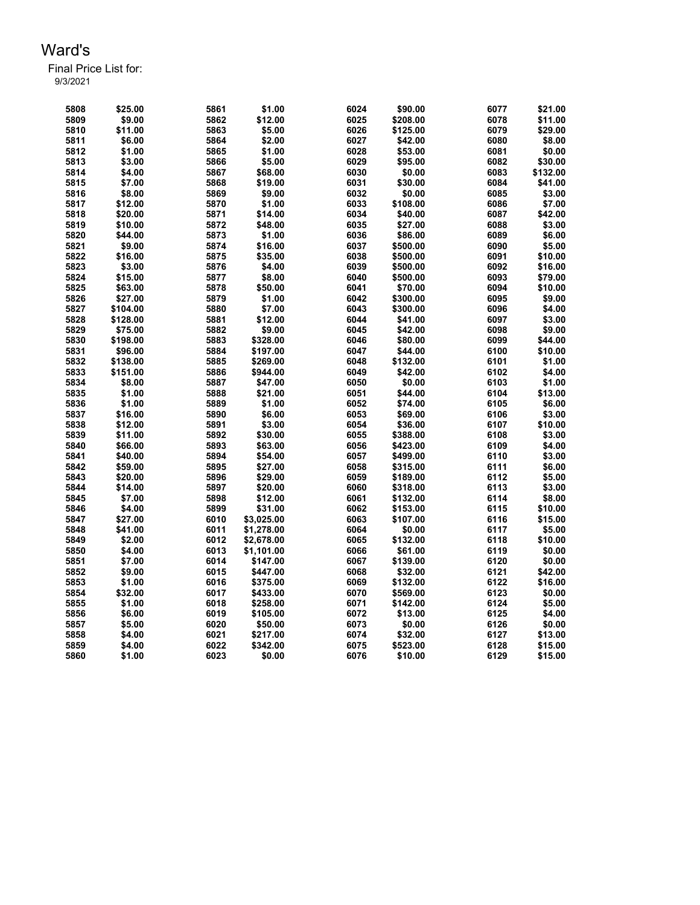# Ward's

Final Price List for:
9/3/2021

| | | | | | | | |
|---|---|---|---|---|---|---|---|
| 5808 | $25.00 | 5861 | $1.00 | 6024 | $90.00 | 6077 | $21.00 |
| 5809 | $9.00 | 5862 | $12.00 | 6025 | $208.00 | 6078 | $11.00 |
| 5810 | $11.00 | 5863 | $5.00 | 6026 | $125.00 | 6079 | $29.00 |
| 5811 | $6.00 | 5864 | $2.00 | 6027 | $42.00 | 6080 | $8.00 |
| 5812 | $1.00 | 5865 | $1.00 | 6028 | $53.00 | 6081 | $0.00 |
| 5813 | $3.00 | 5866 | $5.00 | 6029 | $95.00 | 6082 | $30.00 |
| 5814 | $4.00 | 5867 | $68.00 | 6030 | $0.00 | 6083 | $132.00 |
| 5815 | $7.00 | 5868 | $19.00 | 6031 | $30.00 | 6084 | $41.00 |
| 5816 | $8.00 | 5869 | $9.00 | 6032 | $0.00 | 6085 | $3.00 |
| 5817 | $12.00 | 5870 | $1.00 | 6033 | $108.00 | 6086 | $7.00 |
| 5818 | $20.00 | 5871 | $14.00 | 6034 | $40.00 | 6087 | $42.00 |
| 5819 | $10.00 | 5872 | $48.00 | 6035 | $27.00 | 6088 | $3.00 |
| 5820 | $44.00 | 5873 | $1.00 | 6036 | $86.00 | 6089 | $6.00 |
| 5821 | $9.00 | 5874 | $16.00 | 6037 | $500.00 | 6090 | $5.00 |
| 5822 | $16.00 | 5875 | $35.00 | 6038 | $500.00 | 6091 | $10.00 |
| 5823 | $3.00 | 5876 | $4.00 | 6039 | $500.00 | 6092 | $16.00 |
| 5824 | $15.00 | 5877 | $8.00 | 6040 | $500.00 | 6093 | $79.00 |
| 5825 | $63.00 | 5878 | $50.00 | 6041 | $70.00 | 6094 | $10.00 |
| 5826 | $27.00 | 5879 | $1.00 | 6042 | $300.00 | 6095 | $9.00 |
| 5827 | $104.00 | 5880 | $7.00 | 6043 | $300.00 | 6096 | $4.00 |
| 5828 | $128.00 | 5881 | $12.00 | 6044 | $41.00 | 6097 | $3.00 |
| 5829 | $75.00 | 5882 | $9.00 | 6045 | $42.00 | 6098 | $9.00 |
| 5830 | $198.00 | 5883 | $328.00 | 6046 | $80.00 | 6099 | $44.00 |
| 5831 | $96.00 | 5884 | $197.00 | 6047 | $44.00 | 6100 | $10.00 |
| 5832 | $138.00 | 5885 | $269.00 | 6048 | $132.00 | 6101 | $1.00 |
| 5833 | $151.00 | 5886 | $944.00 | 6049 | $42.00 | 6102 | $4.00 |
| 5834 | $8.00 | 5887 | $47.00 | 6050 | $0.00 | 6103 | $1.00 |
| 5835 | $1.00 | 5888 | $21.00 | 6051 | $44.00 | 6104 | $13.00 |
| 5836 | $1.00 | 5889 | $1.00 | 6052 | $74.00 | 6105 | $6.00 |
| 5837 | $16.00 | 5890 | $6.00 | 6053 | $69.00 | 6106 | $3.00 |
| 5838 | $12.00 | 5891 | $3.00 | 6054 | $36.00 | 6107 | $10.00 |
| 5839 | $11.00 | 5892 | $30.00 | 6055 | $388.00 | 6108 | $3.00 |
| 5840 | $66.00 | 5893 | $63.00 | 6056 | $423.00 | 6109 | $4.00 |
| 5841 | $40.00 | 5894 | $54.00 | 6057 | $499.00 | 6110 | $3.00 |
| 5842 | $59.00 | 5895 | $27.00 | 6058 | $315.00 | 6111 | $6.00 |
| 5843 | $20.00 | 5896 | $29.00 | 6059 | $189.00 | 6112 | $5.00 |
| 5844 | $14.00 | 5897 | $20.00 | 6060 | $318.00 | 6113 | $3.00 |
| 5845 | $7.00 | 5898 | $12.00 | 6061 | $132.00 | 6114 | $8.00 |
| 5846 | $4.00 | 5899 | $31.00 | 6062 | $153.00 | 6115 | $10.00 |
| 5847 | $27.00 | 6010 | $3,025.00 | 6063 | $107.00 | 6116 | $15.00 |
| 5848 | $41.00 | 6011 | $1,278.00 | 6064 | $0.00 | 6117 | $5.00 |
| 5849 | $2.00 | 6012 | $2,678.00 | 6065 | $132.00 | 6118 | $10.00 |
| 5850 | $4.00 | 6013 | $1,101.00 | 6066 | $61.00 | 6119 | $0.00 |
| 5851 | $7.00 | 6014 | $147.00 | 6067 | $139.00 | 6120 | $0.00 |
| 5852 | $9.00 | 6015 | $447.00 | 6068 | $32.00 | 6121 | $42.00 |
| 5853 | $1.00 | 6016 | $375.00 | 6069 | $132.00 | 6122 | $16.00 |
| 5854 | $32.00 | 6017 | $433.00 | 6070 | $569.00 | 6123 | $0.00 |
| 5855 | $1.00 | 6018 | $258.00 | 6071 | $142.00 | 6124 | $5.00 |
| 5856 | $6.00 | 6019 | $105.00 | 6072 | $13.00 | 6125 | $4.00 |
| 5857 | $5.00 | 6020 | $50.00 | 6073 | $0.00 | 6126 | $0.00 |
| 5858 | $4.00 | 6021 | $217.00 | 6074 | $32.00 | 6127 | $13.00 |
| 5859 | $4.00 | 6022 | $342.00 | 6075 | $523.00 | 6128 | $15.00 |
| 5860 | $1.00 | 6023 | $0.00 | 6076 | $10.00 | 6129 | $15.00 |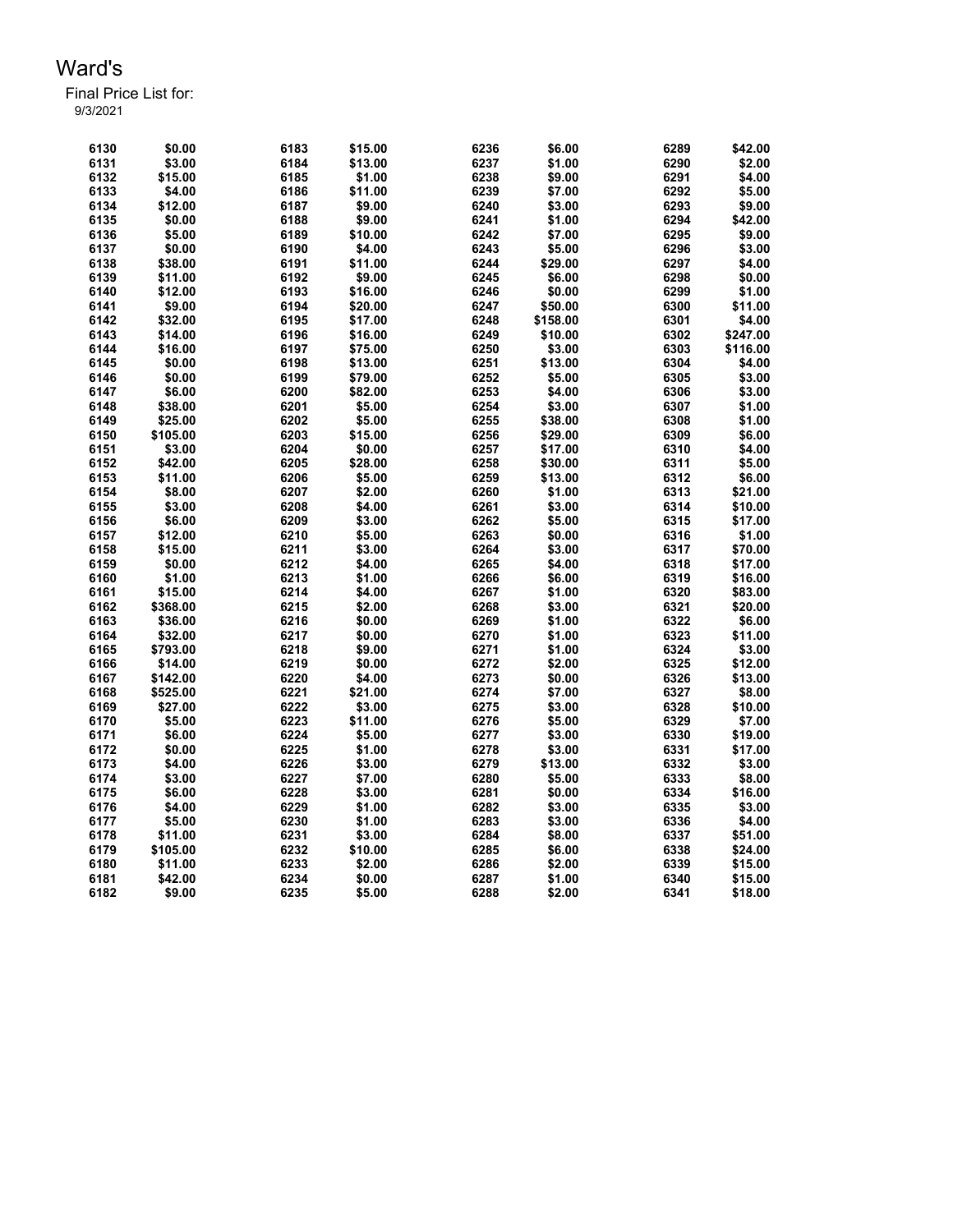# Ward's

Final Price List for:
9/3/2021

| | | | | | | | |
|---|---|---|---|---|---|---|---|
| 6130 | $0.00 | 6183 | $15.00 | 6236 | $6.00 | 6289 | $42.00 |
| 6131 | $3.00 | 6184 | $13.00 | 6237 | $1.00 | 6290 | $2.00 |
| 6132 | $15.00 | 6185 | $1.00 | 6238 | $9.00 | 6291 | $4.00 |
| 6133 | $4.00 | 6186 | $11.00 | 6239 | $7.00 | 6292 | $5.00 |
| 6134 | $12.00 | 6187 | $9.00 | 6240 | $3.00 | 6293 | $9.00 |
| 6135 | $0.00 | 6188 | $9.00 | 6241 | $1.00 | 6294 | $42.00 |
| 6136 | $5.00 | 6189 | $10.00 | 6242 | $7.00 | 6295 | $9.00 |
| 6137 | $0.00 | 6190 | $4.00 | 6243 | $5.00 | 6296 | $3.00 |
| 6138 | $38.00 | 6191 | $11.00 | 6244 | $29.00 | 6297 | $4.00 |
| 6139 | $11.00 | 6192 | $9.00 | 6245 | $6.00 | 6298 | $0.00 |
| 6140 | $12.00 | 6193 | $16.00 | 6246 | $0.00 | 6299 | $1.00 |
| 6141 | $9.00 | 6194 | $20.00 | 6247 | $50.00 | 6300 | $11.00 |
| 6142 | $32.00 | 6195 | $17.00 | 6248 | $158.00 | 6301 | $4.00 |
| 6143 | $14.00 | 6196 | $16.00 | 6249 | $10.00 | 6302 | $247.00 |
| 6144 | $16.00 | 6197 | $75.00 | 6250 | $3.00 | 6303 | $116.00 |
| 6145 | $0.00 | 6198 | $13.00 | 6251 | $13.00 | 6304 | $4.00 |
| 6146 | $0.00 | 6199 | $79.00 | 6252 | $5.00 | 6305 | $3.00 |
| 6147 | $6.00 | 6200 | $82.00 | 6253 | $4.00 | 6306 | $3.00 |
| 6148 | $38.00 | 6201 | $5.00 | 6254 | $3.00 | 6307 | $1.00 |
| 6149 | $25.00 | 6202 | $5.00 | 6255 | $38.00 | 6308 | $1.00 |
| 6150 | $105.00 | 6203 | $15.00 | 6256 | $29.00 | 6309 | $6.00 |
| 6151 | $3.00 | 6204 | $0.00 | 6257 | $17.00 | 6310 | $4.00 |
| 6152 | $42.00 | 6205 | $28.00 | 6258 | $30.00 | 6311 | $5.00 |
| 6153 | $11.00 | 6206 | $5.00 | 6259 | $13.00 | 6312 | $6.00 |
| 6154 | $8.00 | 6207 | $2.00 | 6260 | $1.00 | 6313 | $21.00 |
| 6155 | $3.00 | 6208 | $4.00 | 6261 | $3.00 | 6314 | $10.00 |
| 6156 | $6.00 | 6209 | $3.00 | 6262 | $5.00 | 6315 | $17.00 |
| 6157 | $12.00 | 6210 | $5.00 | 6263 | $0.00 | 6316 | $1.00 |
| 6158 | $15.00 | 6211 | $3.00 | 6264 | $3.00 | 6317 | $70.00 |
| 6159 | $0.00 | 6212 | $4.00 | 6265 | $4.00 | 6318 | $17.00 |
| 6160 | $1.00 | 6213 | $1.00 | 6266 | $6.00 | 6319 | $16.00 |
| 6161 | $15.00 | 6214 | $4.00 | 6267 | $1.00 | 6320 | $83.00 |
| 6162 | $368.00 | 6215 | $2.00 | 6268 | $3.00 | 6321 | $20.00 |
| 6163 | $36.00 | 6216 | $0.00 | 6269 | $1.00 | 6322 | $6.00 |
| 6164 | $32.00 | 6217 | $0.00 | 6270 | $1.00 | 6323 | $11.00 |
| 6165 | $793.00 | 6218 | $9.00 | 6271 | $1.00 | 6324 | $3.00 |
| 6166 | $14.00 | 6219 | $0.00 | 6272 | $2.00 | 6325 | $12.00 |
| 6167 | $142.00 | 6220 | $4.00 | 6273 | $0.00 | 6326 | $13.00 |
| 6168 | $525.00 | 6221 | $21.00 | 6274 | $7.00 | 6327 | $8.00 |
| 6169 | $27.00 | 6222 | $3.00 | 6275 | $3.00 | 6328 | $10.00 |
| 6170 | $5.00 | 6223 | $11.00 | 6276 | $5.00 | 6329 | $7.00 |
| 6171 | $6.00 | 6224 | $5.00 | 6277 | $3.00 | 6330 | $19.00 |
| 6172 | $0.00 | 6225 | $1.00 | 6278 | $3.00 | 6331 | $17.00 |
| 6173 | $4.00 | 6226 | $3.00 | 6279 | $13.00 | 6332 | $3.00 |
| 6174 | $3.00 | 6227 | $7.00 | 6280 | $5.00 | 6333 | $8.00 |
| 6175 | $6.00 | 6228 | $3.00 | 6281 | $0.00 | 6334 | $16.00 |
| 6176 | $4.00 | 6229 | $1.00 | 6282 | $3.00 | 6335 | $3.00 |
| 6177 | $5.00 | 6230 | $1.00 | 6283 | $3.00 | 6336 | $4.00 |
| 6178 | $11.00 | 6231 | $3.00 | 6284 | $8.00 | 6337 | $51.00 |
| 6179 | $105.00 | 6232 | $10.00 | 6285 | $6.00 | 6338 | $24.00 |
| 6180 | $11.00 | 6233 | $2.00 | 6286 | $2.00 | 6339 | $15.00 |
| 6181 | $42.00 | 6234 | $0.00 | 6287 | $1.00 | 6340 | $15.00 |
| 6182 | $9.00 | 6235 | $5.00 | 6288 | $2.00 | 6341 | $18.00 |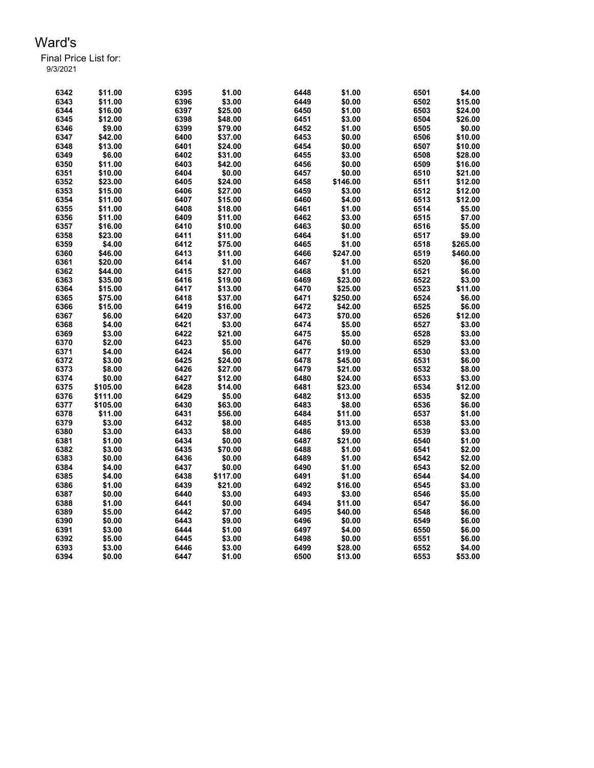# Ward's

Final Price List for:
9/3/2021

| | | | | | | | |
|---|---|---|---|---|---|---|---|
| 6342 | $11.00 | 6395 | $1.00 | 6448 | $1.00 | 6501 | $4.00 |
| 6343 | $11.00 | 6396 | $3.00 | 6449 | $0.00 | 6502 | $15.00 |
| 6344 | $16.00 | 6397 | $25.00 | 6450 | $1.00 | 6503 | $24.00 |
| 6345 | $12.00 | 6398 | $48.00 | 6451 | $3.00 | 6504 | $26.00 |
| 6346 | $9.00 | 6399 | $79.00 | 6452 | $1.00 | 6505 | $0.00 |
| 6347 | $42.00 | 6400 | $37.00 | 6453 | $0.00 | 6506 | $10.00 |
| 6348 | $13.00 | 6401 | $24.00 | 6454 | $0.00 | 6507 | $10.00 |
| 6349 | $6.00 | 6402 | $31.00 | 6455 | $3.00 | 6508 | $28.00 |
| 6350 | $11.00 | 6403 | $42.00 | 6456 | $0.00 | 6509 | $16.00 |
| 6351 | $10.00 | 6404 | $0.00 | 6457 | $0.00 | 6510 | $21.00 |
| 6352 | $23.00 | 6405 | $24.00 | 6458 | $146.00 | 6511 | $12.00 |
| 6353 | $15.00 | 6406 | $27.00 | 6459 | $3.00 | 6512 | $12.00 |
| 6354 | $11.00 | 6407 | $15.00 | 6460 | $4.00 | 6513 | $12.00 |
| 6355 | $11.00 | 6408 | $18.00 | 6461 | $1.00 | 6514 | $5.00 |
| 6356 | $11.00 | 6409 | $11.00 | 6462 | $3.00 | 6515 | $7.00 |
| 6357 | $16.00 | 6410 | $10.00 | 6463 | $0.00 | 6516 | $5.00 |
| 6358 | $23.00 | 6411 | $11.00 | 6464 | $1.00 | 6517 | $9.00 |
| 6359 | $4.00 | 6412 | $75.00 | 6465 | $1.00 | 6518 | $265.00 |
| 6360 | $46.00 | 6413 | $11.00 | 6466 | $247.00 | 6519 | $460.00 |
| 6361 | $20.00 | 6414 | $1.00 | 6467 | $1.00 | 6520 | $6.00 |
| 6362 | $44.00 | 6415 | $27.00 | 6468 | $1.00 | 6521 | $6.00 |
| 6363 | $35.00 | 6416 | $19.00 | 6469 | $23.00 | 6522 | $3.00 |
| 6364 | $15.00 | 6417 | $13.00 | 6470 | $25.00 | 6523 | $11.00 |
| 6365 | $75.00 | 6418 | $37.00 | 6471 | $250.00 | 6524 | $6.00 |
| 6366 | $15.00 | 6419 | $16.00 | 6472 | $42.00 | 6525 | $6.00 |
| 6367 | $6.00 | 6420 | $37.00 | 6473 | $70.00 | 6526 | $12.00 |
| 6368 | $4.00 | 6421 | $3.00 | 6474 | $5.00 | 6527 | $3.00 |
| 6369 | $3.00 | 6422 | $21.00 | 6475 | $5.00 | 6528 | $3.00 |
| 6370 | $2.00 | 6423 | $5.00 | 6476 | $0.00 | 6529 | $3.00 |
| 6371 | $4.00 | 6424 | $6.00 | 6477 | $19.00 | 6530 | $3.00 |
| 6372 | $3.00 | 6425 | $24.00 | 6478 | $45.00 | 6531 | $6.00 |
| 6373 | $8.00 | 6426 | $27.00 | 6479 | $21.00 | 6532 | $8.00 |
| 6374 | $0.00 | 6427 | $12.00 | 6480 | $24.00 | 6533 | $3.00 |
| 6375 | $105.00 | 6428 | $14.00 | 6481 | $23.00 | 6534 | $12.00 |
| 6376 | $111.00 | 6429 | $5.00 | 6482 | $13.00 | 6535 | $2.00 |
| 6377 | $105.00 | 6430 | $63.00 | 6483 | $8.00 | 6536 | $6.00 |
| 6378 | $11.00 | 6431 | $56.00 | 6484 | $11.00 | 6537 | $1.00 |
| 6379 | $3.00 | 6432 | $8.00 | 6485 | $13.00 | 6538 | $3.00 |
| 6380 | $3.00 | 6433 | $8.00 | 6486 | $9.00 | 6539 | $3.00 |
| 6381 | $1.00 | 6434 | $0.00 | 6487 | $21.00 | 6540 | $1.00 |
| 6382 | $3.00 | 6435 | $70.00 | 6488 | $1.00 | 6541 | $2.00 |
| 6383 | $0.00 | 6436 | $0.00 | 6489 | $1.00 | 6542 | $2.00 |
| 6384 | $4.00 | 6437 | $0.00 | 6490 | $1.00 | 6543 | $2.00 |
| 6385 | $4.00 | 6438 | $117.00 | 6491 | $1.00 | 6544 | $4.00 |
| 6386 | $1.00 | 6439 | $21.00 | 6492 | $16.00 | 6545 | $3.00 |
| 6387 | $0.00 | 6440 | $3.00 | 6493 | $3.00 | 6546 | $5.00 |
| 6388 | $1.00 | 6441 | $0.00 | 6494 | $11.00 | 6547 | $6.00 |
| 6389 | $5.00 | 6442 | $7.00 | 6495 | $40.00 | 6548 | $6.00 |
| 6390 | $0.00 | 6443 | $9.00 | 6496 | $0.00 | 6549 | $6.00 |
| 6391 | $3.00 | 6444 | $1.00 | 6497 | $4.00 | 6550 | $6.00 |
| 6392 | $5.00 | 6445 | $3.00 | 6498 | $0.00 | 6551 | $6.00 |
| 6393 | $3.00 | 6446 | $3.00 | 6499 | $28.00 | 6552 | $4.00 |
| 6394 | $0.00 | 6447 | $1.00 | 6500 | $13.00 | 6553 | $53.00 |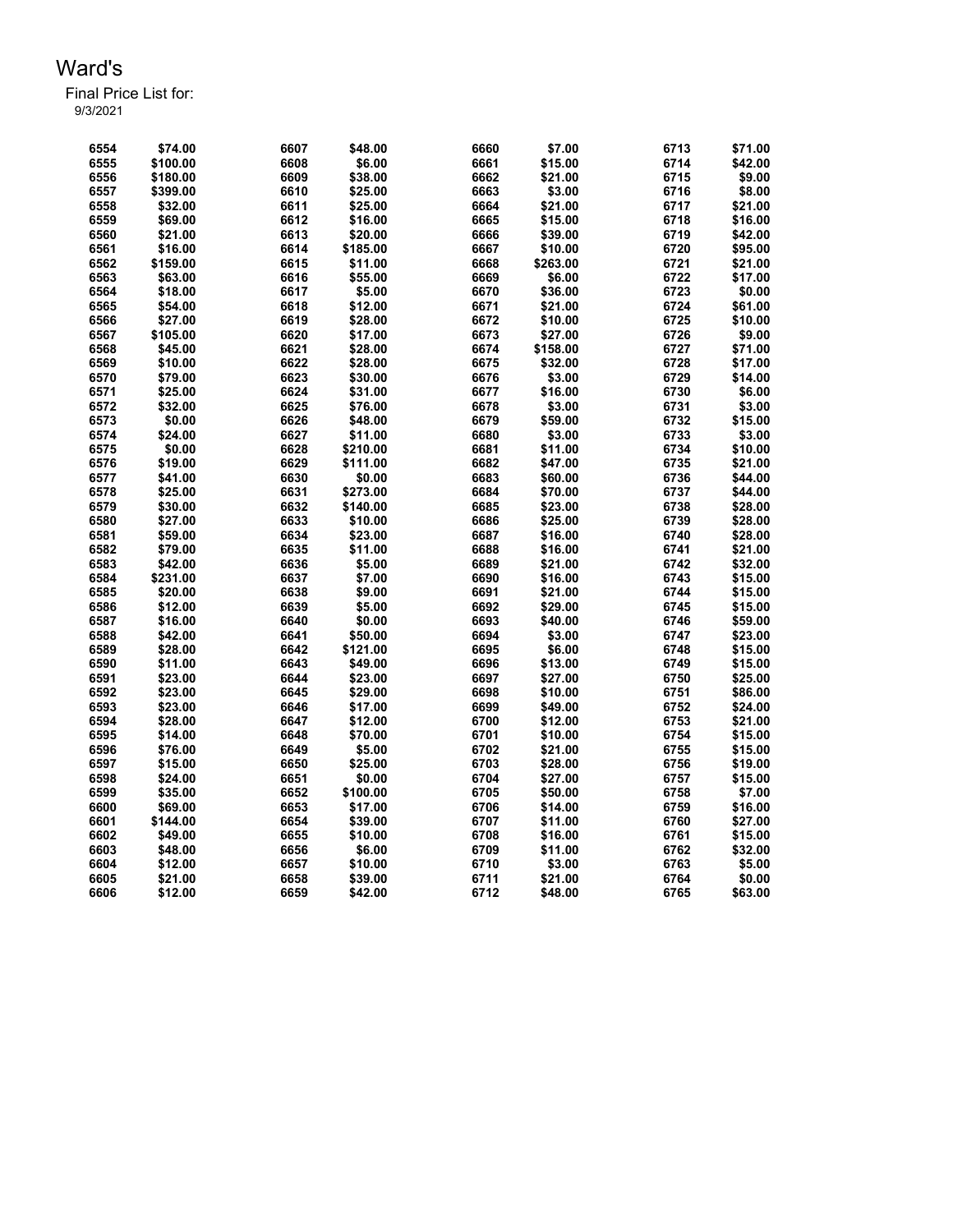# Ward's

Final Price List for:
9/3/2021

| | | | | | | | |
|---|---|---|---|---|---|---|---|
| 6554 | $74.00 | 6607 | $48.00 | 6660 | $7.00 | 6713 | $71.00 |
| 6555 | $100.00 | 6608 | $6.00 | 6661 | $15.00 | 6714 | $42.00 |
| 6556 | $180.00 | 6609 | $38.00 | 6662 | $21.00 | 6715 | $9.00 |
| 6557 | $399.00 | 6610 | $25.00 | 6663 | $3.00 | 6716 | $8.00 |
| 6558 | $32.00 | 6611 | $25.00 | 6664 | $21.00 | 6717 | $21.00 |
| 6559 | $69.00 | 6612 | $16.00 | 6665 | $15.00 | 6718 | $16.00 |
| 6560 | $21.00 | 6613 | $20.00 | 6666 | $39.00 | 6719 | $42.00 |
| 6561 | $16.00 | 6614 | $185.00 | 6667 | $10.00 | 6720 | $95.00 |
| 6562 | $159.00 | 6615 | $11.00 | 6668 | $263.00 | 6721 | $21.00 |
| 6563 | $63.00 | 6616 | $55.00 | 6669 | $6.00 | 6722 | $17.00 |
| 6564 | $18.00 | 6617 | $5.00 | 6670 | $36.00 | 6723 | $0.00 |
| 6565 | $54.00 | 6618 | $12.00 | 6671 | $21.00 | 6724 | $61.00 |
| 6566 | $27.00 | 6619 | $28.00 | 6672 | $10.00 | 6725 | $10.00 |
| 6567 | $105.00 | 6620 | $17.00 | 6673 | $27.00 | 6726 | $9.00 |
| 6568 | $45.00 | 6621 | $28.00 | 6674 | $158.00 | 6727 | $71.00 |
| 6569 | $10.00 | 6622 | $28.00 | 6675 | $32.00 | 6728 | $17.00 |
| 6570 | $79.00 | 6623 | $30.00 | 6676 | $3.00 | 6729 | $14.00 |
| 6571 | $25.00 | 6624 | $31.00 | 6677 | $16.00 | 6730 | $6.00 |
| 6572 | $32.00 | 6625 | $76.00 | 6678 | $3.00 | 6731 | $3.00 |
| 6573 | $0.00 | 6626 | $48.00 | 6679 | $59.00 | 6732 | $15.00 |
| 6574 | $24.00 | 6627 | $11.00 | 6680 | $3.00 | 6733 | $3.00 |
| 6575 | $0.00 | 6628 | $210.00 | 6681 | $11.00 | 6734 | $10.00 |
| 6576 | $19.00 | 6629 | $111.00 | 6682 | $47.00 | 6735 | $21.00 |
| 6577 | $41.00 | 6630 | $0.00 | 6683 | $60.00 | 6736 | $44.00 |
| 6578 | $25.00 | 6631 | $273.00 | 6684 | $70.00 | 6737 | $44.00 |
| 6579 | $30.00 | 6632 | $140.00 | 6685 | $23.00 | 6738 | $28.00 |
| 6580 | $27.00 | 6633 | $10.00 | 6686 | $25.00 | 6739 | $28.00 |
| 6581 | $59.00 | 6634 | $23.00 | 6687 | $16.00 | 6740 | $28.00 |
| 6582 | $79.00 | 6635 | $11.00 | 6688 | $16.00 | 6741 | $21.00 |
| 6583 | $42.00 | 6636 | $5.00 | 6689 | $21.00 | 6742 | $32.00 |
| 6584 | $231.00 | 6637 | $7.00 | 6690 | $16.00 | 6743 | $15.00 |
| 6585 | $20.00 | 6638 | $9.00 | 6691 | $21.00 | 6744 | $15.00 |
| 6586 | $12.00 | 6639 | $5.00 | 6692 | $29.00 | 6745 | $15.00 |
| 6587 | $16.00 | 6640 | $0.00 | 6693 | $40.00 | 6746 | $59.00 |
| 6588 | $42.00 | 6641 | $50.00 | 6694 | $3.00 | 6747 | $23.00 |
| 6589 | $28.00 | 6642 | $121.00 | 6695 | $6.00 | 6748 | $15.00 |
| 6590 | $11.00 | 6643 | $49.00 | 6696 | $13.00 | 6749 | $15.00 |
| 6591 | $23.00 | 6644 | $23.00 | 6697 | $27.00 | 6750 | $25.00 |
| 6592 | $23.00 | 6645 | $29.00 | 6698 | $10.00 | 6751 | $86.00 |
| 6593 | $23.00 | 6646 | $17.00 | 6699 | $49.00 | 6752 | $24.00 |
| 6594 | $28.00 | 6647 | $12.00 | 6700 | $12.00 | 6753 | $21.00 |
| 6595 | $14.00 | 6648 | $70.00 | 6701 | $10.00 | 6754 | $15.00 |
| 6596 | $76.00 | 6649 | $5.00 | 6702 | $21.00 | 6755 | $15.00 |
| 6597 | $15.00 | 6650 | $25.00 | 6703 | $28.00 | 6756 | $19.00 |
| 6598 | $24.00 | 6651 | $0.00 | 6704 | $27.00 | 6757 | $15.00 |
| 6599 | $35.00 | 6652 | $100.00 | 6705 | $50.00 | 6758 | $7.00 |
| 6600 | $69.00 | 6653 | $17.00 | 6706 | $14.00 | 6759 | $16.00 |
| 6601 | $144.00 | 6654 | $39.00 | 6707 | $11.00 | 6760 | $27.00 |
| 6602 | $49.00 | 6655 | $10.00 | 6708 | $16.00 | 6761 | $15.00 |
| 6603 | $48.00 | 6656 | $6.00 | 6709 | $11.00 | 6762 | $32.00 |
| 6604 | $12.00 | 6657 | $10.00 | 6710 | $3.00 | 6763 | $5.00 |
| 6605 | $21.00 | 6658 | $39.00 | 6711 | $21.00 | 6764 | $0.00 |
| 6606 | $12.00 | 6659 | $42.00 | 6712 | $48.00 | 6765 | $63.00 |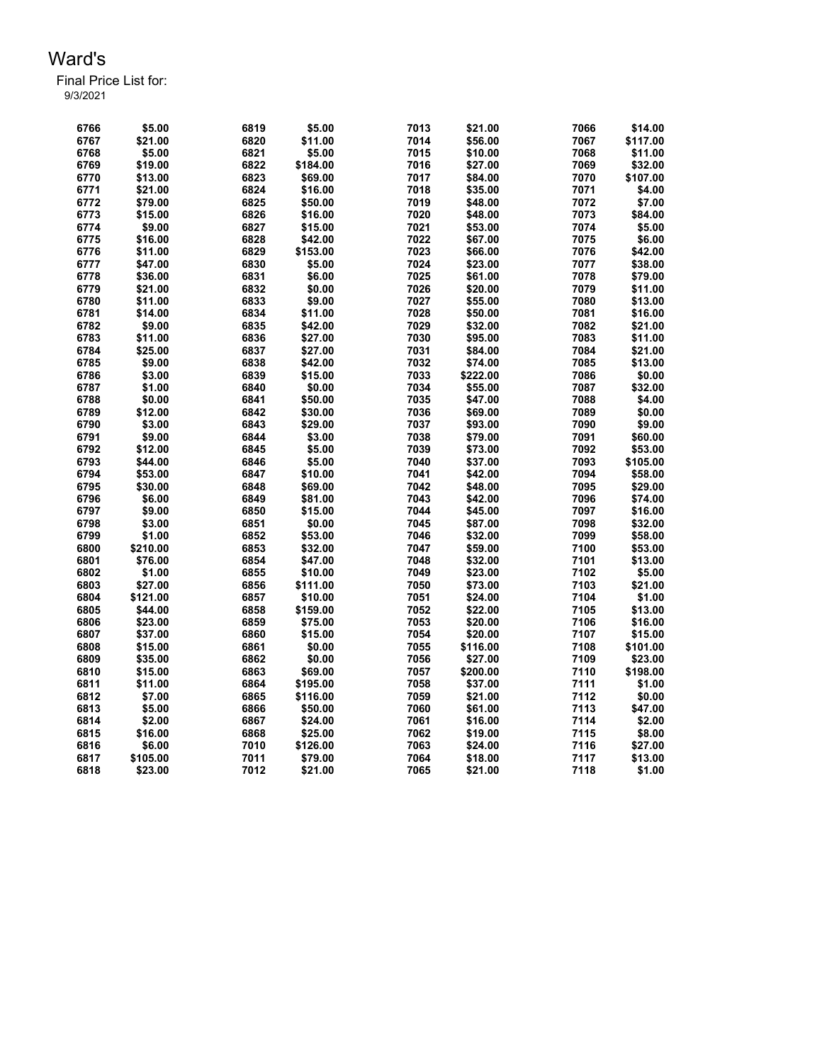# Ward's

Final Price List for:
9/3/2021

| Item | Price | Item | Price | Item | Price | Item | Price |
|---|---|---|---|---|---|---|---|
| 6766 | $5.00 | 6819 | $5.00 | 7013 | $21.00 | 7066 | $14.00 |
| 6767 | $21.00 | 6820 | $11.00 | 7014 | $56.00 | 7067 | $117.00 |
| 6768 | $5.00 | 6821 | $5.00 | 7015 | $10.00 | 7068 | $11.00 |
| 6769 | $19.00 | 6822 | $184.00 | 7016 | $27.00 | 7069 | $32.00 |
| 6770 | $13.00 | 6823 | $69.00 | 7017 | $84.00 | 7070 | $107.00 |
| 6771 | $21.00 | 6824 | $16.00 | 7018 | $35.00 | 7071 | $4.00 |
| 6772 | $79.00 | 6825 | $50.00 | 7019 | $48.00 | 7072 | $7.00 |
| 6773 | $15.00 | 6826 | $16.00 | 7020 | $48.00 | 7073 | $84.00 |
| 6774 | $9.00 | 6827 | $15.00 | 7021 | $53.00 | 7074 | $5.00 |
| 6775 | $16.00 | 6828 | $42.00 | 7022 | $67.00 | 7075 | $6.00 |
| 6776 | $11.00 | 6829 | $153.00 | 7023 | $66.00 | 7076 | $42.00 |
| 6777 | $47.00 | 6830 | $5.00 | 7024 | $23.00 | 7077 | $38.00 |
| 6778 | $36.00 | 6831 | $6.00 | 7025 | $61.00 | 7078 | $79.00 |
| 6779 | $21.00 | 6832 | $0.00 | 7026 | $20.00 | 7079 | $11.00 |
| 6780 | $11.00 | 6833 | $9.00 | 7027 | $55.00 | 7080 | $13.00 |
| 6781 | $14.00 | 6834 | $11.00 | 7028 | $50.00 | 7081 | $16.00 |
| 6782 | $9.00 | 6835 | $42.00 | 7029 | $32.00 | 7082 | $21.00 |
| 6783 | $11.00 | 6836 | $27.00 | 7030 | $95.00 | 7083 | $11.00 |
| 6784 | $25.00 | 6837 | $27.00 | 7031 | $84.00 | 7084 | $21.00 |
| 6785 | $9.00 | 6838 | $42.00 | 7032 | $74.00 | 7085 | $13.00 |
| 6786 | $3.00 | 6839 | $15.00 | 7033 | $222.00 | 7086 | $0.00 |
| 6787 | $1.00 | 6840 | $0.00 | 7034 | $55.00 | 7087 | $32.00 |
| 6788 | $0.00 | 6841 | $50.00 | 7035 | $47.00 | 7088 | $4.00 |
| 6789 | $12.00 | 6842 | $30.00 | 7036 | $69.00 | 7089 | $0.00 |
| 6790 | $3.00 | 6843 | $29.00 | 7037 | $93.00 | 7090 | $9.00 |
| 6791 | $9.00 | 6844 | $3.00 | 7038 | $79.00 | 7091 | $60.00 |
| 6792 | $12.00 | 6845 | $5.00 | 7039 | $73.00 | 7092 | $53.00 |
| 6793 | $44.00 | 6846 | $5.00 | 7040 | $37.00 | 7093 | $105.00 |
| 6794 | $53.00 | 6847 | $10.00 | 7041 | $42.00 | 7094 | $58.00 |
| 6795 | $30.00 | 6848 | $69.00 | 7042 | $48.00 | 7095 | $29.00 |
| 6796 | $6.00 | 6849 | $81.00 | 7043 | $42.00 | 7096 | $74.00 |
| 6797 | $9.00 | 6850 | $15.00 | 7044 | $45.00 | 7097 | $16.00 |
| 6798 | $3.00 | 6851 | $0.00 | 7045 | $87.00 | 7098 | $32.00 |
| 6799 | $1.00 | 6852 | $53.00 | 7046 | $32.00 | 7099 | $58.00 |
| 6800 | $210.00 | 6853 | $32.00 | 7047 | $59.00 | 7100 | $53.00 |
| 6801 | $76.00 | 6854 | $47.00 | 7048 | $32.00 | 7101 | $13.00 |
| 6802 | $1.00 | 6855 | $10.00 | 7049 | $23.00 | 7102 | $5.00 |
| 6803 | $27.00 | 6856 | $111.00 | 7050 | $73.00 | 7103 | $21.00 |
| 6804 | $121.00 | 6857 | $10.00 | 7051 | $24.00 | 7104 | $1.00 |
| 6805 | $44.00 | 6858 | $159.00 | 7052 | $22.00 | 7105 | $13.00 |
| 6806 | $23.00 | 6859 | $75.00 | 7053 | $20.00 | 7106 | $16.00 |
| 6807 | $37.00 | 6860 | $15.00 | 7054 | $20.00 | 7107 | $15.00 |
| 6808 | $15.00 | 6861 | $0.00 | 7055 | $116.00 | 7108 | $101.00 |
| 6809 | $35.00 | 6862 | $0.00 | 7056 | $27.00 | 7109 | $23.00 |
| 6810 | $15.00 | 6863 | $69.00 | 7057 | $200.00 | 7110 | $198.00 |
| 6811 | $11.00 | 6864 | $195.00 | 7058 | $37.00 | 7111 | $1.00 |
| 6812 | $7.00 | 6865 | $116.00 | 7059 | $21.00 | 7112 | $0.00 |
| 6813 | $5.00 | 6866 | $50.00 | 7060 | $61.00 | 7113 | $47.00 |
| 6814 | $2.00 | 6867 | $24.00 | 7061 | $16.00 | 7114 | $2.00 |
| 6815 | $16.00 | 6868 | $25.00 | 7062 | $19.00 | 7115 | $8.00 |
| 6816 | $6.00 | 7010 | $126.00 | 7063 | $24.00 | 7116 | $27.00 |
| 6817 | $105.00 | 7011 | $79.00 | 7064 | $18.00 | 7117 | $13.00 |
| 6818 | $23.00 | 7012 | $21.00 | 7065 | $21.00 | 7118 | $1.00 |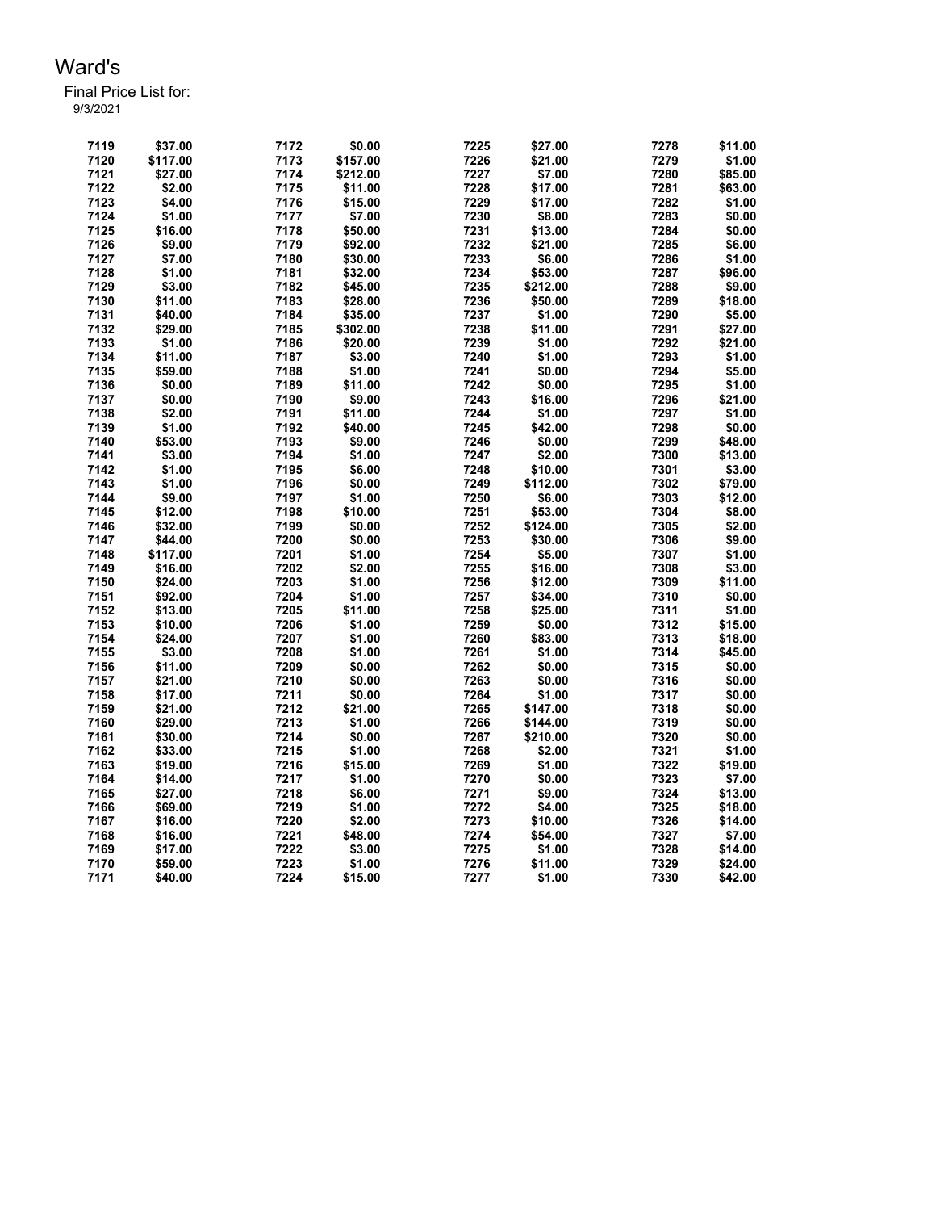# Ward's

Final Price List for:
9/3/2021

| | | | | | | | |
|---|---|---|---|---|---|---|---|
| 7119 | $37.00 | 7172 | $0.00 | 7225 | $27.00 | 7278 | $11.00 |
| 7120 | $117.00 | 7173 | $157.00 | 7226 | $21.00 | 7279 | $1.00 |
| 7121 | $27.00 | 7174 | $212.00 | 7227 | $7.00 | 7280 | $85.00 |
| 7122 | $2.00 | 7175 | $11.00 | 7228 | $17.00 | 7281 | $63.00 |
| 7123 | $4.00 | 7176 | $15.00 | 7229 | $17.00 | 7282 | $1.00 |
| 7124 | $1.00 | 7177 | $7.00 | 7230 | $8.00 | 7283 | $0.00 |
| 7125 | $16.00 | 7178 | $50.00 | 7231 | $13.00 | 7284 | $0.00 |
| 7126 | $9.00 | 7179 | $92.00 | 7232 | $21.00 | 7285 | $6.00 |
| 7127 | $7.00 | 7180 | $30.00 | 7233 | $6.00 | 7286 | $1.00 |
| 7128 | $1.00 | 7181 | $32.00 | 7234 | $53.00 | 7287 | $96.00 |
| 7129 | $3.00 | 7182 | $45.00 | 7235 | $212.00 | 7288 | $9.00 |
| 7130 | $11.00 | 7183 | $28.00 | 7236 | $50.00 | 7289 | $18.00 |
| 7131 | $40.00 | 7184 | $35.00 | 7237 | $1.00 | 7290 | $5.00 |
| 7132 | $29.00 | 7185 | $302.00 | 7238 | $11.00 | 7291 | $27.00 |
| 7133 | $1.00 | 7186 | $20.00 | 7239 | $1.00 | 7292 | $21.00 |
| 7134 | $11.00 | 7187 | $3.00 | 7240 | $1.00 | 7293 | $1.00 |
| 7135 | $59.00 | 7188 | $1.00 | 7241 | $0.00 | 7294 | $5.00 |
| 7136 | $0.00 | 7189 | $11.00 | 7242 | $0.00 | 7295 | $1.00 |
| 7137 | $0.00 | 7190 | $9.00 | 7243 | $16.00 | 7296 | $21.00 |
| 7138 | $2.00 | 7191 | $11.00 | 7244 | $1.00 | 7297 | $1.00 |
| 7139 | $1.00 | 7192 | $40.00 | 7245 | $42.00 | 7298 | $0.00 |
| 7140 | $53.00 | 7193 | $9.00 | 7246 | $0.00 | 7299 | $48.00 |
| 7141 | $3.00 | 7194 | $1.00 | 7247 | $2.00 | 7300 | $13.00 |
| 7142 | $1.00 | 7195 | $6.00 | 7248 | $10.00 | 7301 | $3.00 |
| 7143 | $1.00 | 7196 | $0.00 | 7249 | $112.00 | 7302 | $79.00 |
| 7144 | $9.00 | 7197 | $1.00 | 7250 | $6.00 | 7303 | $12.00 |
| 7145 | $12.00 | 7198 | $10.00 | 7251 | $53.00 | 7304 | $8.00 |
| 7146 | $32.00 | 7199 | $0.00 | 7252 | $124.00 | 7305 | $2.00 |
| 7147 | $44.00 | 7200 | $0.00 | 7253 | $30.00 | 7306 | $9.00 |
| 7148 | $117.00 | 7201 | $1.00 | 7254 | $5.00 | 7307 | $1.00 |
| 7149 | $16.00 | 7202 | $2.00 | 7255 | $16.00 | 7308 | $3.00 |
| 7150 | $24.00 | 7203 | $1.00 | 7256 | $12.00 | 7309 | $11.00 |
| 7151 | $92.00 | 7204 | $1.00 | 7257 | $34.00 | 7310 | $0.00 |
| 7152 | $13.00 | 7205 | $11.00 | 7258 | $25.00 | 7311 | $1.00 |
| 7153 | $10.00 | 7206 | $1.00 | 7259 | $0.00 | 7312 | $15.00 |
| 7154 | $24.00 | 7207 | $1.00 | 7260 | $83.00 | 7313 | $18.00 |
| 7155 | $3.00 | 7208 | $1.00 | 7261 | $1.00 | 7314 | $45.00 |
| 7156 | $11.00 | 7209 | $0.00 | 7262 | $0.00 | 7315 | $0.00 |
| 7157 | $21.00 | 7210 | $0.00 | 7263 | $0.00 | 7316 | $0.00 |
| 7158 | $17.00 | 7211 | $0.00 | 7264 | $1.00 | 7317 | $0.00 |
| 7159 | $21.00 | 7212 | $21.00 | 7265 | $147.00 | 7318 | $0.00 |
| 7160 | $29.00 | 7213 | $1.00 | 7266 | $144.00 | 7319 | $0.00 |
| 7161 | $30.00 | 7214 | $0.00 | 7267 | $210.00 | 7320 | $0.00 |
| 7162 | $33.00 | 7215 | $1.00 | 7268 | $2.00 | 7321 | $1.00 |
| 7163 | $19.00 | 7216 | $15.00 | 7269 | $1.00 | 7322 | $19.00 |
| 7164 | $14.00 | 7217 | $1.00 | 7270 | $0.00 | 7323 | $7.00 |
| 7165 | $27.00 | 7218 | $6.00 | 7271 | $9.00 | 7324 | $13.00 |
| 7166 | $69.00 | 7219 | $1.00 | 7272 | $4.00 | 7325 | $18.00 |
| 7167 | $16.00 | 7220 | $2.00 | 7273 | $10.00 | 7326 | $14.00 |
| 7168 | $16.00 | 7221 | $48.00 | 7274 | $54.00 | 7327 | $7.00 |
| 7169 | $17.00 | 7222 | $3.00 | 7275 | $1.00 | 7328 | $14.00 |
| 7170 | $59.00 | 7223 | $1.00 | 7276 | $11.00 | 7329 | $24.00 |
| 7171 | $40.00 | 7224 | $15.00 | 7277 | $1.00 | 7330 | $42.00 |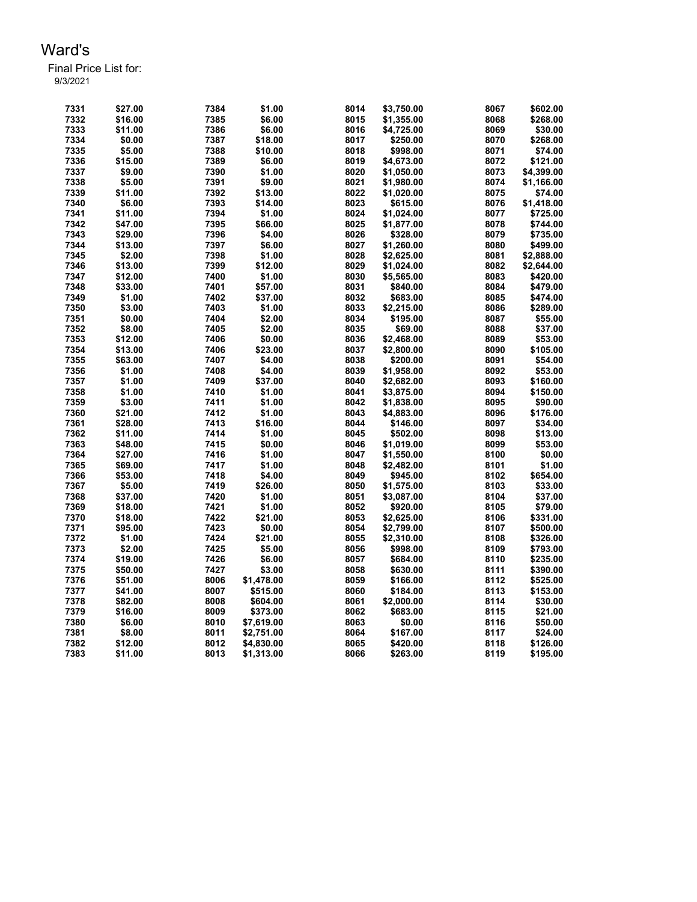# Ward's

Final Price List for:
9/3/2021

| | | | | | | | |
|---|---|---|---|---|---|---|---|
| 7331 | $27.00 | 7384 | $1.00 | 8014 | $3,750.00 | 8067 | $602.00 |
| 7332 | $16.00 | 7385 | $6.00 | 8015 | $1,355.00 | 8068 | $268.00 |
| 7333 | $11.00 | 7386 | $6.00 | 8016 | $4,725.00 | 8069 | $30.00 |
| 7334 | $0.00 | 7387 | $18.00 | 8017 | $250.00 | 8070 | $268.00 |
| 7335 | $5.00 | 7388 | $10.00 | 8018 | $998.00 | 8071 | $74.00 |
| 7336 | $15.00 | 7389 | $6.00 | 8019 | $4,673.00 | 8072 | $121.00 |
| 7337 | $9.00 | 7390 | $1.00 | 8020 | $1,050.00 | 8073 | $4,399.00 |
| 7338 | $5.00 | 7391 | $9.00 | 8021 | $1,980.00 | 8074 | $1,166.00 |
| 7339 | $11.00 | 7392 | $13.00 | 8022 | $1,020.00 | 8075 | $74.00 |
| 7340 | $6.00 | 7393 | $14.00 | 8023 | $615.00 | 8076 | $1,418.00 |
| 7341 | $11.00 | 7394 | $1.00 | 8024 | $1,024.00 | 8077 | $725.00 |
| 7342 | $47.00 | 7395 | $66.00 | 8025 | $1,877.00 | 8078 | $744.00 |
| 7343 | $29.00 | 7396 | $4.00 | 8026 | $328.00 | 8079 | $735.00 |
| 7344 | $13.00 | 7397 | $6.00 | 8027 | $1,260.00 | 8080 | $499.00 |
| 7345 | $2.00 | 7398 | $1.00 | 8028 | $2,625.00 | 8081 | $2,888.00 |
| 7346 | $13.00 | 7399 | $12.00 | 8029 | $1,024.00 | 8082 | $2,644.00 |
| 7347 | $12.00 | 7400 | $1.00 | 8030 | $5,565.00 | 8083 | $420.00 |
| 7348 | $33.00 | 7401 | $57.00 | 8031 | $840.00 | 8084 | $479.00 |
| 7349 | $1.00 | 7402 | $37.00 | 8032 | $683.00 | 8085 | $474.00 |
| 7350 | $3.00 | 7403 | $1.00 | 8033 | $2,215.00 | 8086 | $289.00 |
| 7351 | $0.00 | 7404 | $2.00 | 8034 | $195.00 | 8087 | $55.00 |
| 7352 | $8.00 | 7405 | $2.00 | 8035 | $69.00 | 8088 | $37.00 |
| 7353 | $12.00 | 7406 | $0.00 | 8036 | $2,468.00 | 8089 | $53.00 |
| 7354 | $13.00 | 7406 | $23.00 | 8037 | $2,800.00 | 8090 | $105.00 |
| 7355 | $63.00 | 7407 | $4.00 | 8038 | $200.00 | 8091 | $54.00 |
| 7356 | $1.00 | 7408 | $4.00 | 8039 | $1,958.00 | 8092 | $53.00 |
| 7357 | $1.00 | 7409 | $37.00 | 8040 | $2,682.00 | 8093 | $160.00 |
| 7358 | $1.00 | 7410 | $1.00 | 8041 | $3,875.00 | 8094 | $150.00 |
| 7359 | $3.00 | 7411 | $1.00 | 8042 | $1,838.00 | 8095 | $90.00 |
| 7360 | $21.00 | 7412 | $1.00 | 8043 | $4,883.00 | 8096 | $176.00 |
| 7361 | $28.00 | 7413 | $16.00 | 8044 | $146.00 | 8097 | $34.00 |
| 7362 | $11.00 | 7414 | $1.00 | 8045 | $502.00 | 8098 | $13.00 |
| 7363 | $48.00 | 7415 | $0.00 | 8046 | $1,019.00 | 8099 | $53.00 |
| 7364 | $27.00 | 7416 | $1.00 | 8047 | $1,550.00 | 8100 | $0.00 |
| 7365 | $69.00 | 7417 | $1.00 | 8048 | $2,482.00 | 8101 | $1.00 |
| 7366 | $53.00 | 7418 | $4.00 | 8049 | $945.00 | 8102 | $654.00 |
| 7367 | $5.00 | 7419 | $26.00 | 8050 | $1,575.00 | 8103 | $33.00 |
| 7368 | $37.00 | 7420 | $1.00 | 8051 | $3,087.00 | 8104 | $37.00 |
| 7369 | $18.00 | 7421 | $1.00 | 8052 | $920.00 | 8105 | $79.00 |
| 7370 | $18.00 | 7422 | $21.00 | 8053 | $2,625.00 | 8106 | $331.00 |
| 7371 | $95.00 | 7423 | $0.00 | 8054 | $2,799.00 | 8107 | $500.00 |
| 7372 | $1.00 | 7424 | $21.00 | 8055 | $2,310.00 | 8108 | $326.00 |
| 7373 | $2.00 | 7425 | $5.00 | 8056 | $998.00 | 8109 | $793.00 |
| 7374 | $19.00 | 7426 | $6.00 | 8057 | $684.00 | 8110 | $235.00 |
| 7375 | $50.00 | 7427 | $3.00 | 8058 | $630.00 | 8111 | $390.00 |
| 7376 | $51.00 | 8006 | $1,478.00 | 8059 | $166.00 | 8112 | $525.00 |
| 7377 | $41.00 | 8007 | $515.00 | 8060 | $184.00 | 8113 | $153.00 |
| 7378 | $82.00 | 8008 | $604.00 | 8061 | $2,000.00 | 8114 | $30.00 |
| 7379 | $16.00 | 8009 | $373.00 | 8062 | $683.00 | 8115 | $21.00 |
| 7380 | $6.00 | 8010 | $7,619.00 | 8063 | $0.00 | 8116 | $50.00 |
| 7381 | $8.00 | 8011 | $2,751.00 | 8064 | $167.00 | 8117 | $24.00 |
| 7382 | $12.00 | 8012 | $4,830.00 | 8065 | $420.00 | 8118 | $126.00 |
| 7383 | $11.00 | 8013 | $1,313.00 | 8066 | $263.00 | 8119 | $195.00 |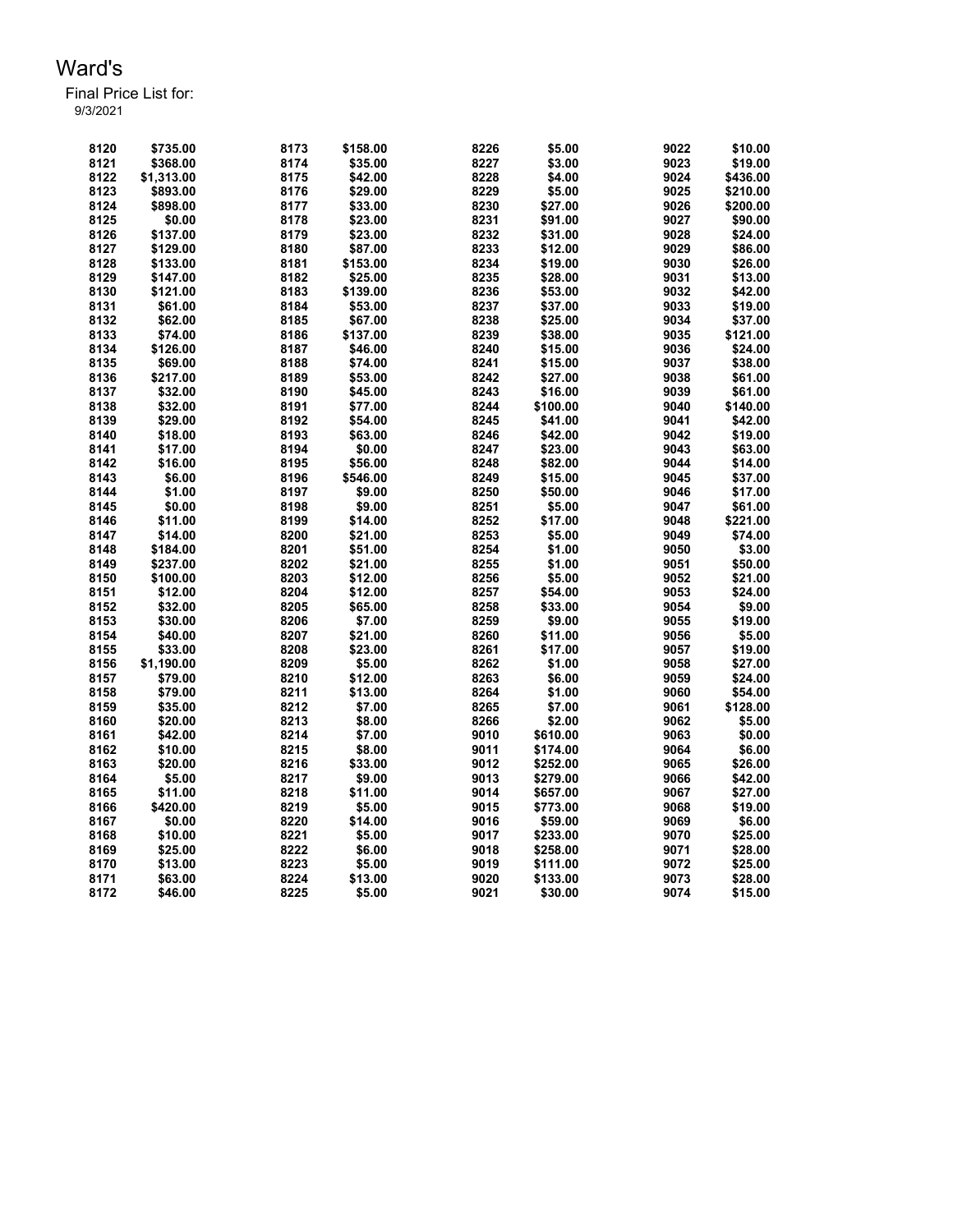# Ward's

Final Price List for:
9/3/2021

| | | | | | | | |
|---|---|---|---|---|---|---|---|
| 8120 | $735.00 | 8173 | $158.00 | 8226 | $5.00 | 9022 | $10.00 |
| 8121 | $368.00 | 8174 | $35.00 | 8227 | $3.00 | 9023 | $19.00 |
| 8122 | $1,313.00 | 8175 | $42.00 | 8228 | $4.00 | 9024 | $436.00 |
| 8123 | $893.00 | 8176 | $29.00 | 8229 | $5.00 | 9025 | $210.00 |
| 8124 | $898.00 | 8177 | $33.00 | 8230 | $27.00 | 9026 | $200.00 |
| 8125 | $0.00 | 8178 | $23.00 | 8231 | $91.00 | 9027 | $90.00 |
| 8126 | $137.00 | 8179 | $23.00 | 8232 | $31.00 | 9028 | $24.00 |
| 8127 | $129.00 | 8180 | $87.00 | 8233 | $12.00 | 9029 | $86.00 |
| 8128 | $133.00 | 8181 | $153.00 | 8234 | $19.00 | 9030 | $26.00 |
| 8129 | $147.00 | 8182 | $25.00 | 8235 | $28.00 | 9031 | $13.00 |
| 8130 | $121.00 | 8183 | $139.00 | 8236 | $53.00 | 9032 | $42.00 |
| 8131 | $61.00 | 8184 | $53.00 | 8237 | $37.00 | 9033 | $19.00 |
| 8132 | $62.00 | 8185 | $67.00 | 8238 | $25.00 | 9034 | $37.00 |
| 8133 | $74.00 | 8186 | $137.00 | 8239 | $38.00 | 9035 | $121.00 |
| 8134 | $126.00 | 8187 | $46.00 | 8240 | $15.00 | 9036 | $24.00 |
| 8135 | $69.00 | 8188 | $74.00 | 8241 | $15.00 | 9037 | $38.00 |
| 8136 | $217.00 | 8189 | $53.00 | 8242 | $27.00 | 9038 | $61.00 |
| 8137 | $32.00 | 8190 | $45.00 | 8243 | $16.00 | 9039 | $61.00 |
| 8138 | $32.00 | 8191 | $77.00 | 8244 | $100.00 | 9040 | $140.00 |
| 8139 | $29.00 | 8192 | $54.00 | 8245 | $41.00 | 9041 | $42.00 |
| 8140 | $18.00 | 8193 | $63.00 | 8246 | $42.00 | 9042 | $19.00 |
| 8141 | $17.00 | 8194 | $0.00 | 8247 | $23.00 | 9043 | $63.00 |
| 8142 | $16.00 | 8195 | $56.00 | 8248 | $82.00 | 9044 | $14.00 |
| 8143 | $6.00 | 8196 | $546.00 | 8249 | $15.00 | 9045 | $37.00 |
| 8144 | $1.00 | 8197 | $9.00 | 8250 | $50.00 | 9046 | $17.00 |
| 8145 | $0.00 | 8198 | $9.00 | 8251 | $5.00 | 9047 | $61.00 |
| 8146 | $11.00 | 8199 | $14.00 | 8252 | $17.00 | 9048 | $221.00 |
| 8147 | $14.00 | 8200 | $21.00 | 8253 | $5.00 | 9049 | $74.00 |
| 8148 | $184.00 | 8201 | $51.00 | 8254 | $1.00 | 9050 | $3.00 |
| 8149 | $237.00 | 8202 | $21.00 | 8255 | $1.00 | 9051 | $50.00 |
| 8150 | $100.00 | 8203 | $12.00 | 8256 | $5.00 | 9052 | $21.00 |
| 8151 | $12.00 | 8204 | $12.00 | 8257 | $54.00 | 9053 | $24.00 |
| 8152 | $32.00 | 8205 | $65.00 | 8258 | $33.00 | 9054 | $9.00 |
| 8153 | $30.00 | 8206 | $7.00 | 8259 | $9.00 | 9055 | $19.00 |
| 8154 | $40.00 | 8207 | $21.00 | 8260 | $11.00 | 9056 | $5.00 |
| 8155 | $33.00 | 8208 | $23.00 | 8261 | $17.00 | 9057 | $19.00 |
| 8156 | $1,190.00 | 8209 | $5.00 | 8262 | $1.00 | 9058 | $27.00 |
| 8157 | $79.00 | 8210 | $12.00 | 8263 | $6.00 | 9059 | $24.00 |
| 8158 | $79.00 | 8211 | $13.00 | 8264 | $1.00 | 9060 | $54.00 |
| 8159 | $35.00 | 8212 | $7.00 | 8265 | $7.00 | 9061 | $128.00 |
| 8160 | $20.00 | 8213 | $8.00 | 8266 | $2.00 | 9062 | $5.00 |
| 8161 | $42.00 | 8214 | $7.00 | 9010 | $610.00 | 9063 | $0.00 |
| 8162 | $10.00 | 8215 | $8.00 | 9011 | $174.00 | 9064 | $6.00 |
| 8163 | $20.00 | 8216 | $33.00 | 9012 | $252.00 | 9065 | $26.00 |
| 8164 | $5.00 | 8217 | $9.00 | 9013 | $279.00 | 9066 | $42.00 |
| 8165 | $11.00 | 8218 | $11.00 | 9014 | $657.00 | 9067 | $27.00 |
| 8166 | $420.00 | 8219 | $5.00 | 9015 | $773.00 | 9068 | $19.00 |
| 8167 | $0.00 | 8220 | $14.00 | 9016 | $59.00 | 9069 | $6.00 |
| 8168 | $10.00 | 8221 | $5.00 | 9017 | $233.00 | 9070 | $25.00 |
| 8169 | $25.00 | 8222 | $6.00 | 9018 | $258.00 | 9071 | $28.00 |
| 8170 | $13.00 | 8223 | $5.00 | 9019 | $111.00 | 9072 | $25.00 |
| 8171 | $63.00 | 8224 | $13.00 | 9020 | $133.00 | 9073 | $28.00 |
| 8172 | $46.00 | 8225 | $5.00 | 9021 | $30.00 | 9074 | $15.00 |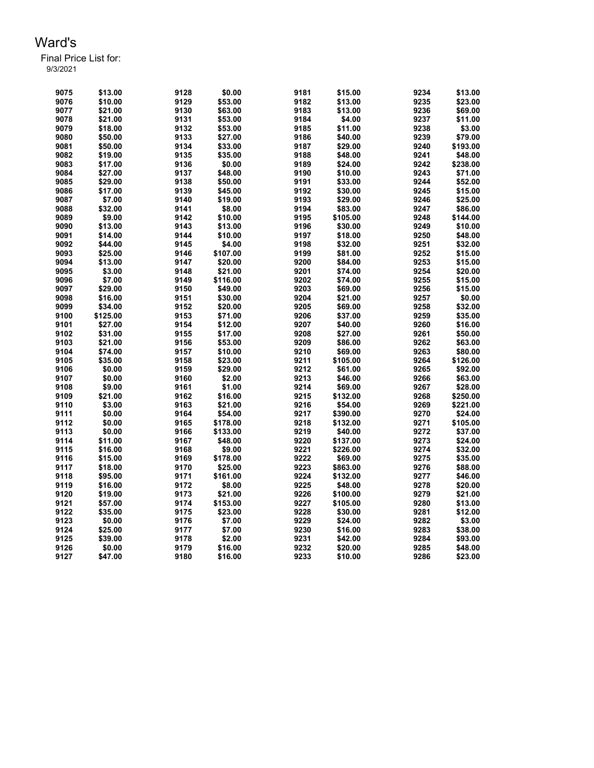# Ward's

Final Price List for:
9/3/2021

| | | | | | | | |
|---|---|---|---|---|---|---|---|
| 9075 | $13.00 | 9128 | $0.00 | 9181 | $15.00 | 9234 | $13.00 |
| 9076 | $10.00 | 9129 | $53.00 | 9182 | $13.00 | 9235 | $23.00 |
| 9077 | $21.00 | 9130 | $63.00 | 9183 | $13.00 | 9236 | $69.00 |
| 9078 | $21.00 | 9131 | $53.00 | 9184 | $4.00 | 9237 | $11.00 |
| 9079 | $18.00 | 9132 | $53.00 | 9185 | $11.00 | 9238 | $3.00 |
| 9080 | $50.00 | 9133 | $27.00 | 9186 | $40.00 | 9239 | $79.00 |
| 9081 | $50.00 | 9134 | $33.00 | 9187 | $29.00 | 9240 | $193.00 |
| 9082 | $19.00 | 9135 | $35.00 | 9188 | $48.00 | 9241 | $48.00 |
| 9083 | $17.00 | 9136 | $0.00 | 9189 | $24.00 | 9242 | $238.00 |
| 9084 | $27.00 | 9137 | $48.00 | 9190 | $10.00 | 9243 | $71.00 |
| 9085 | $29.00 | 9138 | $50.00 | 9191 | $33.00 | 9244 | $52.00 |
| 9086 | $17.00 | 9139 | $45.00 | 9192 | $30.00 | 9245 | $15.00 |
| 9087 | $7.00 | 9140 | $19.00 | 9193 | $29.00 | 9246 | $25.00 |
| 9088 | $32.00 | 9141 | $8.00 | 9194 | $83.00 | 9247 | $86.00 |
| 9089 | $9.00 | 9142 | $10.00 | 9195 | $105.00 | 9248 | $144.00 |
| 9090 | $13.00 | 9143 | $13.00 | 9196 | $30.00 | 9249 | $10.00 |
| 9091 | $14.00 | 9144 | $10.00 | 9197 | $18.00 | 9250 | $48.00 |
| 9092 | $44.00 | 9145 | $4.00 | 9198 | $32.00 | 9251 | $32.00 |
| 9093 | $25.00 | 9146 | $107.00 | 9199 | $81.00 | 9252 | $15.00 |
| 9094 | $13.00 | 9147 | $20.00 | 9200 | $84.00 | 9253 | $15.00 |
| 9095 | $3.00 | 9148 | $21.00 | 9201 | $74.00 | 9254 | $20.00 |
| 9096 | $7.00 | 9149 | $116.00 | 9202 | $74.00 | 9255 | $15.00 |
| 9097 | $29.00 | 9150 | $49.00 | 9203 | $69.00 | 9256 | $15.00 |
| 9098 | $16.00 | 9151 | $30.00 | 9204 | $21.00 | 9257 | $0.00 |
| 9099 | $34.00 | 9152 | $20.00 | 9205 | $69.00 | 9258 | $32.00 |
| 9100 | $125.00 | 9153 | $71.00 | 9206 | $37.00 | 9259 | $35.00 |
| 9101 | $27.00 | 9154 | $12.00 | 9207 | $40.00 | 9260 | $16.00 |
| 9102 | $31.00 | 9155 | $17.00 | 9208 | $27.00 | 9261 | $50.00 |
| 9103 | $21.00 | 9156 | $53.00 | 9209 | $86.00 | 9262 | $63.00 |
| 9104 | $74.00 | 9157 | $10.00 | 9210 | $69.00 | 9263 | $80.00 |
| 9105 | $35.00 | 9158 | $23.00 | 9211 | $105.00 | 9264 | $126.00 |
| 9106 | $0.00 | 9159 | $29.00 | 9212 | $61.00 | 9265 | $92.00 |
| 9107 | $0.00 | 9160 | $2.00 | 9213 | $46.00 | 9266 | $63.00 |
| 9108 | $9.00 | 9161 | $1.00 | 9214 | $69.00 | 9267 | $28.00 |
| 9109 | $21.00 | 9162 | $16.00 | 9215 | $132.00 | 9268 | $250.00 |
| 9110 | $3.00 | 9163 | $21.00 | 9216 | $54.00 | 9269 | $221.00 |
| 9111 | $0.00 | 9164 | $54.00 | 9217 | $390.00 | 9270 | $24.00 |
| 9112 | $0.00 | 9165 | $178.00 | 9218 | $132.00 | 9271 | $105.00 |
| 9113 | $0.00 | 9166 | $133.00 | 9219 | $40.00 | 9272 | $37.00 |
| 9114 | $11.00 | 9167 | $48.00 | 9220 | $137.00 | 9273 | $24.00 |
| 9115 | $16.00 | 9168 | $9.00 | 9221 | $226.00 | 9274 | $32.00 |
| 9116 | $15.00 | 9169 | $178.00 | 9222 | $69.00 | 9275 | $35.00 |
| 9117 | $18.00 | 9170 | $25.00 | 9223 | $863.00 | 9276 | $88.00 |
| 9118 | $95.00 | 9171 | $161.00 | 9224 | $132.00 | 9277 | $46.00 |
| 9119 | $16.00 | 9172 | $8.00 | 9225 | $48.00 | 9278 | $20.00 |
| 9120 | $19.00 | 9173 | $21.00 | 9226 | $100.00 | 9279 | $21.00 |
| 9121 | $57.00 | 9174 | $153.00 | 9227 | $105.00 | 9280 | $13.00 |
| 9122 | $35.00 | 9175 | $23.00 | 9228 | $30.00 | 9281 | $12.00 |
| 9123 | $0.00 | 9176 | $7.00 | 9229 | $24.00 | 9282 | $3.00 |
| 9124 | $25.00 | 9177 | $7.00 | 9230 | $16.00 | 9283 | $38.00 |
| 9125 | $39.00 | 9178 | $2.00 | 9231 | $42.00 | 9284 | $93.00 |
| 9126 | $0.00 | 9179 | $16.00 | 9232 | $20.00 | 9285 | $48.00 |
| 9127 | $47.00 | 9180 | $16.00 | 9233 | $10.00 | 9286 | $23.00 |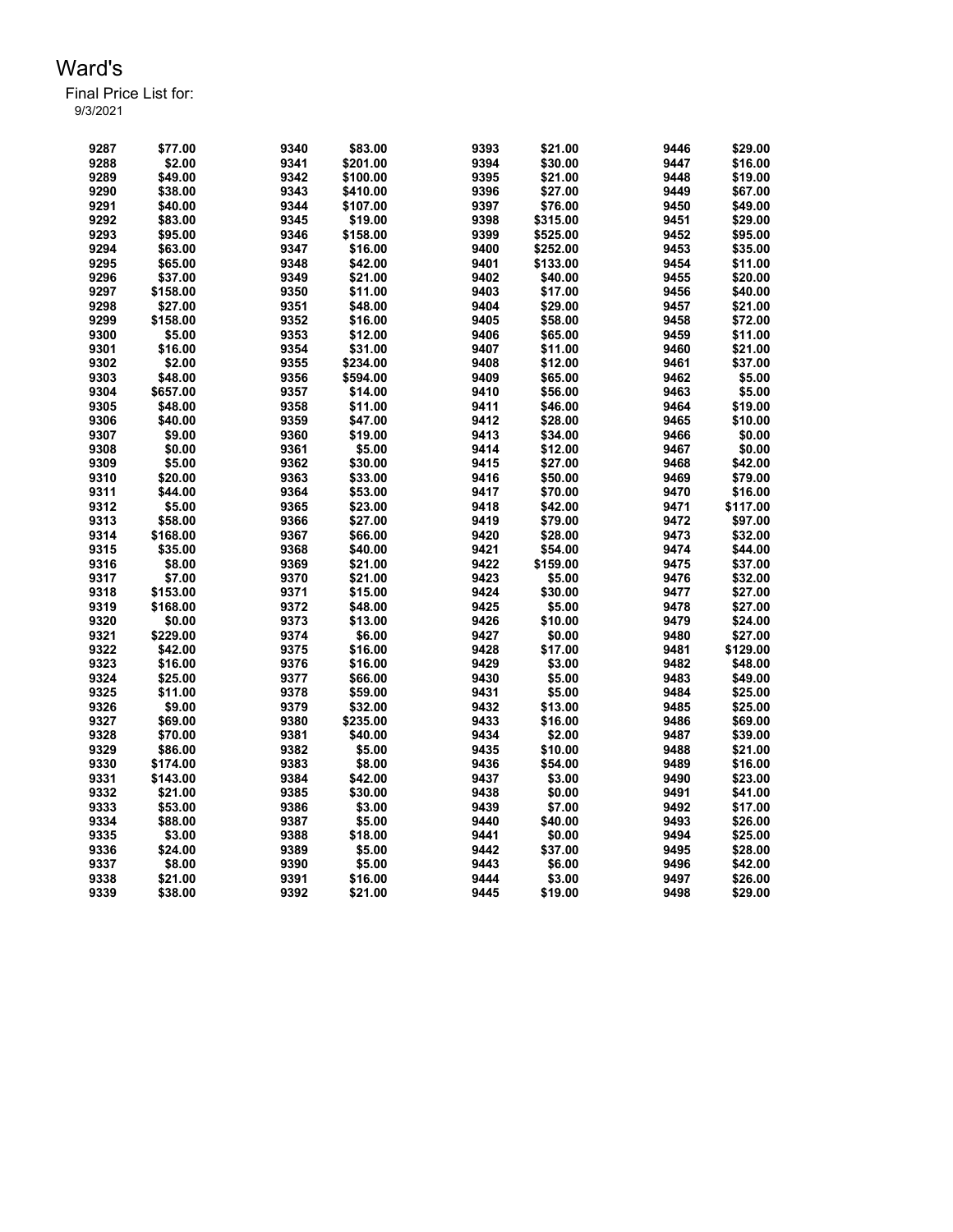# Ward's

Final Price List for:
9/3/2021

| | | | | | | | |
|---|---|---|---|---|---|---|---|
| 9287 | $77.00 | 9340 | $83.00 | 9393 | $21.00 | 9446 | $29.00 |
| 9288 | $2.00 | 9341 | $201.00 | 9394 | $30.00 | 9447 | $16.00 |
| 9289 | $49.00 | 9342 | $100.00 | 9395 | $21.00 | 9448 | $19.00 |
| 9290 | $38.00 | 9343 | $410.00 | 9396 | $27.00 | 9449 | $67.00 |
| 9291 | $40.00 | 9344 | $107.00 | 9397 | $76.00 | 9450 | $49.00 |
| 9292 | $83.00 | 9345 | $19.00 | 9398 | $315.00 | 9451 | $29.00 |
| 9293 | $95.00 | 9346 | $158.00 | 9399 | $525.00 | 9452 | $95.00 |
| 9294 | $63.00 | 9347 | $16.00 | 9400 | $252.00 | 9453 | $35.00 |
| 9295 | $65.00 | 9348 | $42.00 | 9401 | $133.00 | 9454 | $11.00 |
| 9296 | $37.00 | 9349 | $21.00 | 9402 | $40.00 | 9455 | $20.00 |
| 9297 | $158.00 | 9350 | $11.00 | 9403 | $17.00 | 9456 | $40.00 |
| 9298 | $27.00 | 9351 | $48.00 | 9404 | $29.00 | 9457 | $21.00 |
| 9299 | $158.00 | 9352 | $16.00 | 9405 | $58.00 | 9458 | $72.00 |
| 9300 | $5.00 | 9353 | $12.00 | 9406 | $65.00 | 9459 | $11.00 |
| 9301 | $16.00 | 9354 | $31.00 | 9407 | $11.00 | 9460 | $21.00 |
| 9302 | $2.00 | 9355 | $234.00 | 9408 | $12.00 | 9461 | $37.00 |
| 9303 | $48.00 | 9356 | $594.00 | 9409 | $65.00 | 9462 | $5.00 |
| 9304 | $657.00 | 9357 | $14.00 | 9410 | $56.00 | 9463 | $5.00 |
| 9305 | $48.00 | 9358 | $11.00 | 9411 | $46.00 | 9464 | $19.00 |
| 9306 | $40.00 | 9359 | $47.00 | 9412 | $28.00 | 9465 | $10.00 |
| 9307 | $9.00 | 9360 | $19.00 | 9413 | $34.00 | 9466 | $0.00 |
| 9308 | $0.00 | 9361 | $5.00 | 9414 | $12.00 | 9467 | $0.00 |
| 9309 | $5.00 | 9362 | $30.00 | 9415 | $27.00 | 9468 | $42.00 |
| 9310 | $20.00 | 9363 | $33.00 | 9416 | $50.00 | 9469 | $79.00 |
| 9311 | $44.00 | 9364 | $53.00 | 9417 | $70.00 | 9470 | $16.00 |
| 9312 | $5.00 | 9365 | $23.00 | 9418 | $42.00 | 9471 | $117.00 |
| 9313 | $58.00 | 9366 | $27.00 | 9419 | $79.00 | 9472 | $97.00 |
| 9314 | $168.00 | 9367 | $66.00 | 9420 | $28.00 | 9473 | $32.00 |
| 9315 | $35.00 | 9368 | $40.00 | 9421 | $54.00 | 9474 | $44.00 |
| 9316 | $8.00 | 9369 | $21.00 | 9422 | $159.00 | 9475 | $37.00 |
| 9317 | $7.00 | 9370 | $21.00 | 9423 | $5.00 | 9476 | $32.00 |
| 9318 | $153.00 | 9371 | $15.00 | 9424 | $30.00 | 9477 | $27.00 |
| 9319 | $168.00 | 9372 | $48.00 | 9425 | $5.00 | 9478 | $27.00 |
| 9320 | $0.00 | 9373 | $13.00 | 9426 | $10.00 | 9479 | $24.00 |
| 9321 | $229.00 | 9374 | $6.00 | 9427 | $0.00 | 9480 | $27.00 |
| 9322 | $42.00 | 9375 | $16.00 | 9428 | $17.00 | 9481 | $129.00 |
| 9323 | $16.00 | 9376 | $16.00 | 9429 | $3.00 | 9482 | $48.00 |
| 9324 | $25.00 | 9377 | $66.00 | 9430 | $5.00 | 9483 | $49.00 |
| 9325 | $11.00 | 9378 | $59.00 | 9431 | $5.00 | 9484 | $25.00 |
| 9326 | $9.00 | 9379 | $32.00 | 9432 | $13.00 | 9485 | $25.00 |
| 9327 | $69.00 | 9380 | $235.00 | 9433 | $16.00 | 9486 | $69.00 |
| 9328 | $70.00 | 9381 | $40.00 | 9434 | $2.00 | 9487 | $39.00 |
| 9329 | $86.00 | 9382 | $5.00 | 9435 | $10.00 | 9488 | $21.00 |
| 9330 | $174.00 | 9383 | $8.00 | 9436 | $54.00 | 9489 | $16.00 |
| 9331 | $143.00 | 9384 | $42.00 | 9437 | $3.00 | 9490 | $23.00 |
| 9332 | $21.00 | 9385 | $30.00 | 9438 | $0.00 | 9491 | $41.00 |
| 9333 | $53.00 | 9386 | $3.00 | 9439 | $7.00 | 9492 | $17.00 |
| 9334 | $88.00 | 9387 | $5.00 | 9440 | $40.00 | 9493 | $26.00 |
| 9335 | $3.00 | 9388 | $18.00 | 9441 | $0.00 | 9494 | $25.00 |
| 9336 | $24.00 | 9389 | $5.00 | 9442 | $37.00 | 9495 | $28.00 |
| 9337 | $8.00 | 9390 | $5.00 | 9443 | $6.00 | 9496 | $42.00 |
| 9338 | $21.00 | 9391 | $16.00 | 9444 | $3.00 | 9497 | $26.00 |
| 9339 | $38.00 | 9392 | $21.00 | 9445 | $19.00 | 9498 | $29.00 |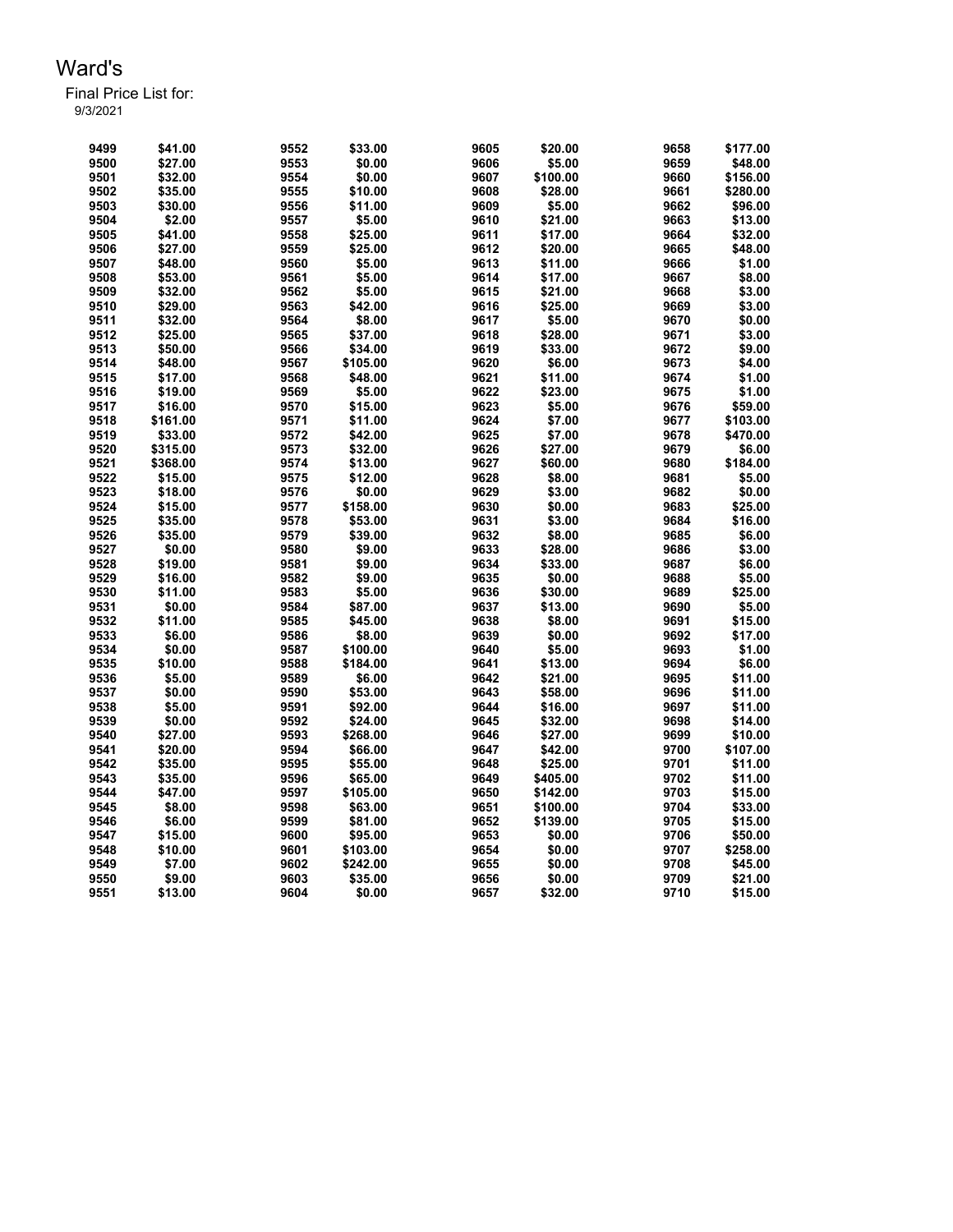# Ward's

Final Price List for:
9/3/2021

| | | | | | | | |
|---|---|---|---|---|---|---|---|
| 9499 | $41.00 | 9552 | $33.00 | 9605 | $20.00 | 9658 | $177.00 |
| 9500 | $27.00 | 9553 | $0.00 | 9606 | $5.00 | 9659 | $48.00 |
| 9501 | $32.00 | 9554 | $0.00 | 9607 | $100.00 | 9660 | $156.00 |
| 9502 | $35.00 | 9555 | $10.00 | 9608 | $28.00 | 9661 | $280.00 |
| 9503 | $30.00 | 9556 | $11.00 | 9609 | $5.00 | 9662 | $96.00 |
| 9504 | $2.00 | 9557 | $5.00 | 9610 | $21.00 | 9663 | $13.00 |
| 9505 | $41.00 | 9558 | $25.00 | 9611 | $17.00 | 9664 | $32.00 |
| 9506 | $27.00 | 9559 | $25.00 | 9612 | $20.00 | 9665 | $48.00 |
| 9507 | $48.00 | 9560 | $5.00 | 9613 | $11.00 | 9666 | $1.00 |
| 9508 | $53.00 | 9561 | $5.00 | 9614 | $17.00 | 9667 | $8.00 |
| 9509 | $32.00 | 9562 | $5.00 | 9615 | $21.00 | 9668 | $3.00 |
| 9510 | $29.00 | 9563 | $42.00 | 9616 | $25.00 | 9669 | $3.00 |
| 9511 | $32.00 | 9564 | $8.00 | 9617 | $5.00 | 9670 | $0.00 |
| 9512 | $25.00 | 9565 | $37.00 | 9618 | $28.00 | 9671 | $3.00 |
| 9513 | $50.00 | 9566 | $34.00 | 9619 | $33.00 | 9672 | $9.00 |
| 9514 | $48.00 | 9567 | $105.00 | 9620 | $6.00 | 9673 | $4.00 |
| 9515 | $17.00 | 9568 | $48.00 | 9621 | $11.00 | 9674 | $1.00 |
| 9516 | $19.00 | 9569 | $5.00 | 9622 | $23.00 | 9675 | $1.00 |
| 9517 | $16.00 | 9570 | $15.00 | 9623 | $5.00 | 9676 | $59.00 |
| 9518 | $161.00 | 9571 | $11.00 | 9624 | $7.00 | 9677 | $103.00 |
| 9519 | $33.00 | 9572 | $42.00 | 9625 | $7.00 | 9678 | $470.00 |
| 9520 | $315.00 | 9573 | $32.00 | 9626 | $27.00 | 9679 | $6.00 |
| 9521 | $368.00 | 9574 | $13.00 | 9627 | $60.00 | 9680 | $184.00 |
| 9522 | $15.00 | 9575 | $12.00 | 9628 | $8.00 | 9681 | $5.00 |
| 9523 | $18.00 | 9576 | $0.00 | 9629 | $3.00 | 9682 | $0.00 |
| 9524 | $15.00 | 9577 | $158.00 | 9630 | $0.00 | 9683 | $25.00 |
| 9525 | $35.00 | 9578 | $53.00 | 9631 | $3.00 | 9684 | $16.00 |
| 9526 | $35.00 | 9579 | $39.00 | 9632 | $8.00 | 9685 | $6.00 |
| 9527 | $0.00 | 9580 | $9.00 | 9633 | $28.00 | 9686 | $3.00 |
| 9528 | $19.00 | 9581 | $9.00 | 9634 | $33.00 | 9687 | $6.00 |
| 9529 | $16.00 | 9582 | $9.00 | 9635 | $0.00 | 9688 | $5.00 |
| 9530 | $11.00 | 9583 | $5.00 | 9636 | $30.00 | 9689 | $25.00 |
| 9531 | $0.00 | 9584 | $87.00 | 9637 | $13.00 | 9690 | $5.00 |
| 9532 | $11.00 | 9585 | $45.00 | 9638 | $8.00 | 9691 | $15.00 |
| 9533 | $6.00 | 9586 | $8.00 | 9639 | $0.00 | 9692 | $17.00 |
| 9534 | $0.00 | 9587 | $100.00 | 9640 | $5.00 | 9693 | $1.00 |
| 9535 | $10.00 | 9588 | $184.00 | 9641 | $13.00 | 9694 | $6.00 |
| 9536 | $5.00 | 9589 | $6.00 | 9642 | $21.00 | 9695 | $11.00 |
| 9537 | $0.00 | 9590 | $53.00 | 9643 | $58.00 | 9696 | $11.00 |
| 9538 | $5.00 | 9591 | $92.00 | 9644 | $16.00 | 9697 | $11.00 |
| 9539 | $0.00 | 9592 | $24.00 | 9645 | $32.00 | 9698 | $14.00 |
| 9540 | $27.00 | 9593 | $268.00 | 9646 | $27.00 | 9699 | $10.00 |
| 9541 | $20.00 | 9594 | $66.00 | 9647 | $42.00 | 9700 | $107.00 |
| 9542 | $35.00 | 9595 | $55.00 | 9648 | $25.00 | 9701 | $11.00 |
| 9543 | $35.00 | 9596 | $65.00 | 9649 | $405.00 | 9702 | $11.00 |
| 9544 | $47.00 | 9597 | $105.00 | 9650 | $142.00 | 9703 | $15.00 |
| 9545 | $8.00 | 9598 | $63.00 | 9651 | $100.00 | 9704 | $33.00 |
| 9546 | $6.00 | 9599 | $81.00 | 9652 | $139.00 | 9705 | $15.00 |
| 9547 | $15.00 | 9600 | $95.00 | 9653 | $0.00 | 9706 | $50.00 |
| 9548 | $10.00 | 9601 | $103.00 | 9654 | $0.00 | 9707 | $258.00 |
| 9549 | $7.00 | 9602 | $242.00 | 9655 | $0.00 | 9708 | $45.00 |
| 9550 | $9.00 | 9603 | $35.00 | 9656 | $0.00 | 9709 | $21.00 |
| 9551 | $13.00 | 9604 | $0.00 | 9657 | $32.00 | 9710 | $15.00 |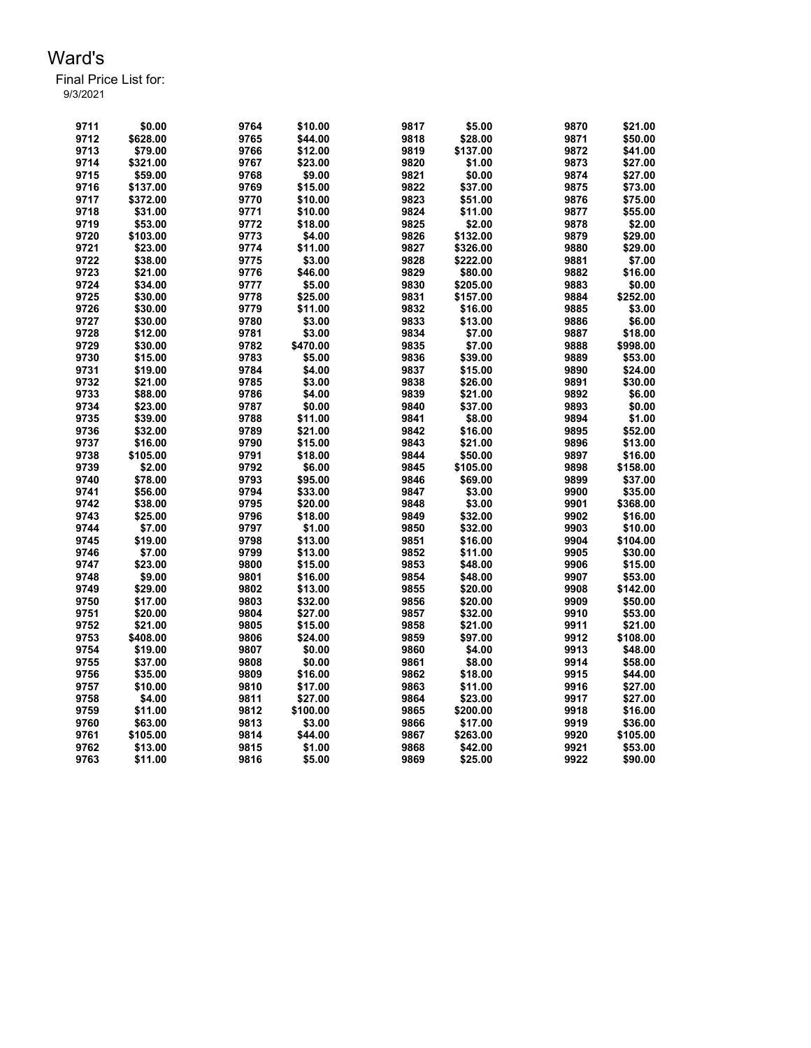# Ward's

Final Price List for:
9/3/2021

| | | | | | | | |
|---|---|---|---|---|---|---|---|
| 9711 | $0.00 | 9764 | $10.00 | 9817 | $5.00 | 9870 | $21.00 |
| 9712 | $628.00 | 9765 | $44.00 | 9818 | $28.00 | 9871 | $50.00 |
| 9713 | $79.00 | 9766 | $12.00 | 9819 | $137.00 | 9872 | $41.00 |
| 9714 | $321.00 | 9767 | $23.00 | 9820 | $1.00 | 9873 | $27.00 |
| 9715 | $59.00 | 9768 | $9.00 | 9821 | $0.00 | 9874 | $27.00 |
| 9716 | $137.00 | 9769 | $15.00 | 9822 | $37.00 | 9875 | $73.00 |
| 9717 | $372.00 | 9770 | $10.00 | 9823 | $51.00 | 9876 | $75.00 |
| 9718 | $31.00 | 9771 | $10.00 | 9824 | $11.00 | 9877 | $55.00 |
| 9719 | $53.00 | 9772 | $18.00 | 9825 | $2.00 | 9878 | $2.00 |
| 9720 | $103.00 | 9773 | $4.00 | 9826 | $132.00 | 9879 | $29.00 |
| 9721 | $23.00 | 9774 | $11.00 | 9827 | $326.00 | 9880 | $29.00 |
| 9722 | $38.00 | 9775 | $3.00 | 9828 | $222.00 | 9881 | $7.00 |
| 9723 | $21.00 | 9776 | $46.00 | 9829 | $80.00 | 9882 | $16.00 |
| 9724 | $34.00 | 9777 | $5.00 | 9830 | $205.00 | 9883 | $0.00 |
| 9725 | $30.00 | 9778 | $25.00 | 9831 | $157.00 | 9884 | $252.00 |
| 9726 | $30.00 | 9779 | $11.00 | 9832 | $16.00 | 9885 | $3.00 |
| 9727 | $30.00 | 9780 | $3.00 | 9833 | $13.00 | 9886 | $6.00 |
| 9728 | $12.00 | 9781 | $3.00 | 9834 | $7.00 | 9887 | $18.00 |
| 9729 | $30.00 | 9782 | $470.00 | 9835 | $7.00 | 9888 | $998.00 |
| 9730 | $15.00 | 9783 | $5.00 | 9836 | $39.00 | 9889 | $53.00 |
| 9731 | $19.00 | 9784 | $4.00 | 9837 | $15.00 | 9890 | $24.00 |
| 9732 | $21.00 | 9785 | $3.00 | 9838 | $26.00 | 9891 | $30.00 |
| 9733 | $88.00 | 9786 | $4.00 | 9839 | $21.00 | 9892 | $6.00 |
| 9734 | $23.00 | 9787 | $0.00 | 9840 | $37.00 | 9893 | $0.00 |
| 9735 | $39.00 | 9788 | $11.00 | 9841 | $8.00 | 9894 | $1.00 |
| 9736 | $32.00 | 9789 | $21.00 | 9842 | $16.00 | 9895 | $52.00 |
| 9737 | $16.00 | 9790 | $15.00 | 9843 | $21.00 | 9896 | $13.00 |
| 9738 | $105.00 | 9791 | $18.00 | 9844 | $50.00 | 9897 | $16.00 |
| 9739 | $2.00 | 9792 | $6.00 | 9845 | $105.00 | 9898 | $158.00 |
| 9740 | $78.00 | 9793 | $95.00 | 9846 | $69.00 | 9899 | $37.00 |
| 9741 | $56.00 | 9794 | $33.00 | 9847 | $3.00 | 9900 | $35.00 |
| 9742 | $38.00 | 9795 | $20.00 | 9848 | $3.00 | 9901 | $368.00 |
| 9743 | $25.00 | 9796 | $18.00 | 9849 | $32.00 | 9902 | $16.00 |
| 9744 | $7.00 | 9797 | $1.00 | 9850 | $32.00 | 9903 | $10.00 |
| 9745 | $19.00 | 9798 | $13.00 | 9851 | $16.00 | 9904 | $104.00 |
| 9746 | $7.00 | 9799 | $13.00 | 9852 | $11.00 | 9905 | $30.00 |
| 9747 | $23.00 | 9800 | $15.00 | 9853 | $48.00 | 9906 | $15.00 |
| 9748 | $9.00 | 9801 | $16.00 | 9854 | $48.00 | 9907 | $53.00 |
| 9749 | $29.00 | 9802 | $13.00 | 9855 | $20.00 | 9908 | $142.00 |
| 9750 | $17.00 | 9803 | $32.00 | 9856 | $20.00 | 9909 | $50.00 |
| 9751 | $20.00 | 9804 | $27.00 | 9857 | $32.00 | 9910 | $53.00 |
| 9752 | $21.00 | 9805 | $15.00 | 9858 | $21.00 | 9911 | $21.00 |
| 9753 | $408.00 | 9806 | $24.00 | 9859 | $97.00 | 9912 | $108.00 |
| 9754 | $19.00 | 9807 | $0.00 | 9860 | $4.00 | 9913 | $48.00 |
| 9755 | $37.00 | 9808 | $0.00 | 9861 | $8.00 | 9914 | $58.00 |
| 9756 | $35.00 | 9809 | $16.00 | 9862 | $18.00 | 9915 | $44.00 |
| 9757 | $10.00 | 9810 | $17.00 | 9863 | $11.00 | 9916 | $27.00 |
| 9758 | $4.00 | 9811 | $27.00 | 9864 | $23.00 | 9917 | $27.00 |
| 9759 | $11.00 | 9812 | $100.00 | 9865 | $200.00 | 9918 | $16.00 |
| 9760 | $63.00 | 9813 | $3.00 | 9866 | $17.00 | 9919 | $36.00 |
| 9761 | $105.00 | 9814 | $44.00 | 9867 | $263.00 | 9920 | $105.00 |
| 9762 | $13.00 | 9815 | $1.00 | 9868 | $42.00 | 9921 | $53.00 |
| 9763 | $11.00 | 9816 | $5.00 | 9869 | $25.00 | 9922 | $90.00 |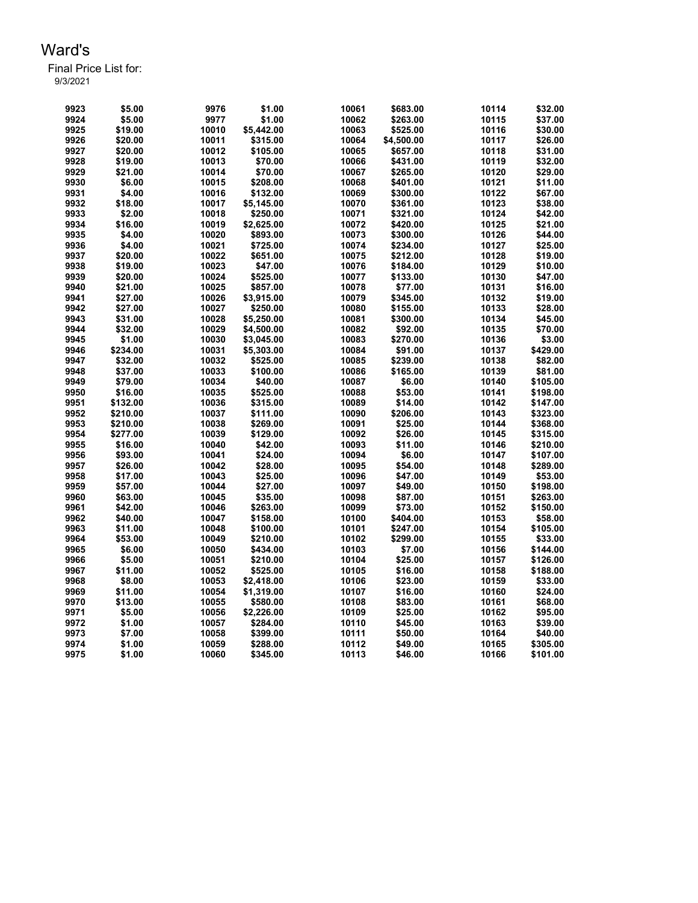# Ward's

Final Price List for:
9/3/2021

| | | | | | | | |
|---|---|---|---|---|---|---|---|
| 9923 | $5.00 | 9976 | $1.00 | 10061 | $683.00 | 10114 | $32.00 |
| 9924 | $5.00 | 9977 | $1.00 | 10062 | $263.00 | 10115 | $37.00 |
| 9925 | $19.00 | 10010 | $5,442.00 | 10063 | $525.00 | 10116 | $30.00 |
| 9926 | $20.00 | 10011 | $315.00 | 10064 | $4,500.00 | 10117 | $26.00 |
| 9927 | $20.00 | 10012 | $105.00 | 10065 | $657.00 | 10118 | $31.00 |
| 9928 | $19.00 | 10013 | $70.00 | 10066 | $431.00 | 10119 | $32.00 |
| 9929 | $21.00 | 10014 | $70.00 | 10067 | $265.00 | 10120 | $29.00 |
| 9930 | $6.00 | 10015 | $208.00 | 10068 | $401.00 | 10121 | $11.00 |
| 9931 | $4.00 | 10016 | $132.00 | 10069 | $300.00 | 10122 | $67.00 |
| 9932 | $18.00 | 10017 | $5,145.00 | 10070 | $361.00 | 10123 | $38.00 |
| 9933 | $2.00 | 10018 | $250.00 | 10071 | $321.00 | 10124 | $42.00 |
| 9934 | $16.00 | 10019 | $2,625.00 | 10072 | $420.00 | 10125 | $21.00 |
| 9935 | $4.00 | 10020 | $893.00 | 10073 | $300.00 | 10126 | $44.00 |
| 9936 | $4.00 | 10021 | $725.00 | 10074 | $234.00 | 10127 | $25.00 |
| 9937 | $20.00 | 10022 | $651.00 | 10075 | $212.00 | 10128 | $19.00 |
| 9938 | $19.00 | 10023 | $47.00 | 10076 | $184.00 | 10129 | $10.00 |
| 9939 | $20.00 | 10024 | $525.00 | 10077 | $133.00 | 10130 | $47.00 |
| 9940 | $21.00 | 10025 | $857.00 | 10078 | $77.00 | 10131 | $16.00 |
| 9941 | $27.00 | 10026 | $3,915.00 | 10079 | $345.00 | 10132 | $19.00 |
| 9942 | $27.00 | 10027 | $250.00 | 10080 | $155.00 | 10133 | $28.00 |
| 9943 | $31.00 | 10028 | $5,250.00 | 10081 | $300.00 | 10134 | $45.00 |
| 9944 | $32.00 | 10029 | $4,500.00 | 10082 | $92.00 | 10135 | $70.00 |
| 9945 | $1.00 | 10030 | $3,045.00 | 10083 | $270.00 | 10136 | $3.00 |
| 9946 | $234.00 | 10031 | $5,303.00 | 10084 | $91.00 | 10137 | $429.00 |
| 9947 | $32.00 | 10032 | $525.00 | 10085 | $239.00 | 10138 | $82.00 |
| 9948 | $37.00 | 10033 | $100.00 | 10086 | $165.00 | 10139 | $81.00 |
| 9949 | $79.00 | 10034 | $40.00 | 10087 | $6.00 | 10140 | $105.00 |
| 9950 | $16.00 | 10035 | $525.00 | 10088 | $53.00 | 10141 | $198.00 |
| 9951 | $132.00 | 10036 | $315.00 | 10089 | $14.00 | 10142 | $147.00 |
| 9952 | $210.00 | 10037 | $111.00 | 10090 | $206.00 | 10143 | $323.00 |
| 9953 | $210.00 | 10038 | $269.00 | 10091 | $25.00 | 10144 | $368.00 |
| 9954 | $277.00 | 10039 | $129.00 | 10092 | $26.00 | 10145 | $315.00 |
| 9955 | $16.00 | 10040 | $42.00 | 10093 | $11.00 | 10146 | $210.00 |
| 9956 | $93.00 | 10041 | $24.00 | 10094 | $6.00 | 10147 | $107.00 |
| 9957 | $26.00 | 10042 | $28.00 | 10095 | $54.00 | 10148 | $289.00 |
| 9958 | $17.00 | 10043 | $25.00 | 10096 | $47.00 | 10149 | $53.00 |
| 9959 | $57.00 | 10044 | $27.00 | 10097 | $49.00 | 10150 | $198.00 |
| 9960 | $63.00 | 10045 | $35.00 | 10098 | $87.00 | 10151 | $263.00 |
| 9961 | $42.00 | 10046 | $263.00 | 10099 | $73.00 | 10152 | $150.00 |
| 9962 | $40.00 | 10047 | $158.00 | 10100 | $404.00 | 10153 | $58.00 |
| 9963 | $11.00 | 10048 | $100.00 | 10101 | $247.00 | 10154 | $105.00 |
| 9964 | $53.00 | 10049 | $210.00 | 10102 | $299.00 | 10155 | $33.00 |
| 9965 | $6.00 | 10050 | $434.00 | 10103 | $7.00 | 10156 | $144.00 |
| 9966 | $5.00 | 10051 | $210.00 | 10104 | $25.00 | 10157 | $126.00 |
| 9967 | $11.00 | 10052 | $525.00 | 10105 | $16.00 | 10158 | $188.00 |
| 9968 | $8.00 | 10053 | $2,418.00 | 10106 | $23.00 | 10159 | $33.00 |
| 9969 | $11.00 | 10054 | $1,319.00 | 10107 | $16.00 | 10160 | $24.00 |
| 9970 | $13.00 | 10055 | $580.00 | 10108 | $83.00 | 10161 | $68.00 |
| 9971 | $5.00 | 10056 | $2,226.00 | 10109 | $25.00 | 10162 | $95.00 |
| 9972 | $1.00 | 10057 | $284.00 | 10110 | $45.00 | 10163 | $39.00 |
| 9973 | $7.00 | 10058 | $399.00 | 10111 | $50.00 | 10164 | $40.00 |
| 9974 | $1.00 | 10059 | $288.00 | 10112 | $49.00 | 10165 | $305.00 |
| 9975 | $1.00 | 10060 | $345.00 | 10113 | $46.00 | 10166 | $101.00 |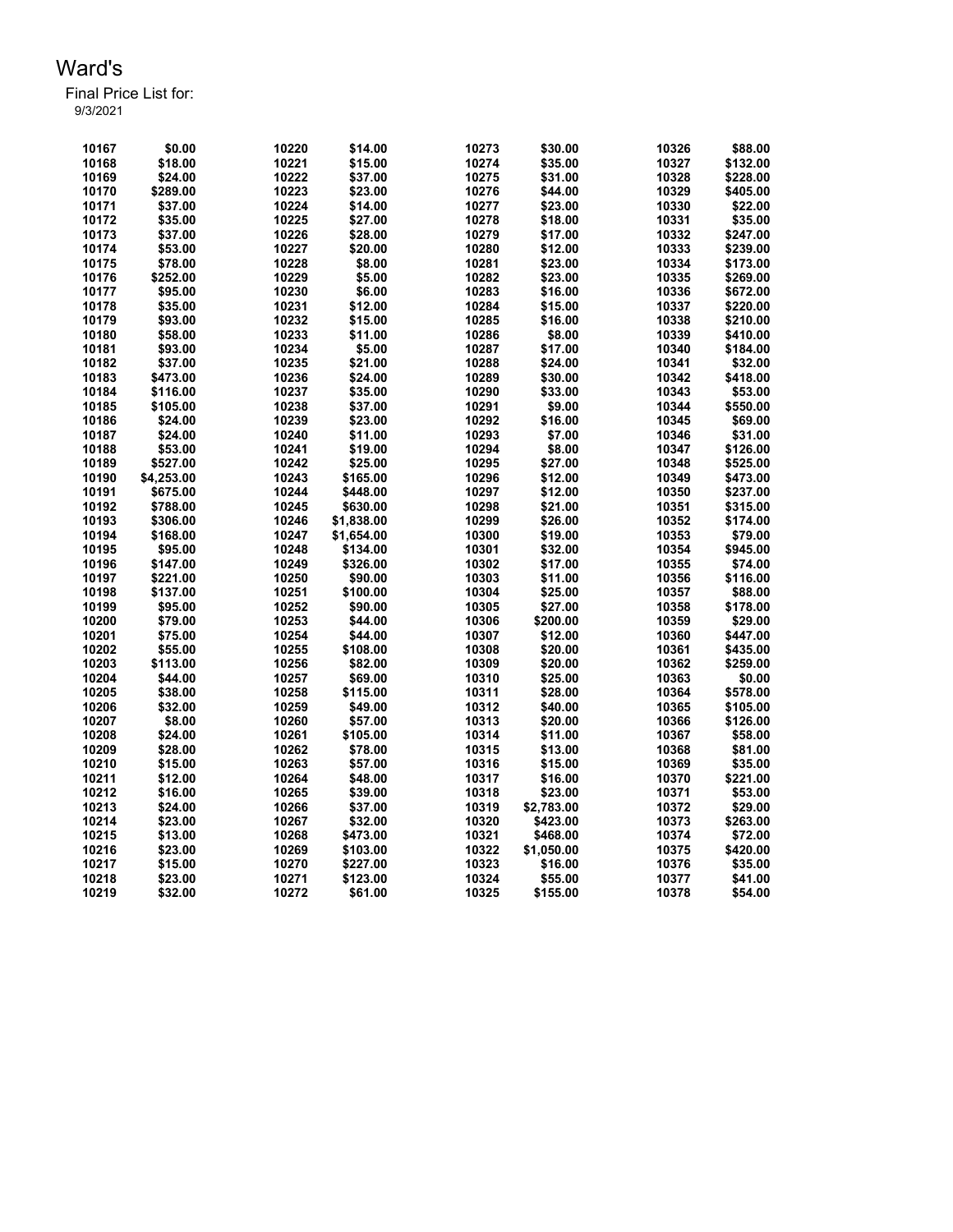# Ward's

Final Price List for:
9/3/2021

| | | | | | | | |
|---|---|---|---|---|---|---|---|
| 10167 | $0.00 | 10220 | $14.00 | 10273 | $30.00 | 10326 | $88.00 |
| 10168 | $18.00 | 10221 | $15.00 | 10274 | $35.00 | 10327 | $132.00 |
| 10169 | $24.00 | 10222 | $37.00 | 10275 | $31.00 | 10328 | $228.00 |
| 10170 | $289.00 | 10223 | $23.00 | 10276 | $44.00 | 10329 | $405.00 |
| 10171 | $37.00 | 10224 | $14.00 | 10277 | $23.00 | 10330 | $22.00 |
| 10172 | $35.00 | 10225 | $27.00 | 10278 | $18.00 | 10331 | $35.00 |
| 10173 | $37.00 | 10226 | $28.00 | 10279 | $17.00 | 10332 | $247.00 |
| 10174 | $53.00 | 10227 | $20.00 | 10280 | $12.00 | 10333 | $239.00 |
| 10175 | $78.00 | 10228 | $8.00 | 10281 | $23.00 | 10334 | $173.00 |
| 10176 | $252.00 | 10229 | $5.00 | 10282 | $23.00 | 10335 | $269.00 |
| 10177 | $95.00 | 10230 | $6.00 | 10283 | $16.00 | 10336 | $672.00 |
| 10178 | $35.00 | 10231 | $12.00 | 10284 | $15.00 | 10337 | $220.00 |
| 10179 | $93.00 | 10232 | $15.00 | 10285 | $16.00 | 10338 | $210.00 |
| 10180 | $58.00 | 10233 | $11.00 | 10286 | $8.00 | 10339 | $410.00 |
| 10181 | $93.00 | 10234 | $5.00 | 10287 | $17.00 | 10340 | $184.00 |
| 10182 | $37.00 | 10235 | $21.00 | 10288 | $24.00 | 10341 | $32.00 |
| 10183 | $473.00 | 10236 | $24.00 | 10289 | $30.00 | 10342 | $418.00 |
| 10184 | $116.00 | 10237 | $35.00 | 10290 | $33.00 | 10343 | $53.00 |
| 10185 | $105.00 | 10238 | $37.00 | 10291 | $9.00 | 10344 | $550.00 |
| 10186 | $24.00 | 10239 | $23.00 | 10292 | $16.00 | 10345 | $69.00 |
| 10187 | $24.00 | 10240 | $11.00 | 10293 | $7.00 | 10346 | $31.00 |
| 10188 | $53.00 | 10241 | $19.00 | 10294 | $8.00 | 10347 | $126.00 |
| 10189 | $527.00 | 10242 | $25.00 | 10295 | $27.00 | 10348 | $525.00 |
| 10190 | $4,253.00 | 10243 | $165.00 | 10296 | $12.00 | 10349 | $473.00 |
| 10191 | $675.00 | 10244 | $448.00 | 10297 | $12.00 | 10350 | $237.00 |
| 10192 | $788.00 | 10245 | $630.00 | 10298 | $21.00 | 10351 | $315.00 |
| 10193 | $306.00 | 10246 | $1,838.00 | 10299 | $26.00 | 10352 | $174.00 |
| 10194 | $168.00 | 10247 | $1,654.00 | 10300 | $19.00 | 10353 | $79.00 |
| 10195 | $95.00 | 10248 | $134.00 | 10301 | $32.00 | 10354 | $945.00 |
| 10196 | $147.00 | 10249 | $326.00 | 10302 | $17.00 | 10355 | $74.00 |
| 10197 | $221.00 | 10250 | $90.00 | 10303 | $11.00 | 10356 | $116.00 |
| 10198 | $137.00 | 10251 | $100.00 | 10304 | $25.00 | 10357 | $88.00 |
| 10199 | $95.00 | 10252 | $90.00 | 10305 | $27.00 | 10358 | $178.00 |
| 10200 | $79.00 | 10253 | $44.00 | 10306 | $200.00 | 10359 | $29.00 |
| 10201 | $75.00 | 10254 | $44.00 | 10307 | $12.00 | 10360 | $447.00 |
| 10202 | $55.00 | 10255 | $108.00 | 10308 | $20.00 | 10361 | $435.00 |
| 10203 | $113.00 | 10256 | $82.00 | 10309 | $20.00 | 10362 | $259.00 |
| 10204 | $44.00 | 10257 | $69.00 | 10310 | $25.00 | 10363 | $0.00 |
| 10205 | $38.00 | 10258 | $115.00 | 10311 | $28.00 | 10364 | $578.00 |
| 10206 | $32.00 | 10259 | $49.00 | 10312 | $40.00 | 10365 | $105.00 |
| 10207 | $8.00 | 10260 | $57.00 | 10313 | $20.00 | 10366 | $126.00 |
| 10208 | $24.00 | 10261 | $105.00 | 10314 | $11.00 | 10367 | $58.00 |
| 10209 | $28.00 | 10262 | $78.00 | 10315 | $13.00 | 10368 | $81.00 |
| 10210 | $15.00 | 10263 | $57.00 | 10316 | $15.00 | 10369 | $35.00 |
| 10211 | $12.00 | 10264 | $48.00 | 10317 | $16.00 | 10370 | $221.00 |
| 10212 | $16.00 | 10265 | $39.00 | 10318 | $23.00 | 10371 | $53.00 |
| 10213 | $24.00 | 10266 | $37.00 | 10319 | $2,783.00 | 10372 | $29.00 |
| 10214 | $23.00 | 10267 | $32.00 | 10320 | $423.00 | 10373 | $263.00 |
| 10215 | $13.00 | 10268 | $473.00 | 10321 | $468.00 | 10374 | $72.00 |
| 10216 | $23.00 | 10269 | $103.00 | 10322 | $1,050.00 | 10375 | $420.00 |
| 10217 | $15.00 | 10270 | $227.00 | 10323 | $16.00 | 10376 | $35.00 |
| 10218 | $23.00 | 10271 | $123.00 | 10324 | $55.00 | 10377 | $41.00 |
| 10219 | $32.00 | 10272 | $61.00 | 10325 | $155.00 | 10378 | $54.00 |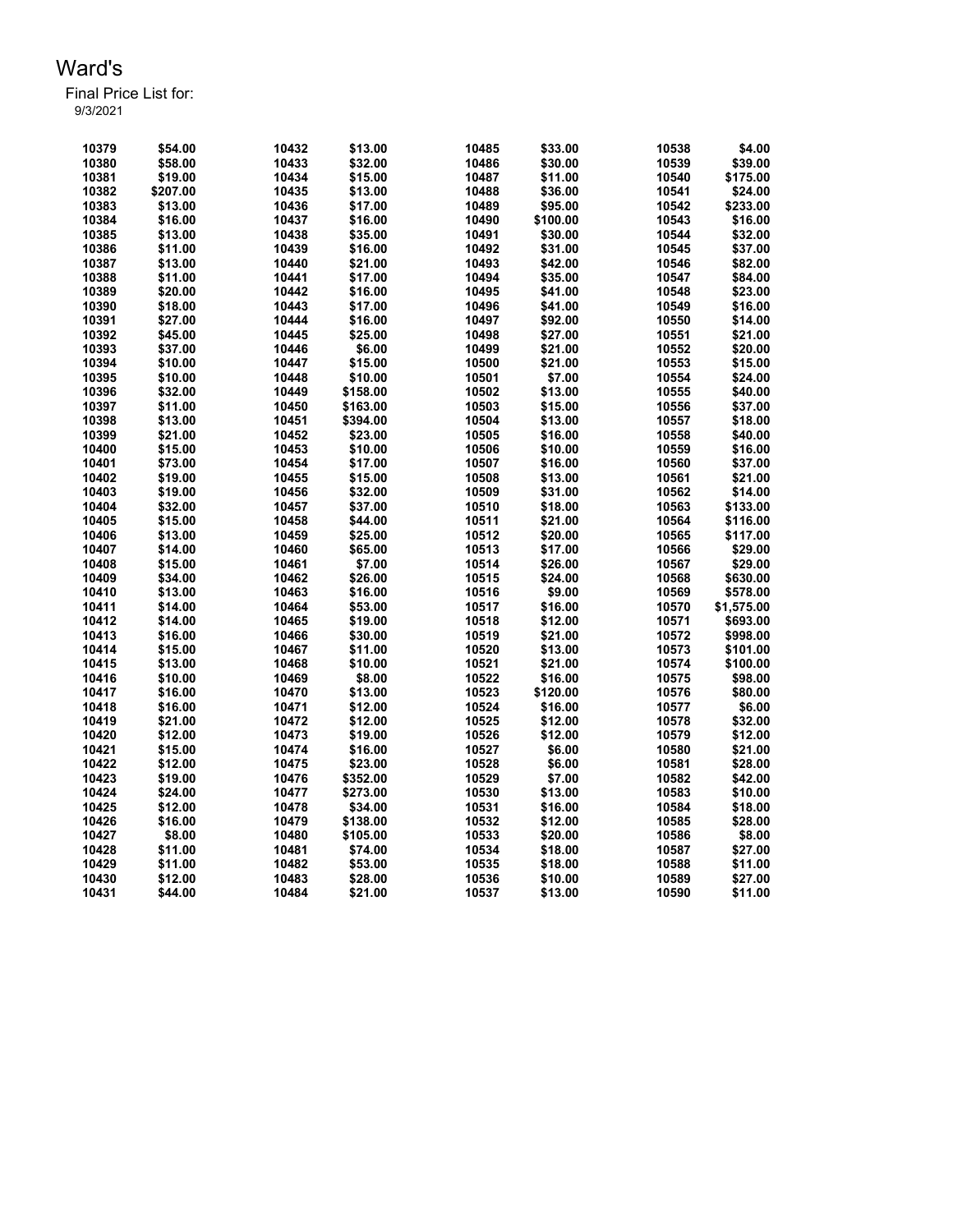# Ward's

Final Price List for:
9/3/2021

| | | | | | | | |
|---|---|---|---|---|---|---|---|
| 10379 | $54.00 | 10432 | $13.00 | 10485 | $33.00 | 10538 | $4.00 |
| 10380 | $58.00 | 10433 | $32.00 | 10486 | $30.00 | 10539 | $39.00 |
| 10381 | $19.00 | 10434 | $15.00 | 10487 | $11.00 | 10540 | $175.00 |
| 10382 | $207.00 | 10435 | $13.00 | 10488 | $36.00 | 10541 | $24.00 |
| 10383 | $13.00 | 10436 | $17.00 | 10489 | $95.00 | 10542 | $233.00 |
| 10384 | $16.00 | 10437 | $16.00 | 10490 | $100.00 | 10543 | $16.00 |
| 10385 | $13.00 | 10438 | $35.00 | 10491 | $30.00 | 10544 | $32.00 |
| 10386 | $11.00 | 10439 | $16.00 | 10492 | $31.00 | 10545 | $37.00 |
| 10387 | $13.00 | 10440 | $21.00 | 10493 | $42.00 | 10546 | $82.00 |
| 10388 | $11.00 | 10441 | $17.00 | 10494 | $35.00 | 10547 | $84.00 |
| 10389 | $20.00 | 10442 | $16.00 | 10495 | $41.00 | 10548 | $23.00 |
| 10390 | $18.00 | 10443 | $17.00 | 10496 | $41.00 | 10549 | $16.00 |
| 10391 | $27.00 | 10444 | $16.00 | 10497 | $92.00 | 10550 | $14.00 |
| 10392 | $45.00 | 10445 | $25.00 | 10498 | $27.00 | 10551 | $21.00 |
| 10393 | $37.00 | 10446 | $6.00 | 10499 | $21.00 | 10552 | $20.00 |
| 10394 | $10.00 | 10447 | $15.00 | 10500 | $21.00 | 10553 | $15.00 |
| 10395 | $10.00 | 10448 | $10.00 | 10501 | $7.00 | 10554 | $24.00 |
| 10396 | $32.00 | 10449 | $158.00 | 10502 | $13.00 | 10555 | $40.00 |
| 10397 | $11.00 | 10450 | $163.00 | 10503 | $15.00 | 10556 | $37.00 |
| 10398 | $13.00 | 10451 | $394.00 | 10504 | $13.00 | 10557 | $18.00 |
| 10399 | $21.00 | 10452 | $23.00 | 10505 | $16.00 | 10558 | $40.00 |
| 10400 | $15.00 | 10453 | $10.00 | 10506 | $10.00 | 10559 | $16.00 |
| 10401 | $73.00 | 10454 | $17.00 | 10507 | $16.00 | 10560 | $37.00 |
| 10402 | $19.00 | 10455 | $15.00 | 10508 | $13.00 | 10561 | $21.00 |
| 10403 | $19.00 | 10456 | $32.00 | 10509 | $31.00 | 10562 | $14.00 |
| 10404 | $32.00 | 10457 | $37.00 | 10510 | $18.00 | 10563 | $133.00 |
| 10405 | $15.00 | 10458 | $44.00 | 10511 | $21.00 | 10564 | $116.00 |
| 10406 | $13.00 | 10459 | $25.00 | 10512 | $20.00 | 10565 | $117.00 |
| 10407 | $14.00 | 10460 | $65.00 | 10513 | $17.00 | 10566 | $29.00 |
| 10408 | $15.00 | 10461 | $7.00 | 10514 | $26.00 | 10567 | $29.00 |
| 10409 | $34.00 | 10462 | $26.00 | 10515 | $24.00 | 10568 | $630.00 |
| 10410 | $13.00 | 10463 | $16.00 | 10516 | $9.00 | 10569 | $578.00 |
| 10411 | $14.00 | 10464 | $53.00 | 10517 | $16.00 | 10570 | $1,575.00 |
| 10412 | $14.00 | 10465 | $19.00 | 10518 | $12.00 | 10571 | $693.00 |
| 10413 | $16.00 | 10466 | $30.00 | 10519 | $21.00 | 10572 | $998.00 |
| 10414 | $15.00 | 10467 | $11.00 | 10520 | $13.00 | 10573 | $101.00 |
| 10415 | $13.00 | 10468 | $10.00 | 10521 | $21.00 | 10574 | $100.00 |
| 10416 | $10.00 | 10469 | $8.00 | 10522 | $16.00 | 10575 | $98.00 |
| 10417 | $16.00 | 10470 | $13.00 | 10523 | $120.00 | 10576 | $80.00 |
| 10418 | $16.00 | 10471 | $12.00 | 10524 | $16.00 | 10577 | $6.00 |
| 10419 | $21.00 | 10472 | $12.00 | 10525 | $12.00 | 10578 | $32.00 |
| 10420 | $12.00 | 10473 | $19.00 | 10526 | $12.00 | 10579 | $12.00 |
| 10421 | $15.00 | 10474 | $16.00 | 10527 | $6.00 | 10580 | $21.00 |
| 10422 | $12.00 | 10475 | $23.00 | 10528 | $6.00 | 10581 | $28.00 |
| 10423 | $19.00 | 10476 | $352.00 | 10529 | $7.00 | 10582 | $42.00 |
| 10424 | $24.00 | 10477 | $273.00 | 10530 | $13.00 | 10583 | $10.00 |
| 10425 | $12.00 | 10478 | $34.00 | 10531 | $16.00 | 10584 | $18.00 |
| 10426 | $16.00 | 10479 | $138.00 | 10532 | $12.00 | 10585 | $28.00 |
| 10427 | $8.00 | 10480 | $105.00 | 10533 | $20.00 | 10586 | $8.00 |
| 10428 | $11.00 | 10481 | $74.00 | 10534 | $18.00 | 10587 | $27.00 |
| 10429 | $11.00 | 10482 | $53.00 | 10535 | $18.00 | 10588 | $11.00 |
| 10430 | $12.00 | 10483 | $28.00 | 10536 | $10.00 | 10589 | $27.00 |
| 10431 | $44.00 | 10484 | $21.00 | 10537 | $13.00 | 10590 | $11.00 |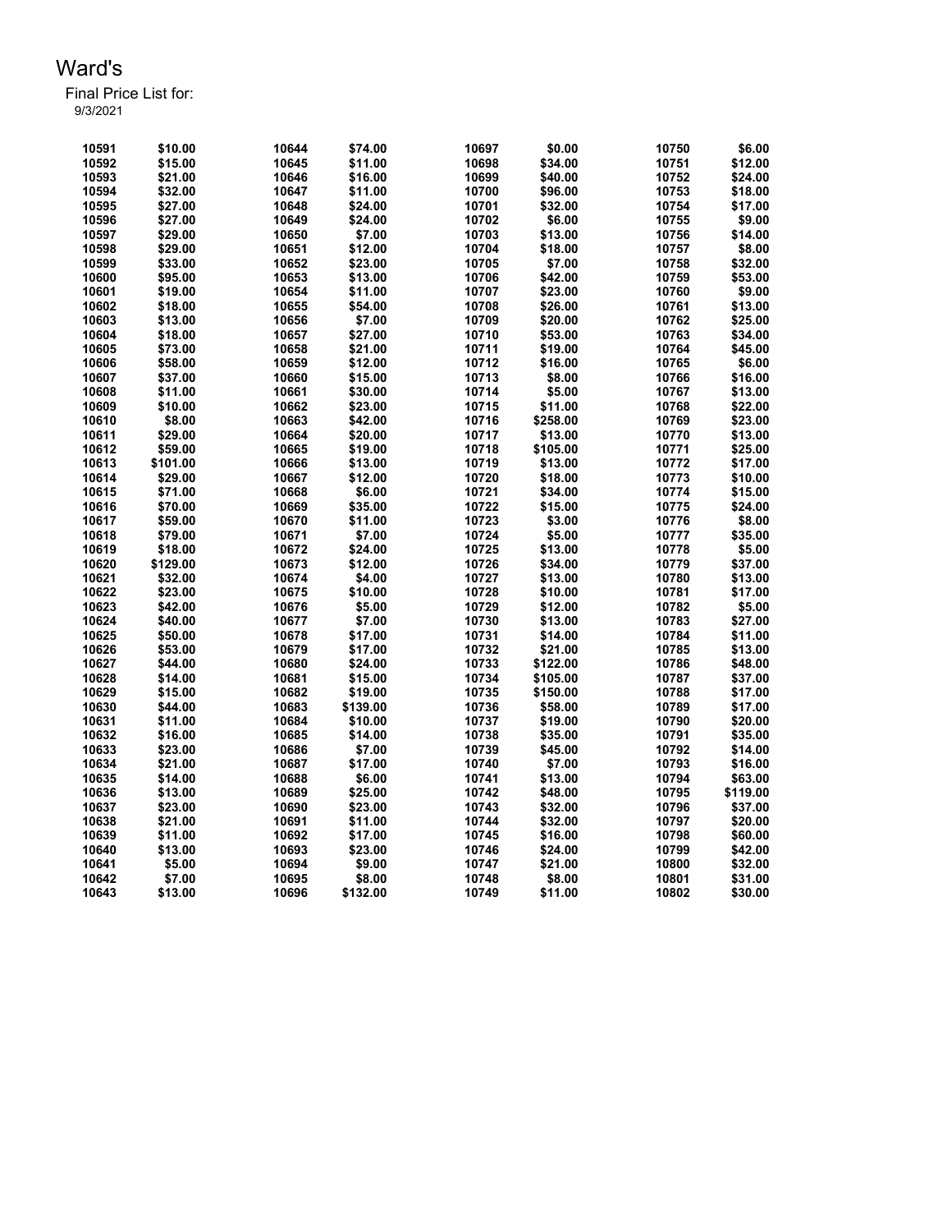# Ward's

Final Price List for:
9/3/2021

| | | | | | | | |
|---|---|---|---|---|---|---|---|
| 10591 | $10.00 | 10644 | $74.00 | 10697 | $0.00 | 10750 | $6.00 |
| 10592 | $15.00 | 10645 | $11.00 | 10698 | $34.00 | 10751 | $12.00 |
| 10593 | $21.00 | 10646 | $16.00 | 10699 | $40.00 | 10752 | $24.00 |
| 10594 | $32.00 | 10647 | $11.00 | 10700 | $96.00 | 10753 | $18.00 |
| 10595 | $27.00 | 10648 | $24.00 | 10701 | $32.00 | 10754 | $17.00 |
| 10596 | $27.00 | 10649 | $24.00 | 10702 | $6.00 | 10755 | $9.00 |
| 10597 | $29.00 | 10650 | $7.00 | 10703 | $13.00 | 10756 | $14.00 |
| 10598 | $29.00 | 10651 | $12.00 | 10704 | $18.00 | 10757 | $8.00 |
| 10599 | $33.00 | 10652 | $23.00 | 10705 | $7.00 | 10758 | $32.00 |
| 10600 | $95.00 | 10653 | $13.00 | 10706 | $42.00 | 10759 | $53.00 |
| 10601 | $19.00 | 10654 | $11.00 | 10707 | $23.00 | 10760 | $9.00 |
| 10602 | $18.00 | 10655 | $54.00 | 10708 | $26.00 | 10761 | $13.00 |
| 10603 | $13.00 | 10656 | $7.00 | 10709 | $20.00 | 10762 | $25.00 |
| 10604 | $18.00 | 10657 | $27.00 | 10710 | $53.00 | 10763 | $34.00 |
| 10605 | $73.00 | 10658 | $21.00 | 10711 | $19.00 | 10764 | $45.00 |
| 10606 | $58.00 | 10659 | $12.00 | 10712 | $16.00 | 10765 | $6.00 |
| 10607 | $37.00 | 10660 | $15.00 | 10713 | $8.00 | 10766 | $16.00 |
| 10608 | $11.00 | 10661 | $30.00 | 10714 | $5.00 | 10767 | $13.00 |
| 10609 | $10.00 | 10662 | $23.00 | 10715 | $11.00 | 10768 | $22.00 |
| 10610 | $8.00 | 10663 | $42.00 | 10716 | $258.00 | 10769 | $23.00 |
| 10611 | $29.00 | 10664 | $20.00 | 10717 | $13.00 | 10770 | $13.00 |
| 10612 | $59.00 | 10665 | $19.00 | 10718 | $105.00 | 10771 | $25.00 |
| 10613 | $101.00 | 10666 | $13.00 | 10719 | $13.00 | 10772 | $17.00 |
| 10614 | $29.00 | 10667 | $12.00 | 10720 | $18.00 | 10773 | $10.00 |
| 10615 | $71.00 | 10668 | $6.00 | 10721 | $34.00 | 10774 | $15.00 |
| 10616 | $70.00 | 10669 | $35.00 | 10722 | $15.00 | 10775 | $24.00 |
| 10617 | $59.00 | 10670 | $11.00 | 10723 | $3.00 | 10776 | $8.00 |
| 10618 | $79.00 | 10671 | $7.00 | 10724 | $5.00 | 10777 | $35.00 |
| 10619 | $18.00 | 10672 | $24.00 | 10725 | $13.00 | 10778 | $5.00 |
| 10620 | $129.00 | 10673 | $12.00 | 10726 | $34.00 | 10779 | $37.00 |
| 10621 | $32.00 | 10674 | $4.00 | 10727 | $13.00 | 10780 | $13.00 |
| 10622 | $23.00 | 10675 | $10.00 | 10728 | $10.00 | 10781 | $17.00 |
| 10623 | $42.00 | 10676 | $5.00 | 10729 | $12.00 | 10782 | $5.00 |
| 10624 | $40.00 | 10677 | $7.00 | 10730 | $13.00 | 10783 | $27.00 |
| 10625 | $50.00 | 10678 | $17.00 | 10731 | $14.00 | 10784 | $11.00 |
| 10626 | $53.00 | 10679 | $17.00 | 10732 | $21.00 | 10785 | $13.00 |
| 10627 | $44.00 | 10680 | $24.00 | 10733 | $122.00 | 10786 | $48.00 |
| 10628 | $14.00 | 10681 | $15.00 | 10734 | $105.00 | 10787 | $37.00 |
| 10629 | $15.00 | 10682 | $19.00 | 10735 | $150.00 | 10788 | $17.00 |
| 10630 | $44.00 | 10683 | $139.00 | 10736 | $58.00 | 10789 | $17.00 |
| 10631 | $11.00 | 10684 | $10.00 | 10737 | $19.00 | 10790 | $20.00 |
| 10632 | $16.00 | 10685 | $14.00 | 10738 | $35.00 | 10791 | $35.00 |
| 10633 | $23.00 | 10686 | $7.00 | 10739 | $45.00 | 10792 | $14.00 |
| 10634 | $21.00 | 10687 | $17.00 | 10740 | $7.00 | 10793 | $16.00 |
| 10635 | $14.00 | 10688 | $6.00 | 10741 | $13.00 | 10794 | $63.00 |
| 10636 | $13.00 | 10689 | $25.00 | 10742 | $48.00 | 10795 | $119.00 |
| 10637 | $23.00 | 10690 | $23.00 | 10743 | $32.00 | 10796 | $37.00 |
| 10638 | $21.00 | 10691 | $11.00 | 10744 | $32.00 | 10797 | $20.00 |
| 10639 | $11.00 | 10692 | $17.00 | 10745 | $16.00 | 10798 | $60.00 |
| 10640 | $13.00 | 10693 | $23.00 | 10746 | $24.00 | 10799 | $42.00 |
| 10641 | $5.00 | 10694 | $9.00 | 10747 | $21.00 | 10800 | $32.00 |
| 10642 | $7.00 | 10695 | $8.00 | 10748 | $8.00 | 10801 | $31.00 |
| 10643 | $13.00 | 10696 | $132.00 | 10749 | $11.00 | 10802 | $30.00 |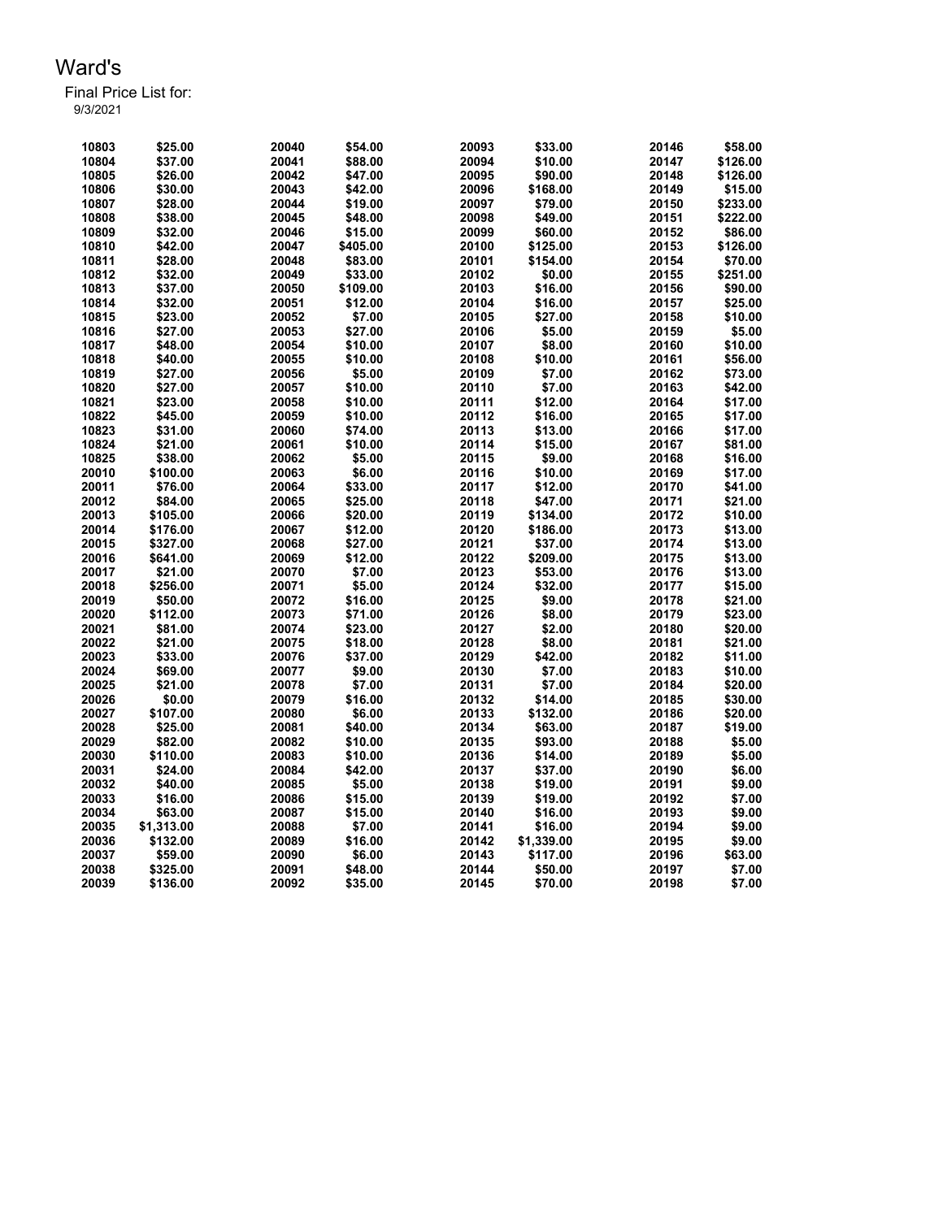# Ward's

Final Price List for:
9/3/2021

| | | | | | | | |
|---|---|---|---|---|---|---|---|
| 10803 | $25.00 | 20040 | $54.00 | 20093 | $33.00 | 20146 | $58.00 |
| 10804 | $37.00 | 20041 | $88.00 | 20094 | $10.00 | 20147 | $126.00 |
| 10805 | $26.00 | 20042 | $47.00 | 20095 | $90.00 | 20148 | $126.00 |
| 10806 | $30.00 | 20043 | $42.00 | 20096 | $168.00 | 20149 | $15.00 |
| 10807 | $28.00 | 20044 | $19.00 | 20097 | $79.00 | 20150 | $233.00 |
| 10808 | $38.00 | 20045 | $48.00 | 20098 | $49.00 | 20151 | $222.00 |
| 10809 | $32.00 | 20046 | $15.00 | 20099 | $60.00 | 20152 | $86.00 |
| 10810 | $42.00 | 20047 | $405.00 | 20100 | $125.00 | 20153 | $126.00 |
| 10811 | $28.00 | 20048 | $83.00 | 20101 | $154.00 | 20154 | $70.00 |
| 10812 | $32.00 | 20049 | $33.00 | 20102 | $0.00 | 20155 | $251.00 |
| 10813 | $37.00 | 20050 | $109.00 | 20103 | $16.00 | 20156 | $90.00 |
| 10814 | $32.00 | 20051 | $12.00 | 20104 | $16.00 | 20157 | $25.00 |
| 10815 | $23.00 | 20052 | $7.00 | 20105 | $27.00 | 20158 | $10.00 |
| 10816 | $27.00 | 20053 | $27.00 | 20106 | $5.00 | 20159 | $5.00 |
| 10817 | $48.00 | 20054 | $10.00 | 20107 | $8.00 | 20160 | $10.00 |
| 10818 | $40.00 | 20055 | $10.00 | 20108 | $10.00 | 20161 | $56.00 |
| 10819 | $27.00 | 20056 | $5.00 | 20109 | $7.00 | 20162 | $73.00 |
| 10820 | $27.00 | 20057 | $10.00 | 20110 | $7.00 | 20163 | $42.00 |
| 10821 | $23.00 | 20058 | $10.00 | 20111 | $12.00 | 20164 | $17.00 |
| 10822 | $45.00 | 20059 | $10.00 | 20112 | $16.00 | 20165 | $17.00 |
| 10823 | $31.00 | 20060 | $74.00 | 20113 | $13.00 | 20166 | $17.00 |
| 10824 | $21.00 | 20061 | $10.00 | 20114 | $15.00 | 20167 | $81.00 |
| 10825 | $38.00 | 20062 | $5.00 | 20115 | $9.00 | 20168 | $16.00 |
| 20010 | $100.00 | 20063 | $6.00 | 20116 | $10.00 | 20169 | $17.00 |
| 20011 | $76.00 | 20064 | $33.00 | 20117 | $12.00 | 20170 | $41.00 |
| 20012 | $84.00 | 20065 | $25.00 | 20118 | $47.00 | 20171 | $21.00 |
| 20013 | $105.00 | 20066 | $20.00 | 20119 | $134.00 | 20172 | $10.00 |
| 20014 | $176.00 | 20067 | $12.00 | 20120 | $186.00 | 20173 | $13.00 |
| 20015 | $327.00 | 20068 | $27.00 | 20121 | $37.00 | 20174 | $13.00 |
| 20016 | $641.00 | 20069 | $12.00 | 20122 | $209.00 | 20175 | $13.00 |
| 20017 | $21.00 | 20070 | $7.00 | 20123 | $53.00 | 20176 | $13.00 |
| 20018 | $256.00 | 20071 | $5.00 | 20124 | $32.00 | 20177 | $15.00 |
| 20019 | $50.00 | 20072 | $16.00 | 20125 | $9.00 | 20178 | $21.00 |
| 20020 | $112.00 | 20073 | $71.00 | 20126 | $8.00 | 20179 | $23.00 |
| 20021 | $81.00 | 20074 | $23.00 | 20127 | $2.00 | 20180 | $20.00 |
| 20022 | $21.00 | 20075 | $18.00 | 20128 | $8.00 | 20181 | $21.00 |
| 20023 | $33.00 | 20076 | $37.00 | 20129 | $42.00 | 20182 | $11.00 |
| 20024 | $69.00 | 20077 | $9.00 | 20130 | $7.00 | 20183 | $10.00 |
| 20025 | $21.00 | 20078 | $7.00 | 20131 | $7.00 | 20184 | $20.00 |
| 20026 | $0.00 | 20079 | $16.00 | 20132 | $14.00 | 20185 | $30.00 |
| 20027 | $107.00 | 20080 | $6.00 | 20133 | $132.00 | 20186 | $20.00 |
| 20028 | $25.00 | 20081 | $40.00 | 20134 | $63.00 | 20187 | $19.00 |
| 20029 | $82.00 | 20082 | $10.00 | 20135 | $93.00 | 20188 | $5.00 |
| 20030 | $110.00 | 20083 | $10.00 | 20136 | $14.00 | 20189 | $5.00 |
| 20031 | $24.00 | 20084 | $42.00 | 20137 | $37.00 | 20190 | $6.00 |
| 20032 | $40.00 | 20085 | $5.00 | 20138 | $19.00 | 20191 | $9.00 |
| 20033 | $16.00 | 20086 | $15.00 | 20139 | $19.00 | 20192 | $7.00 |
| 20034 | $63.00 | 20087 | $15.00 | 20140 | $16.00 | 20193 | $9.00 |
| 20035 | $1,313.00 | 20088 | $7.00 | 20141 | $16.00 | 20194 | $9.00 |
| 20036 | $132.00 | 20089 | $16.00 | 20142 | $1,339.00 | 20195 | $9.00 |
| 20037 | $59.00 | 20090 | $6.00 | 20143 | $117.00 | 20196 | $63.00 |
| 20038 | $325.00 | 20091 | $48.00 | 20144 | $50.00 | 20197 | $7.00 |
| 20039 | $136.00 | 20092 | $35.00 | 20145 | $70.00 | 20198 | $7.00 |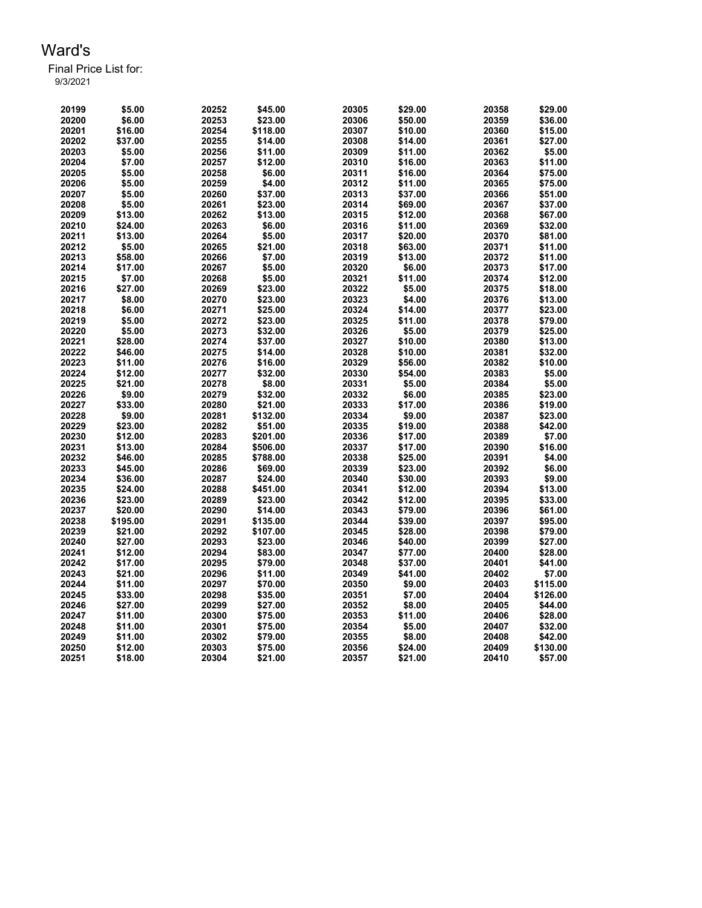# Ward's

Final Price List for:
9/3/2021

| | | | | | | | |
|---|---|---|---|---|---|---|---|
| 20199 | $5.00 | 20252 | $45.00 | 20305 | $29.00 | 20358 | $29.00 |
| 20200 | $6.00 | 20253 | $23.00 | 20306 | $50.00 | 20359 | $36.00 |
| 20201 | $16.00 | 20254 | $118.00 | 20307 | $10.00 | 20360 | $15.00 |
| 20202 | $37.00 | 20255 | $14.00 | 20308 | $14.00 | 20361 | $27.00 |
| 20203 | $5.00 | 20256 | $11.00 | 20309 | $11.00 | 20362 | $5.00 |
| 20204 | $7.00 | 20257 | $12.00 | 20310 | $16.00 | 20363 | $11.00 |
| 20205 | $5.00 | 20258 | $6.00 | 20311 | $16.00 | 20364 | $75.00 |
| 20206 | $5.00 | 20259 | $4.00 | 20312 | $11.00 | 20365 | $75.00 |
| 20207 | $5.00 | 20260 | $37.00 | 20313 | $37.00 | 20366 | $51.00 |
| 20208 | $5.00 | 20261 | $23.00 | 20314 | $69.00 | 20367 | $37.00 |
| 20209 | $13.00 | 20262 | $13.00 | 20315 | $12.00 | 20368 | $67.00 |
| 20210 | $24.00 | 20263 | $6.00 | 20316 | $11.00 | 20369 | $32.00 |
| 20211 | $13.00 | 20264 | $5.00 | 20317 | $20.00 | 20370 | $81.00 |
| 20212 | $5.00 | 20265 | $21.00 | 20318 | $63.00 | 20371 | $11.00 |
| 20213 | $58.00 | 20266 | $7.00 | 20319 | $13.00 | 20372 | $11.00 |
| 20214 | $17.00 | 20267 | $5.00 | 20320 | $6.00 | 20373 | $17.00 |
| 20215 | $7.00 | 20268 | $5.00 | 20321 | $11.00 | 20374 | $12.00 |
| 20216 | $27.00 | 20269 | $23.00 | 20322 | $5.00 | 20375 | $18.00 |
| 20217 | $8.00 | 20270 | $23.00 | 20323 | $4.00 | 20376 | $13.00 |
| 20218 | $6.00 | 20271 | $25.00 | 20324 | $14.00 | 20377 | $23.00 |
| 20219 | $5.00 | 20272 | $23.00 | 20325 | $11.00 | 20378 | $79.00 |
| 20220 | $5.00 | 20273 | $32.00 | 20326 | $5.00 | 20379 | $25.00 |
| 20221 | $28.00 | 20274 | $37.00 | 20327 | $10.00 | 20380 | $13.00 |
| 20222 | $46.00 | 20275 | $14.00 | 20328 | $10.00 | 20381 | $32.00 |
| 20223 | $11.00 | 20276 | $16.00 | 20329 | $56.00 | 20382 | $10.00 |
| 20224 | $12.00 | 20277 | $32.00 | 20330 | $54.00 | 20383 | $5.00 |
| 20225 | $21.00 | 20278 | $8.00 | 20331 | $5.00 | 20384 | $5.00 |
| 20226 | $9.00 | 20279 | $32.00 | 20332 | $6.00 | 20385 | $23.00 |
| 20227 | $33.00 | 20280 | $21.00 | 20333 | $17.00 | 20386 | $19.00 |
| 20228 | $9.00 | 20281 | $132.00 | 20334 | $9.00 | 20387 | $23.00 |
| 20229 | $23.00 | 20282 | $51.00 | 20335 | $19.00 | 20388 | $42.00 |
| 20230 | $12.00 | 20283 | $201.00 | 20336 | $17.00 | 20389 | $7.00 |
| 20231 | $13.00 | 20284 | $506.00 | 20337 | $17.00 | 20390 | $16.00 |
| 20232 | $46.00 | 20285 | $788.00 | 20338 | $25.00 | 20391 | $4.00 |
| 20233 | $45.00 | 20286 | $69.00 | 20339 | $23.00 | 20392 | $6.00 |
| 20234 | $36.00 | 20287 | $24.00 | 20340 | $30.00 | 20393 | $9.00 |
| 20235 | $24.00 | 20288 | $451.00 | 20341 | $12.00 | 20394 | $13.00 |
| 20236 | $23.00 | 20289 | $23.00 | 20342 | $12.00 | 20395 | $33.00 |
| 20237 | $20.00 | 20290 | $14.00 | 20343 | $79.00 | 20396 | $61.00 |
| 20238 | $195.00 | 20291 | $135.00 | 20344 | $39.00 | 20397 | $95.00 |
| 20239 | $21.00 | 20292 | $107.00 | 20345 | $28.00 | 20398 | $79.00 |
| 20240 | $27.00 | 20293 | $23.00 | 20346 | $40.00 | 20399 | $27.00 |
| 20241 | $12.00 | 20294 | $83.00 | 20347 | $77.00 | 20400 | $28.00 |
| 20242 | $17.00 | 20295 | $79.00 | 20348 | $37.00 | 20401 | $41.00 |
| 20243 | $21.00 | 20296 | $11.00 | 20349 | $41.00 | 20402 | $7.00 |
| 20244 | $11.00 | 20297 | $70.00 | 20350 | $9.00 | 20403 | $115.00 |
| 20245 | $33.00 | 20298 | $35.00 | 20351 | $7.00 | 20404 | $126.00 |
| 20246 | $27.00 | 20299 | $27.00 | 20352 | $8.00 | 20405 | $44.00 |
| 20247 | $11.00 | 20300 | $75.00 | 20353 | $11.00 | 20406 | $28.00 |
| 20248 | $11.00 | 20301 | $75.00 | 20354 | $5.00 | 20407 | $32.00 |
| 20249 | $11.00 | 20302 | $79.00 | 20355 | $8.00 | 20408 | $42.00 |
| 20250 | $12.00 | 20303 | $75.00 | 20356 | $24.00 | 20409 | $130.00 |
| 20251 | $18.00 | 20304 | $21.00 | 20357 | $21.00 | 20410 | $57.00 |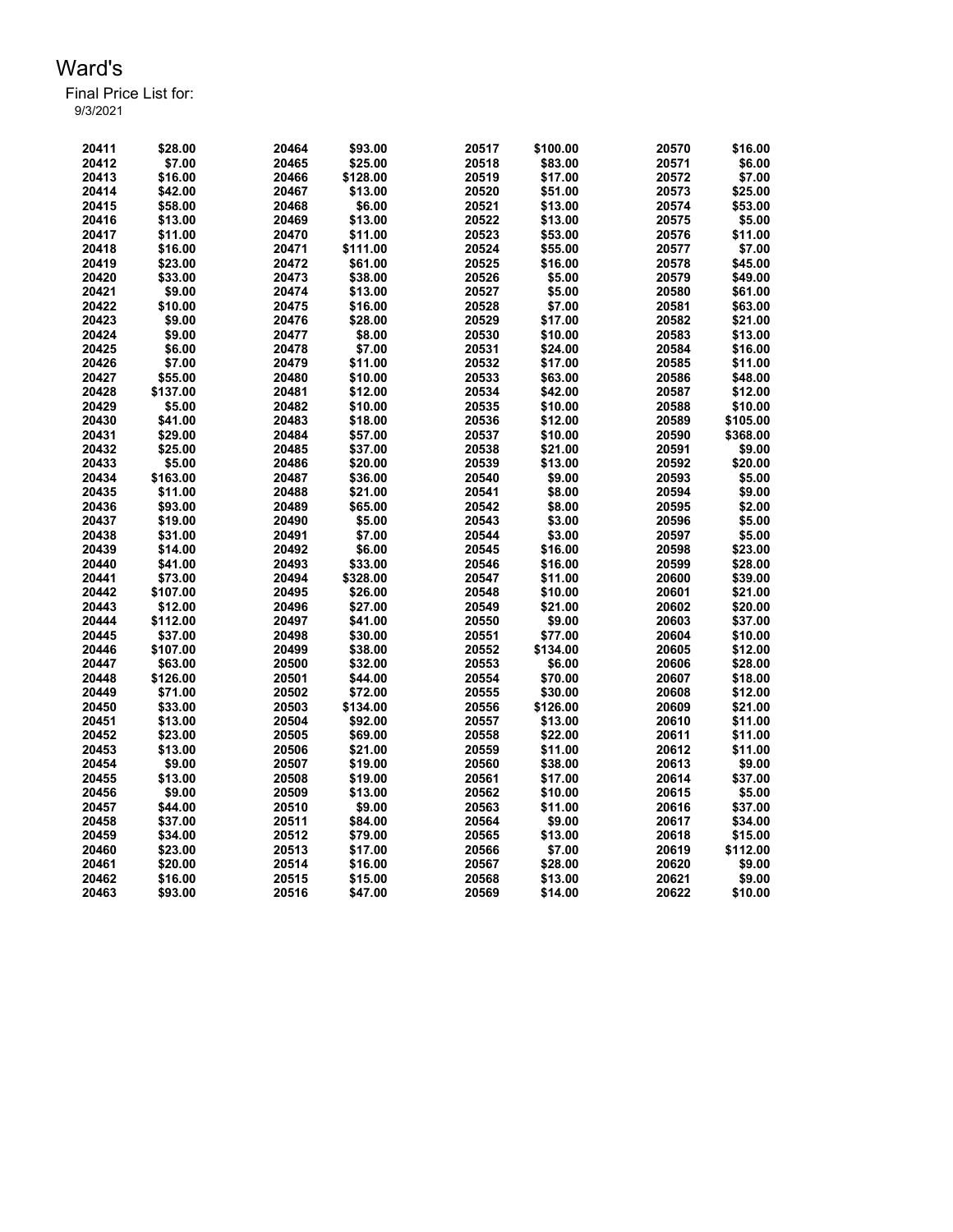# Ward's

Final Price List for:
9/3/2021

| | | | | | | | |
|---|---|---|---|---|---|---|---|
| 20411 | $28.00 | 20464 | $93.00 | 20517 | $100.00 | 20570 | $16.00 |
| 20412 | $7.00 | 20465 | $25.00 | 20518 | $83.00 | 20571 | $6.00 |
| 20413 | $16.00 | 20466 | $128.00 | 20519 | $17.00 | 20572 | $7.00 |
| 20414 | $42.00 | 20467 | $13.00 | 20520 | $51.00 | 20573 | $25.00 |
| 20415 | $58.00 | 20468 | $6.00 | 20521 | $13.00 | 20574 | $53.00 |
| 20416 | $13.00 | 20469 | $13.00 | 20522 | $13.00 | 20575 | $5.00 |
| 20417 | $11.00 | 20470 | $11.00 | 20523 | $53.00 | 20576 | $11.00 |
| 20418 | $16.00 | 20471 | $111.00 | 20524 | $55.00 | 20577 | $7.00 |
| 20419 | $23.00 | 20472 | $61.00 | 20525 | $16.00 | 20578 | $45.00 |
| 20420 | $33.00 | 20473 | $38.00 | 20526 | $5.00 | 20579 | $49.00 |
| 20421 | $9.00 | 20474 | $13.00 | 20527 | $5.00 | 20580 | $61.00 |
| 20422 | $10.00 | 20475 | $16.00 | 20528 | $7.00 | 20581 | $63.00 |
| 20423 | $9.00 | 20476 | $28.00 | 20529 | $17.00 | 20582 | $21.00 |
| 20424 | $9.00 | 20477 | $8.00 | 20530 | $10.00 | 20583 | $13.00 |
| 20425 | $6.00 | 20478 | $7.00 | 20531 | $24.00 | 20584 | $16.00 |
| 20426 | $7.00 | 20479 | $11.00 | 20532 | $17.00 | 20585 | $11.00 |
| 20427 | $55.00 | 20480 | $10.00 | 20533 | $63.00 | 20586 | $48.00 |
| 20428 | $137.00 | 20481 | $12.00 | 20534 | $42.00 | 20587 | $12.00 |
| 20429 | $5.00 | 20482 | $10.00 | 20535 | $10.00 | 20588 | $10.00 |
| 20430 | $41.00 | 20483 | $18.00 | 20536 | $12.00 | 20589 | $105.00 |
| 20431 | $29.00 | 20484 | $57.00 | 20537 | $10.00 | 20590 | $368.00 |
| 20432 | $25.00 | 20485 | $37.00 | 20538 | $21.00 | 20591 | $9.00 |
| 20433 | $5.00 | 20486 | $20.00 | 20539 | $13.00 | 20592 | $20.00 |
| 20434 | $163.00 | 20487 | $36.00 | 20540 | $9.00 | 20593 | $5.00 |
| 20435 | $11.00 | 20488 | $21.00 | 20541 | $8.00 | 20594 | $9.00 |
| 20436 | $93.00 | 20489 | $65.00 | 20542 | $8.00 | 20595 | $2.00 |
| 20437 | $19.00 | 20490 | $5.00 | 20543 | $3.00 | 20596 | $5.00 |
| 20438 | $31.00 | 20491 | $7.00 | 20544 | $3.00 | 20597 | $5.00 |
| 20439 | $14.00 | 20492 | $6.00 | 20545 | $16.00 | 20598 | $23.00 |
| 20440 | $41.00 | 20493 | $33.00 | 20546 | $16.00 | 20599 | $28.00 |
| 20441 | $73.00 | 20494 | $328.00 | 20547 | $11.00 | 20600 | $39.00 |
| 20442 | $107.00 | 20495 | $26.00 | 20548 | $10.00 | 20601 | $21.00 |
| 20443 | $12.00 | 20496 | $27.00 | 20549 | $21.00 | 20602 | $20.00 |
| 20444 | $112.00 | 20497 | $41.00 | 20550 | $9.00 | 20603 | $37.00 |
| 20445 | $37.00 | 20498 | $30.00 | 20551 | $77.00 | 20604 | $10.00 |
| 20446 | $107.00 | 20499 | $38.00 | 20552 | $134.00 | 20605 | $12.00 |
| 20447 | $63.00 | 20500 | $32.00 | 20553 | $6.00 | 20606 | $28.00 |
| 20448 | $126.00 | 20501 | $44.00 | 20554 | $70.00 | 20607 | $18.00 |
| 20449 | $71.00 | 20502 | $72.00 | 20555 | $30.00 | 20608 | $12.00 |
| 20450 | $33.00 | 20503 | $134.00 | 20556 | $126.00 | 20609 | $21.00 |
| 20451 | $13.00 | 20504 | $92.00 | 20557 | $13.00 | 20610 | $11.00 |
| 20452 | $23.00 | 20505 | $69.00 | 20558 | $22.00 | 20611 | $11.00 |
| 20453 | $13.00 | 20506 | $21.00 | 20559 | $11.00 | 20612 | $11.00 |
| 20454 | $9.00 | 20507 | $19.00 | 20560 | $38.00 | 20613 | $9.00 |
| 20455 | $13.00 | 20508 | $19.00 | 20561 | $17.00 | 20614 | $37.00 |
| 20456 | $9.00 | 20509 | $13.00 | 20562 | $10.00 | 20615 | $5.00 |
| 20457 | $44.00 | 20510 | $9.00 | 20563 | $11.00 | 20616 | $37.00 |
| 20458 | $37.00 | 20511 | $84.00 | 20564 | $9.00 | 20617 | $34.00 |
| 20459 | $34.00 | 20512 | $79.00 | 20565 | $13.00 | 20618 | $15.00 |
| 20460 | $23.00 | 20513 | $17.00 | 20566 | $7.00 | 20619 | $112.00 |
| 20461 | $20.00 | 20514 | $16.00 | 20567 | $28.00 | 20620 | $9.00 |
| 20462 | $16.00 | 20515 | $15.00 | 20568 | $13.00 | 20621 | $9.00 |
| 20463 | $93.00 | 20516 | $47.00 | 20569 | $14.00 | 20622 | $10.00 |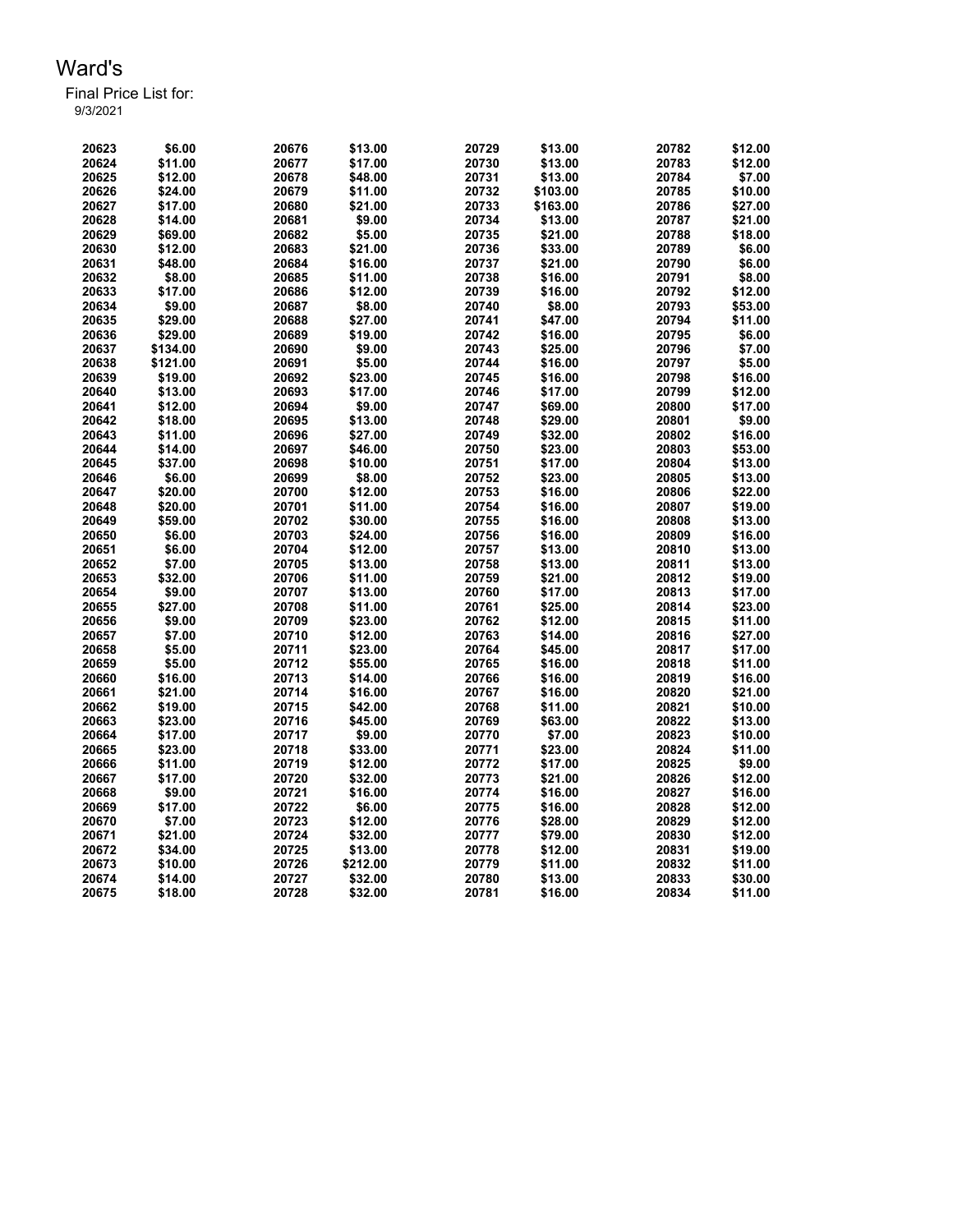# Ward's

Final Price List for:
9/3/2021

| | | | | | | | |
|---|---|---|---|---|---|---|---|
| 20623 | $6.00 | 20676 | $13.00 | 20729 | $13.00 | 20782 | $12.00 |
| 20624 | $11.00 | 20677 | $17.00 | 20730 | $13.00 | 20783 | $12.00 |
| 20625 | $12.00 | 20678 | $48.00 | 20731 | $13.00 | 20784 | $7.00 |
| 20626 | $24.00 | 20679 | $11.00 | 20732 | $103.00 | 20785 | $10.00 |
| 20627 | $17.00 | 20680 | $21.00 | 20733 | $163.00 | 20786 | $27.00 |
| 20628 | $14.00 | 20681 | $9.00 | 20734 | $13.00 | 20787 | $21.00 |
| 20629 | $69.00 | 20682 | $5.00 | 20735 | $21.00 | 20788 | $18.00 |
| 20630 | $12.00 | 20683 | $21.00 | 20736 | $33.00 | 20789 | $6.00 |
| 20631 | $48.00 | 20684 | $16.00 | 20737 | $21.00 | 20790 | $6.00 |
| 20632 | $8.00 | 20685 | $11.00 | 20738 | $16.00 | 20791 | $8.00 |
| 20633 | $17.00 | 20686 | $12.00 | 20739 | $16.00 | 20792 | $12.00 |
| 20634 | $9.00 | 20687 | $8.00 | 20740 | $8.00 | 20793 | $53.00 |
| 20635 | $29.00 | 20688 | $27.00 | 20741 | $47.00 | 20794 | $11.00 |
| 20636 | $29.00 | 20689 | $19.00 | 20742 | $16.00 | 20795 | $6.00 |
| 20637 | $134.00 | 20690 | $9.00 | 20743 | $25.00 | 20796 | $7.00 |
| 20638 | $121.00 | 20691 | $5.00 | 20744 | $16.00 | 20797 | $5.00 |
| 20639 | $19.00 | 20692 | $23.00 | 20745 | $16.00 | 20798 | $16.00 |
| 20640 | $13.00 | 20693 | $17.00 | 20746 | $17.00 | 20799 | $12.00 |
| 20641 | $12.00 | 20694 | $9.00 | 20747 | $69.00 | 20800 | $17.00 |
| 20642 | $18.00 | 20695 | $13.00 | 20748 | $29.00 | 20801 | $9.00 |
| 20643 | $11.00 | 20696 | $27.00 | 20749 | $32.00 | 20802 | $16.00 |
| 20644 | $14.00 | 20697 | $46.00 | 20750 | $23.00 | 20803 | $53.00 |
| 20645 | $37.00 | 20698 | $10.00 | 20751 | $17.00 | 20804 | $13.00 |
| 20646 | $6.00 | 20699 | $8.00 | 20752 | $23.00 | 20805 | $13.00 |
| 20647 | $20.00 | 20700 | $12.00 | 20753 | $16.00 | 20806 | $22.00 |
| 20648 | $20.00 | 20701 | $11.00 | 20754 | $16.00 | 20807 | $19.00 |
| 20649 | $59.00 | 20702 | $30.00 | 20755 | $16.00 | 20808 | $13.00 |
| 20650 | $6.00 | 20703 | $24.00 | 20756 | $16.00 | 20809 | $16.00 |
| 20651 | $6.00 | 20704 | $12.00 | 20757 | $13.00 | 20810 | $13.00 |
| 20652 | $7.00 | 20705 | $13.00 | 20758 | $13.00 | 20811 | $13.00 |
| 20653 | $32.00 | 20706 | $11.00 | 20759 | $21.00 | 20812 | $19.00 |
| 20654 | $9.00 | 20707 | $13.00 | 20760 | $17.00 | 20813 | $17.00 |
| 20655 | $27.00 | 20708 | $11.00 | 20761 | $25.00 | 20814 | $23.00 |
| 20656 | $9.00 | 20709 | $23.00 | 20762 | $12.00 | 20815 | $11.00 |
| 20657 | $7.00 | 20710 | $12.00 | 20763 | $14.00 | 20816 | $27.00 |
| 20658 | $5.00 | 20711 | $23.00 | 20764 | $45.00 | 20817 | $17.00 |
| 20659 | $5.00 | 20712 | $55.00 | 20765 | $16.00 | 20818 | $11.00 |
| 20660 | $16.00 | 20713 | $14.00 | 20766 | $16.00 | 20819 | $16.00 |
| 20661 | $21.00 | 20714 | $16.00 | 20767 | $16.00 | 20820 | $21.00 |
| 20662 | $19.00 | 20715 | $42.00 | 20768 | $11.00 | 20821 | $10.00 |
| 20663 | $23.00 | 20716 | $45.00 | 20769 | $63.00 | 20822 | $13.00 |
| 20664 | $17.00 | 20717 | $9.00 | 20770 | $7.00 | 20823 | $10.00 |
| 20665 | $23.00 | 20718 | $33.00 | 20771 | $23.00 | 20824 | $11.00 |
| 20666 | $11.00 | 20719 | $12.00 | 20772 | $17.00 | 20825 | $9.00 |
| 20667 | $17.00 | 20720 | $32.00 | 20773 | $21.00 | 20826 | $12.00 |
| 20668 | $9.00 | 20721 | $16.00 | 20774 | $16.00 | 20827 | $16.00 |
| 20669 | $17.00 | 20722 | $6.00 | 20775 | $16.00 | 20828 | $12.00 |
| 20670 | $7.00 | 20723 | $12.00 | 20776 | $28.00 | 20829 | $12.00 |
| 20671 | $21.00 | 20724 | $32.00 | 20777 | $79.00 | 20830 | $12.00 |
| 20672 | $34.00 | 20725 | $13.00 | 20778 | $12.00 | 20831 | $19.00 |
| 20673 | $10.00 | 20726 | $212.00 | 20779 | $11.00 | 20832 | $11.00 |
| 20674 | $14.00 | 20727 | $32.00 | 20780 | $13.00 | 20833 | $30.00 |
| 20675 | $18.00 | 20728 | $32.00 | 20781 | $16.00 | 20834 | $11.00 |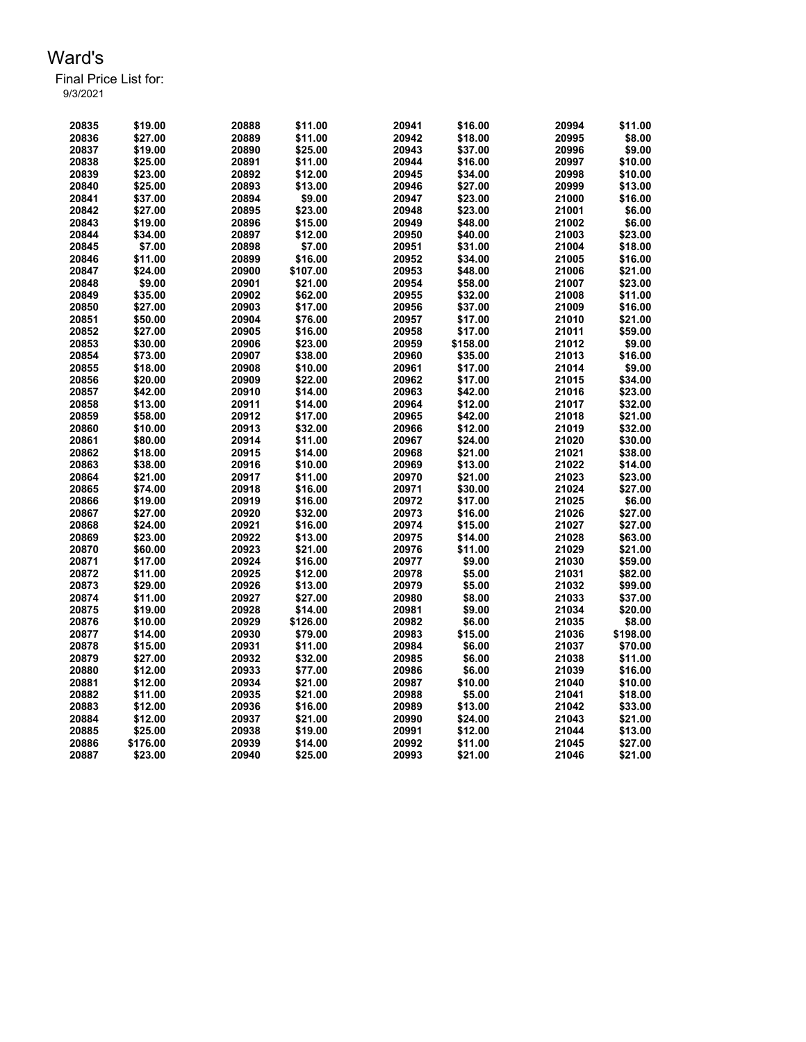# Ward's

Final Price List for:
9/3/2021

| | | | | | | | |
|---|---|---|---|---|---|---|---|
| 20835 | $19.00 | 20888 | $11.00 | 20941 | $16.00 | 20994 | $11.00 |
| 20836 | $27.00 | 20889 | $11.00 | 20942 | $18.00 | 20995 | $8.00 |
| 20837 | $19.00 | 20890 | $25.00 | 20943 | $37.00 | 20996 | $9.00 |
| 20838 | $25.00 | 20891 | $11.00 | 20944 | $16.00 | 20997 | $10.00 |
| 20839 | $23.00 | 20892 | $12.00 | 20945 | $34.00 | 20998 | $10.00 |
| 20840 | $25.00 | 20893 | $13.00 | 20946 | $27.00 | 20999 | $13.00 |
| 20841 | $37.00 | 20894 | $9.00 | 20947 | $23.00 | 21000 | $16.00 |
| 20842 | $27.00 | 20895 | $23.00 | 20948 | $23.00 | 21001 | $6.00 |
| 20843 | $19.00 | 20896 | $15.00 | 20949 | $48.00 | 21002 | $6.00 |
| 20844 | $34.00 | 20897 | $12.00 | 20950 | $40.00 | 21003 | $23.00 |
| 20845 | $7.00 | 20898 | $7.00 | 20951 | $31.00 | 21004 | $18.00 |
| 20846 | $11.00 | 20899 | $16.00 | 20952 | $34.00 | 21005 | $16.00 |
| 20847 | $24.00 | 20900 | $107.00 | 20953 | $48.00 | 21006 | $21.00 |
| 20848 | $9.00 | 20901 | $21.00 | 20954 | $58.00 | 21007 | $23.00 |
| 20849 | $35.00 | 20902 | $62.00 | 20955 | $32.00 | 21008 | $11.00 |
| 20850 | $27.00 | 20903 | $17.00 | 20956 | $37.00 | 21009 | $16.00 |
| 20851 | $50.00 | 20904 | $76.00 | 20957 | $17.00 | 21010 | $21.00 |
| 20852 | $27.00 | 20905 | $16.00 | 20958 | $17.00 | 21011 | $59.00 |
| 20853 | $30.00 | 20906 | $23.00 | 20959 | $158.00 | 21012 | $9.00 |
| 20854 | $73.00 | 20907 | $38.00 | 20960 | $35.00 | 21013 | $16.00 |
| 20855 | $18.00 | 20908 | $10.00 | 20961 | $17.00 | 21014 | $9.00 |
| 20856 | $20.00 | 20909 | $22.00 | 20962 | $17.00 | 21015 | $34.00 |
| 20857 | $42.00 | 20910 | $14.00 | 20963 | $42.00 | 21016 | $23.00 |
| 20858 | $13.00 | 20911 | $14.00 | 20964 | $12.00 | 21017 | $32.00 |
| 20859 | $58.00 | 20912 | $17.00 | 20965 | $42.00 | 21018 | $21.00 |
| 20860 | $10.00 | 20913 | $32.00 | 20966 | $12.00 | 21019 | $32.00 |
| 20861 | $80.00 | 20914 | $11.00 | 20967 | $24.00 | 21020 | $30.00 |
| 20862 | $18.00 | 20915 | $14.00 | 20968 | $21.00 | 21021 | $38.00 |
| 20863 | $38.00 | 20916 | $10.00 | 20969 | $13.00 | 21022 | $14.00 |
| 20864 | $21.00 | 20917 | $11.00 | 20970 | $21.00 | 21023 | $23.00 |
| 20865 | $74.00 | 20918 | $16.00 | 20971 | $30.00 | 21024 | $27.00 |
| 20866 | $19.00 | 20919 | $16.00 | 20972 | $17.00 | 21025 | $6.00 |
| 20867 | $27.00 | 20920 | $32.00 | 20973 | $16.00 | 21026 | $27.00 |
| 20868 | $24.00 | 20921 | $16.00 | 20974 | $15.00 | 21027 | $27.00 |
| 20869 | $23.00 | 20922 | $13.00 | 20975 | $14.00 | 21028 | $63.00 |
| 20870 | $60.00 | 20923 | $21.00 | 20976 | $11.00 | 21029 | $21.00 |
| 20871 | $17.00 | 20924 | $16.00 | 20977 | $9.00 | 21030 | $59.00 |
| 20872 | $11.00 | 20925 | $12.00 | 20978 | $5.00 | 21031 | $82.00 |
| 20873 | $29.00 | 20926 | $13.00 | 20979 | $5.00 | 21032 | $99.00 |
| 20874 | $11.00 | 20927 | $27.00 | 20980 | $8.00 | 21033 | $37.00 |
| 20875 | $19.00 | 20928 | $14.00 | 20981 | $9.00 | 21034 | $20.00 |
| 20876 | $10.00 | 20929 | $126.00 | 20982 | $6.00 | 21035 | $8.00 |
| 20877 | $14.00 | 20930 | $79.00 | 20983 | $15.00 | 21036 | $198.00 |
| 20878 | $15.00 | 20931 | $11.00 | 20984 | $6.00 | 21037 | $70.00 |
| 20879 | $27.00 | 20932 | $32.00 | 20985 | $6.00 | 21038 | $11.00 |
| 20880 | $12.00 | 20933 | $77.00 | 20986 | $6.00 | 21039 | $16.00 |
| 20881 | $12.00 | 20934 | $21.00 | 20987 | $10.00 | 21040 | $10.00 |
| 20882 | $11.00 | 20935 | $21.00 | 20988 | $5.00 | 21041 | $18.00 |
| 20883 | $12.00 | 20936 | $16.00 | 20989 | $13.00 | 21042 | $33.00 |
| 20884 | $12.00 | 20937 | $21.00 | 20990 | $24.00 | 21043 | $21.00 |
| 20885 | $25.00 | 20938 | $19.00 | 20991 | $12.00 | 21044 | $13.00 |
| 20886 | $176.00 | 20939 | $14.00 | 20992 | $11.00 | 21045 | $27.00 |
| 20887 | $23.00 | 20940 | $25.00 | 20993 | $21.00 | 21046 | $21.00 |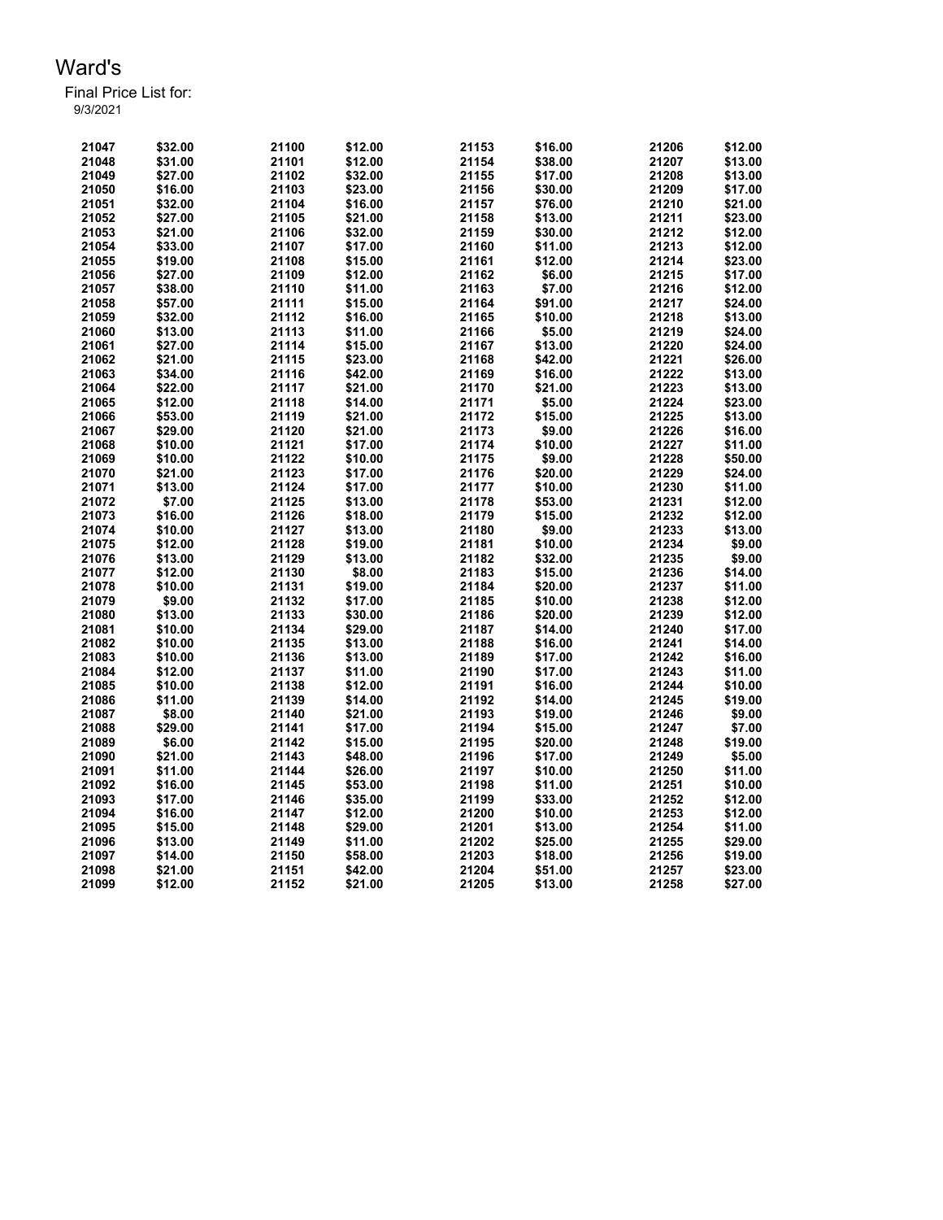# Ward's

Final Price List for:
9/3/2021

| | | | | | | | |
|---|---|---|---|---|---|---|---|
| 21047 | $32.00 | 21100 | $12.00 | 21153 | $16.00 | 21206 | $12.00 |
| 21048 | $31.00 | 21101 | $12.00 | 21154 | $38.00 | 21207 | $13.00 |
| 21049 | $27.00 | 21102 | $32.00 | 21155 | $17.00 | 21208 | $13.00 |
| 21050 | $16.00 | 21103 | $23.00 | 21156 | $30.00 | 21209 | $17.00 |
| 21051 | $32.00 | 21104 | $16.00 | 21157 | $76.00 | 21210 | $21.00 |
| 21052 | $27.00 | 21105 | $21.00 | 21158 | $13.00 | 21211 | $23.00 |
| 21053 | $21.00 | 21106 | $32.00 | 21159 | $30.00 | 21212 | $12.00 |
| 21054 | $33.00 | 21107 | $17.00 | 21160 | $11.00 | 21213 | $12.00 |
| 21055 | $19.00 | 21108 | $15.00 | 21161 | $12.00 | 21214 | $23.00 |
| 21056 | $27.00 | 21109 | $12.00 | 21162 | $6.00 | 21215 | $17.00 |
| 21057 | $38.00 | 21110 | $11.00 | 21163 | $7.00 | 21216 | $12.00 |
| 21058 | $57.00 | 21111 | $15.00 | 21164 | $91.00 | 21217 | $24.00 |
| 21059 | $32.00 | 21112 | $16.00 | 21165 | $10.00 | 21218 | $13.00 |
| 21060 | $13.00 | 21113 | $11.00 | 21166 | $5.00 | 21219 | $24.00 |
| 21061 | $27.00 | 21114 | $15.00 | 21167 | $13.00 | 21220 | $24.00 |
| 21062 | $21.00 | 21115 | $23.00 | 21168 | $42.00 | 21221 | $26.00 |
| 21063 | $34.00 | 21116 | $42.00 | 21169 | $16.00 | 21222 | $13.00 |
| 21064 | $22.00 | 21117 | $21.00 | 21170 | $21.00 | 21223 | $13.00 |
| 21065 | $12.00 | 21118 | $14.00 | 21171 | $5.00 | 21224 | $23.00 |
| 21066 | $53.00 | 21119 | $21.00 | 21172 | $15.00 | 21225 | $13.00 |
| 21067 | $29.00 | 21120 | $21.00 | 21173 | $9.00 | 21226 | $16.00 |
| 21068 | $10.00 | 21121 | $17.00 | 21174 | $10.00 | 21227 | $11.00 |
| 21069 | $10.00 | 21122 | $10.00 | 21175 | $9.00 | 21228 | $50.00 |
| 21070 | $21.00 | 21123 | $17.00 | 21176 | $20.00 | 21229 | $24.00 |
| 21071 | $13.00 | 21124 | $17.00 | 21177 | $10.00 | 21230 | $11.00 |
| 21072 | $7.00 | 21125 | $13.00 | 21178 | $53.00 | 21231 | $12.00 |
| 21073 | $16.00 | 21126 | $18.00 | 21179 | $15.00 | 21232 | $12.00 |
| 21074 | $10.00 | 21127 | $13.00 | 21180 | $9.00 | 21233 | $13.00 |
| 21075 | $12.00 | 21128 | $19.00 | 21181 | $10.00 | 21234 | $9.00 |
| 21076 | $13.00 | 21129 | $13.00 | 21182 | $32.00 | 21235 | $9.00 |
| 21077 | $12.00 | 21130 | $8.00 | 21183 | $15.00 | 21236 | $14.00 |
| 21078 | $10.00 | 21131 | $19.00 | 21184 | $20.00 | 21237 | $11.00 |
| 21079 | $9.00 | 21132 | $17.00 | 21185 | $10.00 | 21238 | $12.00 |
| 21080 | $13.00 | 21133 | $30.00 | 21186 | $20.00 | 21239 | $12.00 |
| 21081 | $10.00 | 21134 | $29.00 | 21187 | $14.00 | 21240 | $17.00 |
| 21082 | $10.00 | 21135 | $13.00 | 21188 | $16.00 | 21241 | $14.00 |
| 21083 | $10.00 | 21136 | $13.00 | 21189 | $17.00 | 21242 | $16.00 |
| 21084 | $12.00 | 21137 | $11.00 | 21190 | $17.00 | 21243 | $11.00 |
| 21085 | $10.00 | 21138 | $12.00 | 21191 | $16.00 | 21244 | $10.00 |
| 21086 | $11.00 | 21139 | $14.00 | 21192 | $14.00 | 21245 | $19.00 |
| 21087 | $8.00 | 21140 | $21.00 | 21193 | $19.00 | 21246 | $9.00 |
| 21088 | $29.00 | 21141 | $17.00 | 21194 | $15.00 | 21247 | $7.00 |
| 21089 | $6.00 | 21142 | $15.00 | 21195 | $20.00 | 21248 | $19.00 |
| 21090 | $21.00 | 21143 | $48.00 | 21196 | $17.00 | 21249 | $5.00 |
| 21091 | $11.00 | 21144 | $26.00 | 21197 | $10.00 | 21250 | $11.00 |
| 21092 | $16.00 | 21145 | $53.00 | 21198 | $11.00 | 21251 | $10.00 |
| 21093 | $17.00 | 21146 | $35.00 | 21199 | $33.00 | 21252 | $12.00 |
| 21094 | $16.00 | 21147 | $12.00 | 21200 | $10.00 | 21253 | $12.00 |
| 21095 | $15.00 | 21148 | $29.00 | 21201 | $13.00 | 21254 | $11.00 |
| 21096 | $13.00 | 21149 | $11.00 | 21202 | $25.00 | 21255 | $29.00 |
| 21097 | $14.00 | 21150 | $58.00 | 21203 | $18.00 | 21256 | $19.00 |
| 21098 | $21.00 | 21151 | $42.00 | 21204 | $51.00 | 21257 | $23.00 |
| 21099 | $12.00 | 21152 | $21.00 | 21205 | $13.00 | 21258 | $27.00 |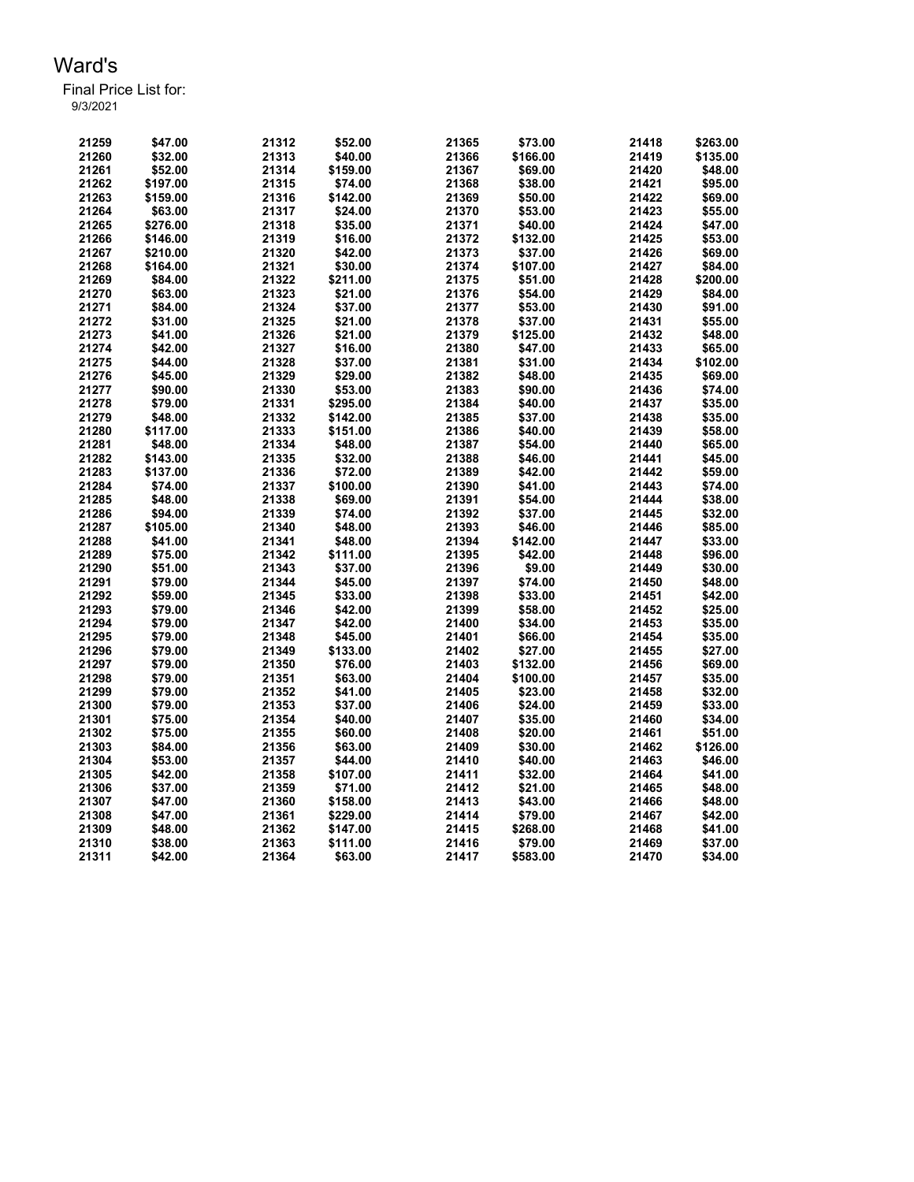# Ward's

Final Price List for:
9/3/2021

| | | | | | | | |
|---|---|---|---|---|---|---|---|
| 21259 | $47.00 | 21312 | $52.00 | 21365 | $73.00 | 21418 | $263.00 |
| 21260 | $32.00 | 21313 | $40.00 | 21366 | $166.00 | 21419 | $135.00 |
| 21261 | $52.00 | 21314 | $159.00 | 21367 | $69.00 | 21420 | $48.00 |
| 21262 | $197.00 | 21315 | $74.00 | 21368 | $38.00 | 21421 | $95.00 |
| 21263 | $159.00 | 21316 | $142.00 | 21369 | $50.00 | 21422 | $69.00 |
| 21264 | $63.00 | 21317 | $24.00 | 21370 | $53.00 | 21423 | $55.00 |
| 21265 | $276.00 | 21318 | $35.00 | 21371 | $40.00 | 21424 | $47.00 |
| 21266 | $146.00 | 21319 | $16.00 | 21372 | $132.00 | 21425 | $53.00 |
| 21267 | $210.00 | 21320 | $42.00 | 21373 | $37.00 | 21426 | $69.00 |
| 21268 | $164.00 | 21321 | $30.00 | 21374 | $107.00 | 21427 | $84.00 |
| 21269 | $84.00 | 21322 | $211.00 | 21375 | $51.00 | 21428 | $200.00 |
| 21270 | $63.00 | 21323 | $21.00 | 21376 | $54.00 | 21429 | $84.00 |
| 21271 | $84.00 | 21324 | $37.00 | 21377 | $53.00 | 21430 | $91.00 |
| 21272 | $31.00 | 21325 | $21.00 | 21378 | $37.00 | 21431 | $55.00 |
| 21273 | $41.00 | 21326 | $21.00 | 21379 | $125.00 | 21432 | $48.00 |
| 21274 | $42.00 | 21327 | $16.00 | 21380 | $47.00 | 21433 | $65.00 |
| 21275 | $44.00 | 21328 | $37.00 | 21381 | $31.00 | 21434 | $102.00 |
| 21276 | $45.00 | 21329 | $29.00 | 21382 | $48.00 | 21435 | $69.00 |
| 21277 | $90.00 | 21330 | $53.00 | 21383 | $90.00 | 21436 | $74.00 |
| 21278 | $79.00 | 21331 | $295.00 | 21384 | $40.00 | 21437 | $35.00 |
| 21279 | $48.00 | 21332 | $142.00 | 21385 | $37.00 | 21438 | $35.00 |
| 21280 | $117.00 | 21333 | $151.00 | 21386 | $40.00 | 21439 | $58.00 |
| 21281 | $48.00 | 21334 | $48.00 | 21387 | $54.00 | 21440 | $65.00 |
| 21282 | $143.00 | 21335 | $32.00 | 21388 | $46.00 | 21441 | $45.00 |
| 21283 | $137.00 | 21336 | $72.00 | 21389 | $42.00 | 21442 | $59.00 |
| 21284 | $74.00 | 21337 | $100.00 | 21390 | $41.00 | 21443 | $74.00 |
| 21285 | $48.00 | 21338 | $69.00 | 21391 | $54.00 | 21444 | $38.00 |
| 21286 | $94.00 | 21339 | $74.00 | 21392 | $37.00 | 21445 | $32.00 |
| 21287 | $105.00 | 21340 | $48.00 | 21393 | $46.00 | 21446 | $85.00 |
| 21288 | $41.00 | 21341 | $48.00 | 21394 | $142.00 | 21447 | $33.00 |
| 21289 | $75.00 | 21342 | $111.00 | 21395 | $42.00 | 21448 | $96.00 |
| 21290 | $51.00 | 21343 | $37.00 | 21396 | $9.00 | 21449 | $30.00 |
| 21291 | $79.00 | 21344 | $45.00 | 21397 | $74.00 | 21450 | $48.00 |
| 21292 | $59.00 | 21345 | $33.00 | 21398 | $33.00 | 21451 | $42.00 |
| 21293 | $79.00 | 21346 | $42.00 | 21399 | $58.00 | 21452 | $25.00 |
| 21294 | $79.00 | 21347 | $42.00 | 21400 | $34.00 | 21453 | $35.00 |
| 21295 | $79.00 | 21348 | $45.00 | 21401 | $66.00 | 21454 | $35.00 |
| 21296 | $79.00 | 21349 | $133.00 | 21402 | $27.00 | 21455 | $27.00 |
| 21297 | $79.00 | 21350 | $76.00 | 21403 | $132.00 | 21456 | $69.00 |
| 21298 | $79.00 | 21351 | $63.00 | 21404 | $100.00 | 21457 | $35.00 |
| 21299 | $79.00 | 21352 | $41.00 | 21405 | $23.00 | 21458 | $32.00 |
| 21300 | $79.00 | 21353 | $37.00 | 21406 | $24.00 | 21459 | $33.00 |
| 21301 | $75.00 | 21354 | $40.00 | 21407 | $35.00 | 21460 | $34.00 |
| 21302 | $75.00 | 21355 | $60.00 | 21408 | $20.00 | 21461 | $51.00 |
| 21303 | $84.00 | 21356 | $63.00 | 21409 | $30.00 | 21462 | $126.00 |
| 21304 | $53.00 | 21357 | $44.00 | 21410 | $40.00 | 21463 | $46.00 |
| 21305 | $42.00 | 21358 | $107.00 | 21411 | $32.00 | 21464 | $41.00 |
| 21306 | $37.00 | 21359 | $71.00 | 21412 | $21.00 | 21465 | $48.00 |
| 21307 | $47.00 | 21360 | $158.00 | 21413 | $43.00 | 21466 | $48.00 |
| 21308 | $47.00 | 21361 | $229.00 | 21414 | $79.00 | 21467 | $42.00 |
| 21309 | $48.00 | 21362 | $147.00 | 21415 | $268.00 | 21468 | $41.00 |
| 21310 | $38.00 | 21363 | $111.00 | 21416 | $79.00 | 21469 | $37.00 |
| 21311 | $42.00 | 21364 | $63.00 | 21417 | $583.00 | 21470 | $34.00 |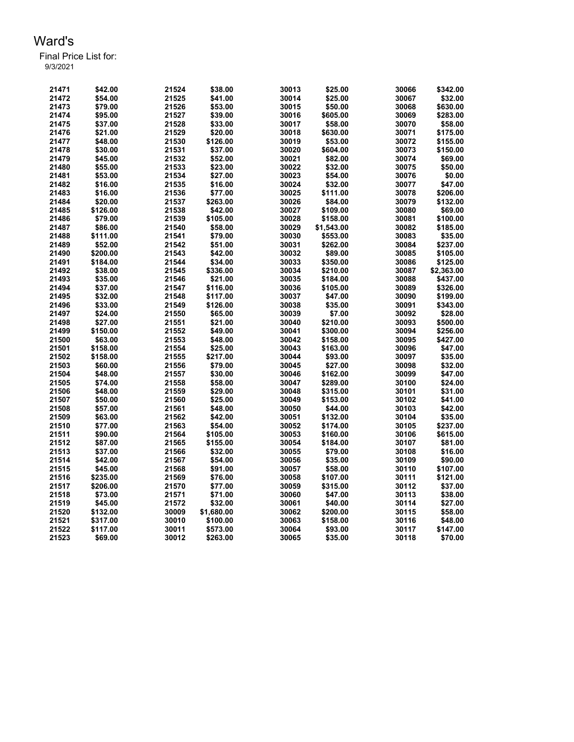# Ward's

Final Price List for:

9/3/2021

| | | | | | | | |
|---|---|---|---|---|---|---|---|
| 21471 | $42.00 | 21524 | $38.00 | 30013 | $25.00 | 30066 | $342.00 |
| 21472 | $54.00 | 21525 | $41.00 | 30014 | $25.00 | 30067 | $32.00 |
| 21473 | $79.00 | 21526 | $53.00 | 30015 | $50.00 | 30068 | $630.00 |
| 21474 | $95.00 | 21527 | $39.00 | 30016 | $605.00 | 30069 | $283.00 |
| 21475 | $37.00 | 21528 | $33.00 | 30017 | $58.00 | 30070 | $58.00 |
| 21476 | $21.00 | 21529 | $20.00 | 30018 | $630.00 | 30071 | $175.00 |
| 21477 | $48.00 | 21530 | $126.00 | 30019 | $53.00 | 30072 | $155.00 |
| 21478 | $30.00 | 21531 | $37.00 | 30020 | $604.00 | 30073 | $150.00 |
| 21479 | $45.00 | 21532 | $52.00 | 30021 | $82.00 | 30074 | $69.00 |
| 21480 | $55.00 | 21533 | $23.00 | 30022 | $32.00 | 30075 | $50.00 |
| 21481 | $53.00 | 21534 | $27.00 | 30023 | $54.00 | 30076 | $0.00 |
| 21482 | $16.00 | 21535 | $16.00 | 30024 | $32.00 | 30077 | $47.00 |
| 21483 | $16.00 | 21536 | $77.00 | 30025 | $111.00 | 30078 | $206.00 |
| 21484 | $20.00 | 21537 | $263.00 | 30026 | $84.00 | 30079 | $132.00 |
| 21485 | $126.00 | 21538 | $42.00 | 30027 | $109.00 | 30080 | $69.00 |
| 21486 | $79.00 | 21539 | $105.00 | 30028 | $158.00 | 30081 | $100.00 |
| 21487 | $86.00 | 21540 | $58.00 | 30029 | $1,543.00 | 30082 | $185.00 |
| 21488 | $111.00 | 21541 | $79.00 | 30030 | $553.00 | 30083 | $35.00 |
| 21489 | $52.00 | 21542 | $51.00 | 30031 | $262.00 | 30084 | $237.00 |
| 21490 | $200.00 | 21543 | $42.00 | 30032 | $89.00 | 30085 | $105.00 |
| 21491 | $184.00 | 21544 | $34.00 | 30033 | $350.00 | 30086 | $125.00 |
| 21492 | $38.00 | 21545 | $336.00 | 30034 | $210.00 | 30087 | $2,363.00 |
| 21493 | $35.00 | 21546 | $21.00 | 30035 | $184.00 | 30088 | $437.00 |
| 21494 | $37.00 | 21547 | $116.00 | 30036 | $105.00 | 30089 | $326.00 |
| 21495 | $32.00 | 21548 | $117.00 | 30037 | $47.00 | 30090 | $199.00 |
| 21496 | $33.00 | 21549 | $126.00 | 30038 | $35.00 | 30091 | $343.00 |
| 21497 | $24.00 | 21550 | $65.00 | 30039 | $7.00 | 30092 | $28.00 |
| 21498 | $27.00 | 21551 | $21.00 | 30040 | $210.00 | 30093 | $500.00 |
| 21499 | $150.00 | 21552 | $49.00 | 30041 | $300.00 | 30094 | $256.00 |
| 21500 | $63.00 | 21553 | $48.00 | 30042 | $158.00 | 30095 | $427.00 |
| 21501 | $158.00 | 21554 | $25.00 | 30043 | $163.00 | 30096 | $47.00 |
| 21502 | $158.00 | 21555 | $217.00 | 30044 | $93.00 | 30097 | $35.00 |
| 21503 | $60.00 | 21556 | $79.00 | 30045 | $27.00 | 30098 | $32.00 |
| 21504 | $48.00 | 21557 | $30.00 | 30046 | $162.00 | 30099 | $47.00 |
| 21505 | $74.00 | 21558 | $58.00 | 30047 | $289.00 | 30100 | $24.00 |
| 21506 | $48.00 | 21559 | $29.00 | 30048 | $315.00 | 30101 | $31.00 |
| 21507 | $50.00 | 21560 | $25.00 | 30049 | $153.00 | 30102 | $41.00 |
| 21508 | $57.00 | 21561 | $48.00 | 30050 | $44.00 | 30103 | $42.00 |
| 21509 | $63.00 | 21562 | $42.00 | 30051 | $132.00 | 30104 | $35.00 |
| 21510 | $77.00 | 21563 | $54.00 | 30052 | $174.00 | 30105 | $237.00 |
| 21511 | $90.00 | 21564 | $105.00 | 30053 | $160.00 | 30106 | $615.00 |
| 21512 | $87.00 | 21565 | $155.00 | 30054 | $184.00 | 30107 | $81.00 |
| 21513 | $37.00 | 21566 | $32.00 | 30055 | $79.00 | 30108 | $16.00 |
| 21514 | $42.00 | 21567 | $54.00 | 30056 | $35.00 | 30109 | $90.00 |
| 21515 | $45.00 | 21568 | $91.00 | 30057 | $58.00 | 30110 | $107.00 |
| 21516 | $235.00 | 21569 | $76.00 | 30058 | $107.00 | 30111 | $121.00 |
| 21517 | $206.00 | 21570 | $77.00 | 30059 | $315.00 | 30112 | $37.00 |
| 21518 | $73.00 | 21571 | $71.00 | 30060 | $47.00 | 30113 | $38.00 |
| 21519 | $45.00 | 21572 | $32.00 | 30061 | $40.00 | 30114 | $27.00 |
| 21520 | $132.00 | 30009 | $1,680.00 | 30062 | $200.00 | 30115 | $58.00 |
| 21521 | $317.00 | 30010 | $100.00 | 30063 | $158.00 | 30116 | $48.00 |
| 21522 | $117.00 | 30011 | $573.00 | 30064 | $93.00 | 30117 | $147.00 |
| 21523 | $69.00 | 30012 | $263.00 | 30065 | $35.00 | 30118 | $70.00 |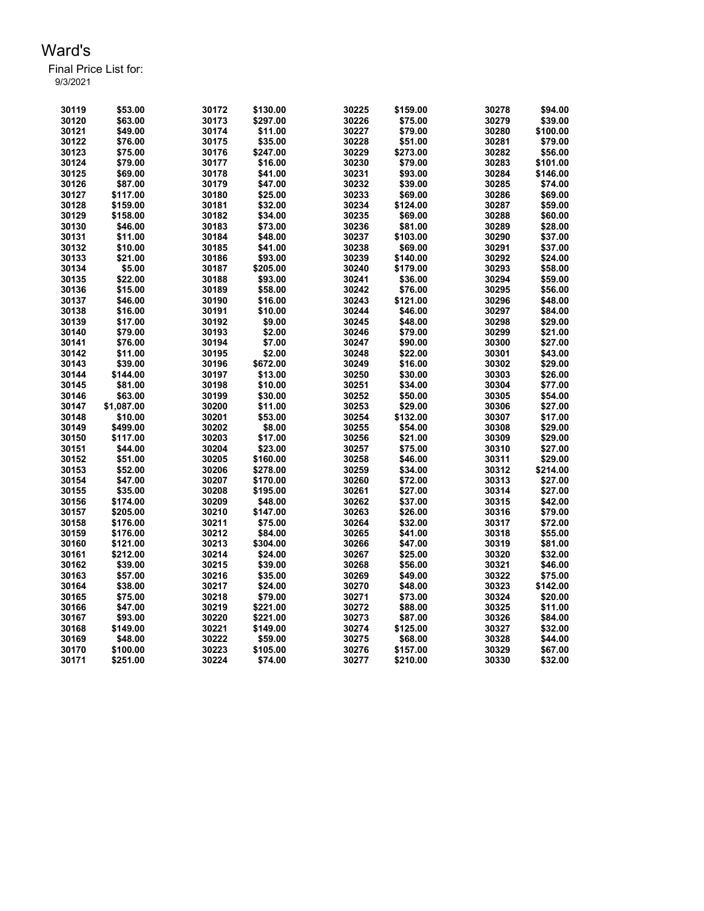# Ward's

Final Price List for:
9/3/2021

| | | | | | | | |
|---|---|---|---|---|---|---|---|
| 30119 | $53.00 | 30172 | $130.00 | 30225 | $159.00 | 30278 | $94.00 |
| 30120 | $63.00 | 30173 | $297.00 | 30226 | $75.00 | 30279 | $39.00 |
| 30121 | $49.00 | 30174 | $11.00 | 30227 | $79.00 | 30280 | $100.00 |
| 30122 | $76.00 | 30175 | $35.00 | 30228 | $51.00 | 30281 | $79.00 |
| 30123 | $75.00 | 30176 | $247.00 | 30229 | $273.00 | 30282 | $56.00 |
| 30124 | $79.00 | 30177 | $16.00 | 30230 | $79.00 | 30283 | $101.00 |
| 30125 | $69.00 | 30178 | $41.00 | 30231 | $93.00 | 30284 | $146.00 |
| 30126 | $87.00 | 30179 | $47.00 | 30232 | $39.00 | 30285 | $74.00 |
| 30127 | $117.00 | 30180 | $25.00 | 30233 | $69.00 | 30286 | $69.00 |
| 30128 | $159.00 | 30181 | $32.00 | 30234 | $124.00 | 30287 | $59.00 |
| 30129 | $158.00 | 30182 | $34.00 | 30235 | $69.00 | 30288 | $60.00 |
| 30130 | $46.00 | 30183 | $73.00 | 30236 | $81.00 | 30289 | $28.00 |
| 30131 | $11.00 | 30184 | $48.00 | 30237 | $103.00 | 30290 | $37.00 |
| 30132 | $10.00 | 30185 | $41.00 | 30238 | $69.00 | 30291 | $37.00 |
| 30133 | $21.00 | 30186 | $93.00 | 30239 | $140.00 | 30292 | $24.00 |
| 30134 | $5.00 | 30187 | $205.00 | 30240 | $179.00 | 30293 | $58.00 |
| 30135 | $22.00 | 30188 | $93.00 | 30241 | $36.00 | 30294 | $59.00 |
| 30136 | $15.00 | 30189 | $58.00 | 30242 | $76.00 | 30295 | $56.00 |
| 30137 | $46.00 | 30190 | $16.00 | 30243 | $121.00 | 30296 | $48.00 |
| 30138 | $16.00 | 30191 | $10.00 | 30244 | $46.00 | 30297 | $84.00 |
| 30139 | $17.00 | 30192 | $9.00 | 30245 | $48.00 | 30298 | $29.00 |
| 30140 | $79.00 | 30193 | $2.00 | 30246 | $79.00 | 30299 | $21.00 |
| 30141 | $76.00 | 30194 | $7.00 | 30247 | $90.00 | 30300 | $27.00 |
| 30142 | $11.00 | 30195 | $2.00 | 30248 | $22.00 | 30301 | $43.00 |
| 30143 | $39.00 | 30196 | $672.00 | 30249 | $16.00 | 30302 | $29.00 |
| 30144 | $144.00 | 30197 | $13.00 | 30250 | $30.00 | 30303 | $26.00 |
| 30145 | $81.00 | 30198 | $10.00 | 30251 | $34.00 | 30304 | $77.00 |
| 30146 | $63.00 | 30199 | $30.00 | 30252 | $50.00 | 30305 | $54.00 |
| 30147 | $1,087.00 | 30200 | $11.00 | 30253 | $29.00 | 30306 | $27.00 |
| 30148 | $10.00 | 30201 | $53.00 | 30254 | $132.00 | 30307 | $17.00 |
| 30149 | $499.00 | 30202 | $8.00 | 30255 | $54.00 | 30308 | $29.00 |
| 30150 | $117.00 | 30203 | $17.00 | 30256 | $21.00 | 30309 | $29.00 |
| 30151 | $44.00 | 30204 | $23.00 | 30257 | $75.00 | 30310 | $27.00 |
| 30152 | $51.00 | 30205 | $160.00 | 30258 | $46.00 | 30311 | $29.00 |
| 30153 | $52.00 | 30206 | $278.00 | 30259 | $34.00 | 30312 | $214.00 |
| 30154 | $47.00 | 30207 | $170.00 | 30260 | $72.00 | 30313 | $27.00 |
| 30155 | $35.00 | 30208 | $195.00 | 30261 | $27.00 | 30314 | $27.00 |
| 30156 | $174.00 | 30209 | $48.00 | 30262 | $37.00 | 30315 | $42.00 |
| 30157 | $205.00 | 30210 | $147.00 | 30263 | $26.00 | 30316 | $79.00 |
| 30158 | $176.00 | 30211 | $75.00 | 30264 | $32.00 | 30317 | $72.00 |
| 30159 | $176.00 | 30212 | $84.00 | 30265 | $41.00 | 30318 | $55.00 |
| 30160 | $121.00 | 30213 | $304.00 | 30266 | $47.00 | 30319 | $81.00 |
| 30161 | $212.00 | 30214 | $24.00 | 30267 | $25.00 | 30320 | $32.00 |
| 30162 | $39.00 | 30215 | $39.00 | 30268 | $56.00 | 30321 | $46.00 |
| 30163 | $57.00 | 30216 | $35.00 | 30269 | $49.00 | 30322 | $75.00 |
| 30164 | $38.00 | 30217 | $24.00 | 30270 | $48.00 | 30323 | $142.00 |
| 30165 | $75.00 | 30218 | $79.00 | 30271 | $73.00 | 30324 | $20.00 |
| 30166 | $47.00 | 30219 | $221.00 | 30272 | $88.00 | 30325 | $11.00 |
| 30167 | $93.00 | 30220 | $221.00 | 30273 | $87.00 | 30326 | $84.00 |
| 30168 | $149.00 | 30221 | $149.00 | 30274 | $125.00 | 30327 | $32.00 |
| 30169 | $48.00 | 30222 | $59.00 | 30275 | $68.00 | 30328 | $44.00 |
| 30170 | $100.00 | 30223 | $105.00 | 30276 | $157.00 | 30329 | $67.00 |
| 30171 | $251.00 | 30224 | $74.00 | 30277 | $210.00 | 30330 | $32.00 |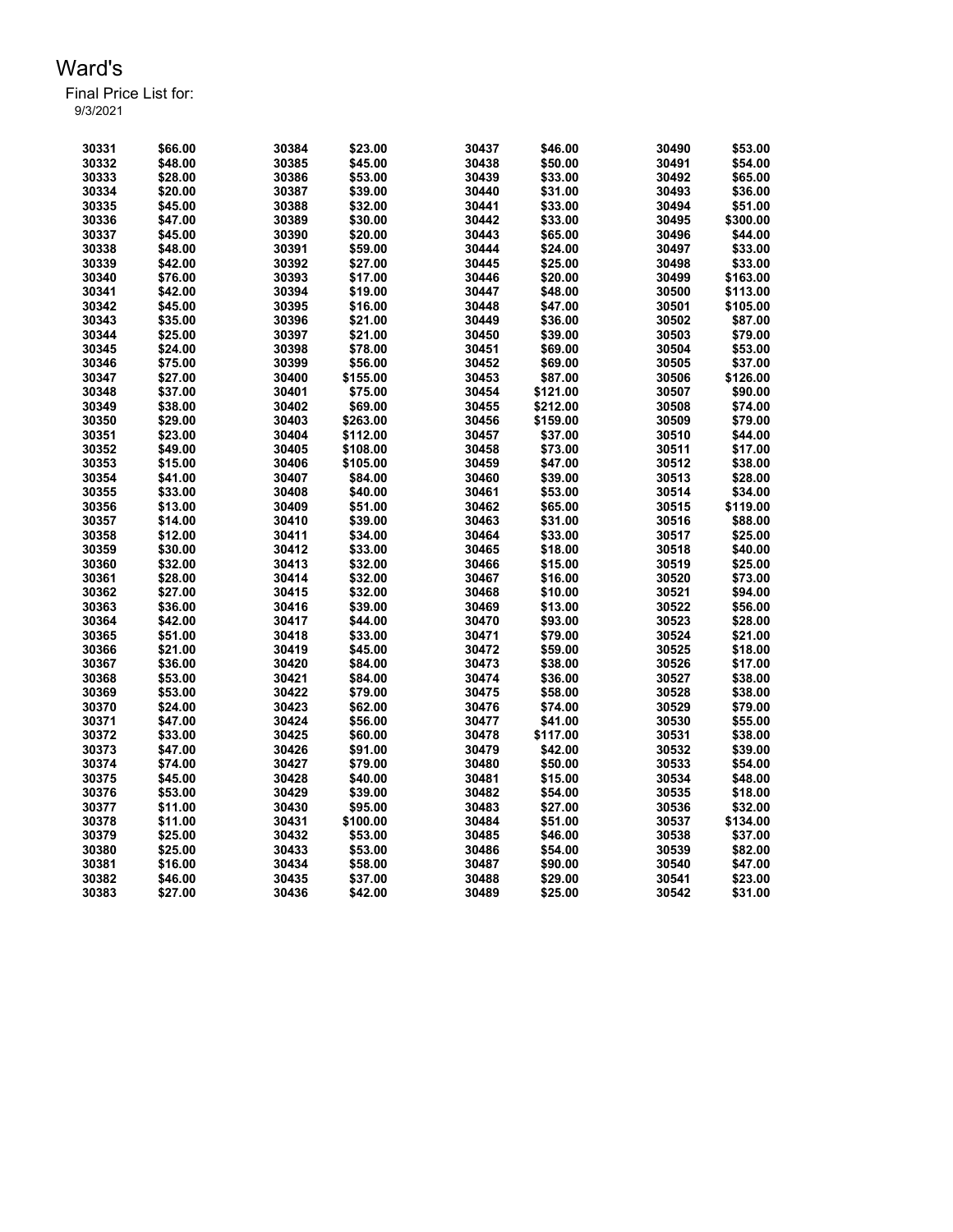# Ward's

Final Price List for:
9/3/2021

| | | | | | | | |
|---|---|---|---|---|---|---|---|
| 30331 | $66.00 | 30384 | $23.00 | 30437 | $46.00 | 30490 | $53.00 |
| 30332 | $48.00 | 30385 | $45.00 | 30438 | $50.00 | 30491 | $54.00 |
| 30333 | $28.00 | 30386 | $53.00 | 30439 | $33.00 | 30492 | $65.00 |
| 30334 | $20.00 | 30387 | $39.00 | 30440 | $31.00 | 30493 | $36.00 |
| 30335 | $45.00 | 30388 | $32.00 | 30441 | $33.00 | 30494 | $51.00 |
| 30336 | $47.00 | 30389 | $30.00 | 30442 | $33.00 | 30495 | $300.00 |
| 30337 | $45.00 | 30390 | $20.00 | 30443 | $65.00 | 30496 | $44.00 |
| 30338 | $48.00 | 30391 | $59.00 | 30444 | $24.00 | 30497 | $33.00 |
| 30339 | $42.00 | 30392 | $27.00 | 30445 | $25.00 | 30498 | $33.00 |
| 30340 | $76.00 | 30393 | $17.00 | 30446 | $20.00 | 30499 | $163.00 |
| 30341 | $42.00 | 30394 | $19.00 | 30447 | $48.00 | 30500 | $113.00 |
| 30342 | $45.00 | 30395 | $16.00 | 30448 | $47.00 | 30501 | $105.00 |
| 30343 | $35.00 | 30396 | $21.00 | 30449 | $36.00 | 30502 | $87.00 |
| 30344 | $25.00 | 30397 | $21.00 | 30450 | $39.00 | 30503 | $79.00 |
| 30345 | $24.00 | 30398 | $78.00 | 30451 | $69.00 | 30504 | $53.00 |
| 30346 | $75.00 | 30399 | $56.00 | 30452 | $69.00 | 30505 | $37.00 |
| 30347 | $27.00 | 30400 | $155.00 | 30453 | $87.00 | 30506 | $126.00 |
| 30348 | $37.00 | 30401 | $75.00 | 30454 | $121.00 | 30507 | $90.00 |
| 30349 | $38.00 | 30402 | $69.00 | 30455 | $212.00 | 30508 | $74.00 |
| 30350 | $29.00 | 30403 | $263.00 | 30456 | $159.00 | 30509 | $79.00 |
| 30351 | $23.00 | 30404 | $112.00 | 30457 | $37.00 | 30510 | $44.00 |
| 30352 | $49.00 | 30405 | $108.00 | 30458 | $73.00 | 30511 | $17.00 |
| 30353 | $15.00 | 30406 | $105.00 | 30459 | $47.00 | 30512 | $38.00 |
| 30354 | $41.00 | 30407 | $84.00 | 30460 | $39.00 | 30513 | $28.00 |
| 30355 | $33.00 | 30408 | $40.00 | 30461 | $53.00 | 30514 | $34.00 |
| 30356 | $13.00 | 30409 | $51.00 | 30462 | $65.00 | 30515 | $119.00 |
| 30357 | $14.00 | 30410 | $39.00 | 30463 | $31.00 | 30516 | $88.00 |
| 30358 | $12.00 | 30411 | $34.00 | 30464 | $33.00 | 30517 | $25.00 |
| 30359 | $30.00 | 30412 | $33.00 | 30465 | $18.00 | 30518 | $40.00 |
| 30360 | $32.00 | 30413 | $32.00 | 30466 | $15.00 | 30519 | $25.00 |
| 30361 | $28.00 | 30414 | $32.00 | 30467 | $16.00 | 30520 | $73.00 |
| 30362 | $27.00 | 30415 | $32.00 | 30468 | $10.00 | 30521 | $94.00 |
| 30363 | $36.00 | 30416 | $39.00 | 30469 | $13.00 | 30522 | $56.00 |
| 30364 | $42.00 | 30417 | $44.00 | 30470 | $93.00 | 30523 | $28.00 |
| 30365 | $51.00 | 30418 | $33.00 | 30471 | $79.00 | 30524 | $21.00 |
| 30366 | $21.00 | 30419 | $45.00 | 30472 | $59.00 | 30525 | $18.00 |
| 30367 | $36.00 | 30420 | $84.00 | 30473 | $38.00 | 30526 | $17.00 |
| 30368 | $53.00 | 30421 | $84.00 | 30474 | $36.00 | 30527 | $38.00 |
| 30369 | $53.00 | 30422 | $79.00 | 30475 | $58.00 | 30528 | $38.00 |
| 30370 | $24.00 | 30423 | $62.00 | 30476 | $74.00 | 30529 | $79.00 |
| 30371 | $47.00 | 30424 | $56.00 | 30477 | $41.00 | 30530 | $55.00 |
| 30372 | $33.00 | 30425 | $60.00 | 30478 | $117.00 | 30531 | $38.00 |
| 30373 | $47.00 | 30426 | $91.00 | 30479 | $42.00 | 30532 | $39.00 |
| 30374 | $74.00 | 30427 | $79.00 | 30480 | $50.00 | 30533 | $54.00 |
| 30375 | $45.00 | 30428 | $40.00 | 30481 | $15.00 | 30534 | $48.00 |
| 30376 | $53.00 | 30429 | $39.00 | 30482 | $54.00 | 30535 | $18.00 |
| 30377 | $11.00 | 30430 | $95.00 | 30483 | $27.00 | 30536 | $32.00 |
| 30378 | $11.00 | 30431 | $100.00 | 30484 | $51.00 | 30537 | $134.00 |
| 30379 | $25.00 | 30432 | $53.00 | 30485 | $46.00 | 30538 | $37.00 |
| 30380 | $25.00 | 30433 | $53.00 | 30486 | $54.00 | 30539 | $82.00 |
| 30381 | $16.00 | 30434 | $58.00 | 30487 | $90.00 | 30540 | $47.00 |
| 30382 | $46.00 | 30435 | $37.00 | 30488 | $29.00 | 30541 | $23.00 |
| 30383 | $27.00 | 30436 | $42.00 | 30489 | $25.00 | 30542 | $31.00 |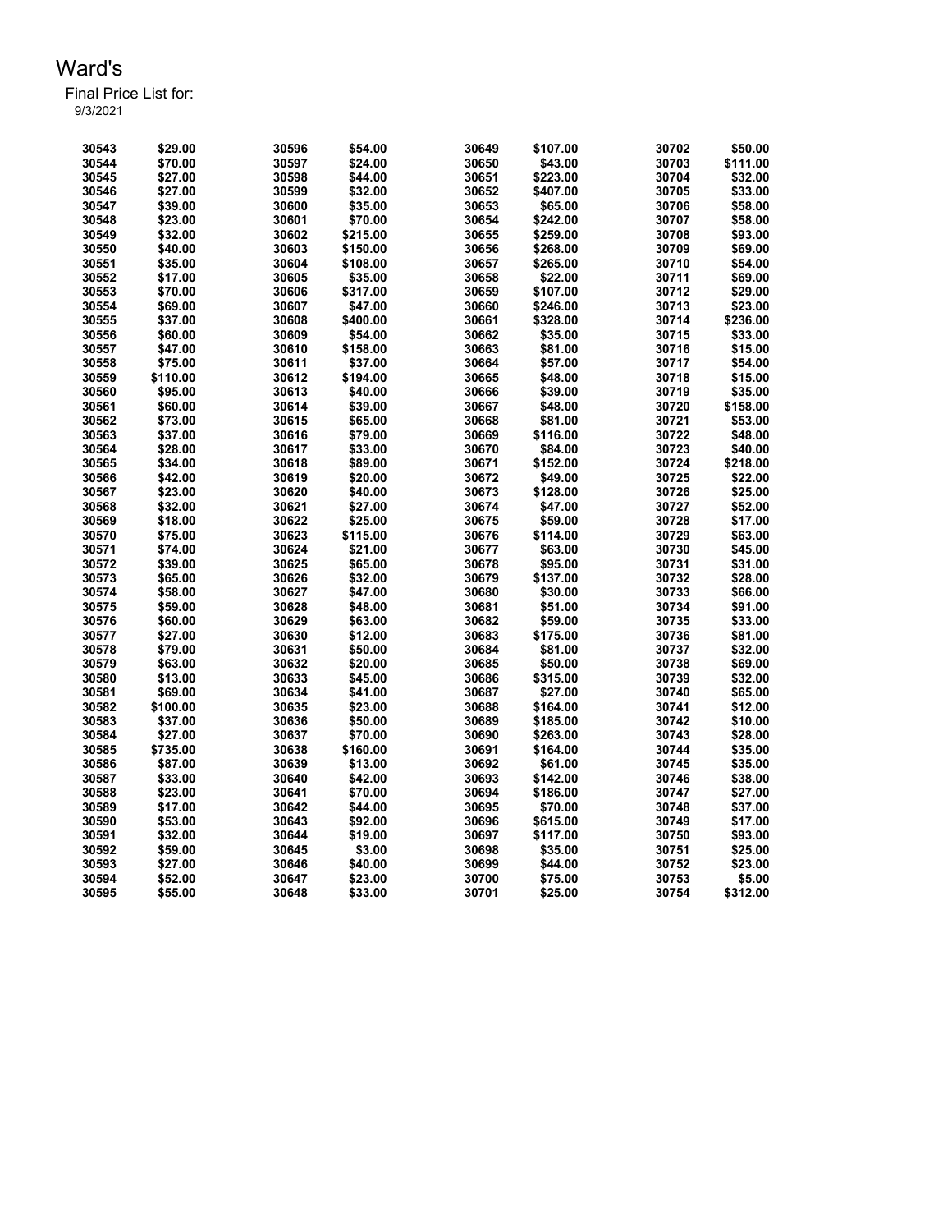# Ward's

Final Price List for:
9/3/2021

| | | | | | | | |
|---|---|---|---|---|---|---|---|
| 30543 | $29.00 | 30596 | $54.00 | 30649 | $107.00 | 30702 | $50.00 |
| 30544 | $70.00 | 30597 | $24.00 | 30650 | $43.00 | 30703 | $111.00 |
| 30545 | $27.00 | 30598 | $44.00 | 30651 | $223.00 | 30704 | $32.00 |
| 30546 | $27.00 | 30599 | $32.00 | 30652 | $407.00 | 30705 | $33.00 |
| 30547 | $39.00 | 30600 | $35.00 | 30653 | $65.00 | 30706 | $58.00 |
| 30548 | $23.00 | 30601 | $70.00 | 30654 | $242.00 | 30707 | $58.00 |
| 30549 | $32.00 | 30602 | $215.00 | 30655 | $259.00 | 30708 | $93.00 |
| 30550 | $40.00 | 30603 | $150.00 | 30656 | $268.00 | 30709 | $69.00 |
| 30551 | $35.00 | 30604 | $108.00 | 30657 | $265.00 | 30710 | $54.00 |
| 30552 | $17.00 | 30605 | $35.00 | 30658 | $22.00 | 30711 | $69.00 |
| 30553 | $70.00 | 30606 | $317.00 | 30659 | $107.00 | 30712 | $29.00 |
| 30554 | $69.00 | 30607 | $47.00 | 30660 | $246.00 | 30713 | $23.00 |
| 30555 | $37.00 | 30608 | $400.00 | 30661 | $328.00 | 30714 | $236.00 |
| 30556 | $60.00 | 30609 | $54.00 | 30662 | $35.00 | 30715 | $33.00 |
| 30557 | $47.00 | 30610 | $158.00 | 30663 | $81.00 | 30716 | $15.00 |
| 30558 | $75.00 | 30611 | $37.00 | 30664 | $57.00 | 30717 | $54.00 |
| 30559 | $110.00 | 30612 | $194.00 | 30665 | $48.00 | 30718 | $15.00 |
| 30560 | $95.00 | 30613 | $40.00 | 30666 | $39.00 | 30719 | $35.00 |
| 30561 | $60.00 | 30614 | $39.00 | 30667 | $48.00 | 30720 | $158.00 |
| 30562 | $73.00 | 30615 | $65.00 | 30668 | $81.00 | 30721 | $53.00 |
| 30563 | $37.00 | 30616 | $79.00 | 30669 | $116.00 | 30722 | $48.00 |
| 30564 | $28.00 | 30617 | $33.00 | 30670 | $84.00 | 30723 | $40.00 |
| 30565 | $34.00 | 30618 | $89.00 | 30671 | $152.00 | 30724 | $218.00 |
| 30566 | $42.00 | 30619 | $20.00 | 30672 | $49.00 | 30725 | $22.00 |
| 30567 | $23.00 | 30620 | $40.00 | 30673 | $128.00 | 30726 | $25.00 |
| 30568 | $32.00 | 30621 | $27.00 | 30674 | $47.00 | 30727 | $52.00 |
| 30569 | $18.00 | 30622 | $25.00 | 30675 | $59.00 | 30728 | $17.00 |
| 30570 | $75.00 | 30623 | $115.00 | 30676 | $114.00 | 30729 | $63.00 |
| 30571 | $74.00 | 30624 | $21.00 | 30677 | $63.00 | 30730 | $45.00 |
| 30572 | $39.00 | 30625 | $65.00 | 30678 | $95.00 | 30731 | $31.00 |
| 30573 | $65.00 | 30626 | $32.00 | 30679 | $137.00 | 30732 | $28.00 |
| 30574 | $58.00 | 30627 | $47.00 | 30680 | $30.00 | 30733 | $66.00 |
| 30575 | $59.00 | 30628 | $48.00 | 30681 | $51.00 | 30734 | $91.00 |
| 30576 | $60.00 | 30629 | $63.00 | 30682 | $59.00 | 30735 | $33.00 |
| 30577 | $27.00 | 30630 | $12.00 | 30683 | $175.00 | 30736 | $81.00 |
| 30578 | $79.00 | 30631 | $50.00 | 30684 | $81.00 | 30737 | $32.00 |
| 30579 | $63.00 | 30632 | $20.00 | 30685 | $50.00 | 30738 | $69.00 |
| 30580 | $13.00 | 30633 | $45.00 | 30686 | $315.00 | 30739 | $32.00 |
| 30581 | $69.00 | 30634 | $41.00 | 30687 | $27.00 | 30740 | $65.00 |
| 30582 | $100.00 | 30635 | $23.00 | 30688 | $164.00 | 30741 | $12.00 |
| 30583 | $37.00 | 30636 | $50.00 | 30689 | $185.00 | 30742 | $10.00 |
| 30584 | $27.00 | 30637 | $70.00 | 30690 | $263.00 | 30743 | $28.00 |
| 30585 | $735.00 | 30638 | $160.00 | 30691 | $164.00 | 30744 | $35.00 |
| 30586 | $87.00 | 30639 | $13.00 | 30692 | $61.00 | 30745 | $35.00 |
| 30587 | $33.00 | 30640 | $42.00 | 30693 | $142.00 | 30746 | $38.00 |
| 30588 | $23.00 | 30641 | $70.00 | 30694 | $186.00 | 30747 | $27.00 |
| 30589 | $17.00 | 30642 | $44.00 | 30695 | $70.00 | 30748 | $37.00 |
| 30590 | $53.00 | 30643 | $92.00 | 30696 | $615.00 | 30749 | $17.00 |
| 30591 | $32.00 | 30644 | $19.00 | 30697 | $117.00 | 30750 | $93.00 |
| 30592 | $59.00 | 30645 | $3.00 | 30698 | $35.00 | 30751 | $25.00 |
| 30593 | $27.00 | 30646 | $40.00 | 30699 | $44.00 | 30752 | $23.00 |
| 30594 | $52.00 | 30647 | $23.00 | 30700 | $75.00 | 30753 | $5.00 |
| 30595 | $55.00 | 30648 | $33.00 | 30701 | $25.00 | 30754 | $312.00 |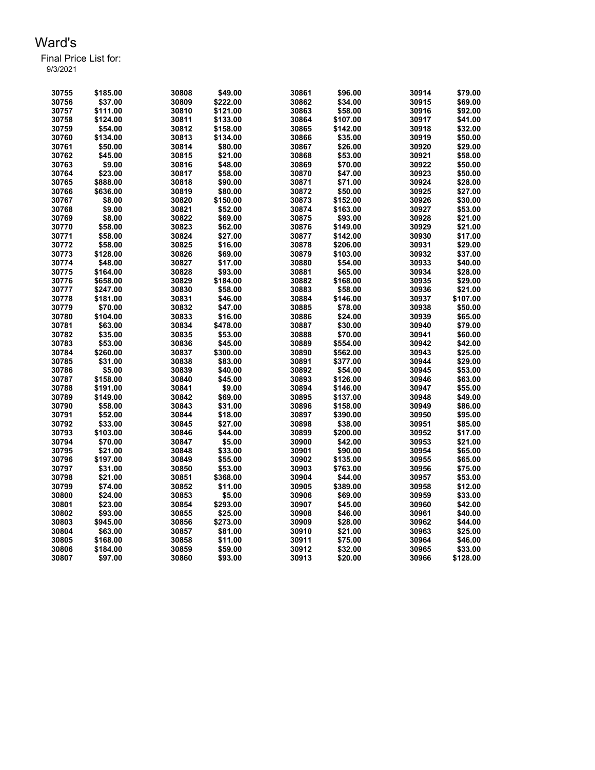# Ward's

Final Price List for:
9/3/2021

| | | | | | | | |
|---|---|---|---|---|---|---|---|
| 30755 | $185.00 | 30808 | $49.00 | 30861 | $96.00 | 30914 | $79.00 |
| 30756 | $37.00 | 30809 | $222.00 | 30862 | $34.00 | 30915 | $69.00 |
| 30757 | $111.00 | 30810 | $121.00 | 30863 | $58.00 | 30916 | $92.00 |
| 30758 | $124.00 | 30811 | $133.00 | 30864 | $107.00 | 30917 | $41.00 |
| 30759 | $54.00 | 30812 | $158.00 | 30865 | $142.00 | 30918 | $32.00 |
| 30760 | $134.00 | 30813 | $134.00 | 30866 | $35.00 | 30919 | $50.00 |
| 30761 | $50.00 | 30814 | $80.00 | 30867 | $26.00 | 30920 | $29.00 |
| 30762 | $45.00 | 30815 | $21.00 | 30868 | $53.00 | 30921 | $58.00 |
| 30763 | $9.00 | 30816 | $48.00 | 30869 | $70.00 | 30922 | $50.00 |
| 30764 | $23.00 | 30817 | $58.00 | 30870 | $47.00 | 30923 | $50.00 |
| 30765 | $888.00 | 30818 | $90.00 | 30871 | $71.00 | 30924 | $28.00 |
| 30766 | $636.00 | 30819 | $80.00 | 30872 | $50.00 | 30925 | $27.00 |
| 30767 | $8.00 | 30820 | $150.00 | 30873 | $152.00 | 30926 | $30.00 |
| 30768 | $9.00 | 30821 | $52.00 | 30874 | $163.00 | 30927 | $53.00 |
| 30769 | $8.00 | 30822 | $69.00 | 30875 | $93.00 | 30928 | $21.00 |
| 30770 | $58.00 | 30823 | $62.00 | 30876 | $149.00 | 30929 | $21.00 |
| 30771 | $58.00 | 30824 | $27.00 | 30877 | $142.00 | 30930 | $17.00 |
| 30772 | $58.00 | 30825 | $16.00 | 30878 | $206.00 | 30931 | $29.00 |
| 30773 | $128.00 | 30826 | $69.00 | 30879 | $103.00 | 30932 | $37.00 |
| 30774 | $48.00 | 30827 | $17.00 | 30880 | $54.00 | 30933 | $40.00 |
| 30775 | $164.00 | 30828 | $93.00 | 30881 | $65.00 | 30934 | $28.00 |
| 30776 | $658.00 | 30829 | $184.00 | 30882 | $168.00 | 30935 | $29.00 |
| 30777 | $247.00 | 30830 | $58.00 | 30883 | $58.00 | 30936 | $21.00 |
| 30778 | $181.00 | 30831 | $46.00 | 30884 | $146.00 | 30937 | $107.00 |
| 30779 | $70.00 | 30832 | $47.00 | 30885 | $78.00 | 30938 | $50.00 |
| 30780 | $104.00 | 30833 | $16.00 | 30886 | $24.00 | 30939 | $65.00 |
| 30781 | $63.00 | 30834 | $478.00 | 30887 | $30.00 | 30940 | $79.00 |
| 30782 | $35.00 | 30835 | $53.00 | 30888 | $70.00 | 30941 | $60.00 |
| 30783 | $53.00 | 30836 | $45.00 | 30889 | $554.00 | 30942 | $42.00 |
| 30784 | $260.00 | 30837 | $300.00 | 30890 | $562.00 | 30943 | $25.00 |
| 30785 | $31.00 | 30838 | $83.00 | 30891 | $377.00 | 30944 | $29.00 |
| 30786 | $5.00 | 30839 | $40.00 | 30892 | $54.00 | 30945 | $53.00 |
| 30787 | $158.00 | 30840 | $45.00 | 30893 | $126.00 | 30946 | $63.00 |
| 30788 | $191.00 | 30841 | $9.00 | 30894 | $146.00 | 30947 | $55.00 |
| 30789 | $149.00 | 30842 | $69.00 | 30895 | $137.00 | 30948 | $49.00 |
| 30790 | $58.00 | 30843 | $31.00 | 30896 | $158.00 | 30949 | $86.00 |
| 30791 | $52.00 | 30844 | $18.00 | 30897 | $390.00 | 30950 | $95.00 |
| 30792 | $33.00 | 30845 | $27.00 | 30898 | $38.00 | 30951 | $85.00 |
| 30793 | $103.00 | 30846 | $44.00 | 30899 | $200.00 | 30952 | $17.00 |
| 30794 | $70.00 | 30847 | $5.00 | 30900 | $42.00 | 30953 | $21.00 |
| 30795 | $21.00 | 30848 | $33.00 | 30901 | $90.00 | 30954 | $65.00 |
| 30796 | $197.00 | 30849 | $55.00 | 30902 | $135.00 | 30955 | $65.00 |
| 30797 | $31.00 | 30850 | $53.00 | 30903 | $763.00 | 30956 | $75.00 |
| 30798 | $21.00 | 30851 | $368.00 | 30904 | $44.00 | 30957 | $53.00 |
| 30799 | $74.00 | 30852 | $11.00 | 30905 | $389.00 | 30958 | $12.00 |
| 30800 | $24.00 | 30853 | $5.00 | 30906 | $69.00 | 30959 | $33.00 |
| 30801 | $23.00 | 30854 | $293.00 | 30907 | $45.00 | 30960 | $42.00 |
| 30802 | $93.00 | 30855 | $25.00 | 30908 | $46.00 | 30961 | $40.00 |
| 30803 | $945.00 | 30856 | $273.00 | 30909 | $28.00 | 30962 | $44.00 |
| 30804 | $63.00 | 30857 | $81.00 | 30910 | $21.00 | 30963 | $25.00 |
| 30805 | $168.00 | 30858 | $11.00 | 30911 | $75.00 | 30964 | $46.00 |
| 30806 | $184.00 | 30859 | $59.00 | 30912 | $32.00 | 30965 | $33.00 |
| 30807 | $97.00 | 30860 | $93.00 | 30913 | $20.00 | 30966 | $128.00 |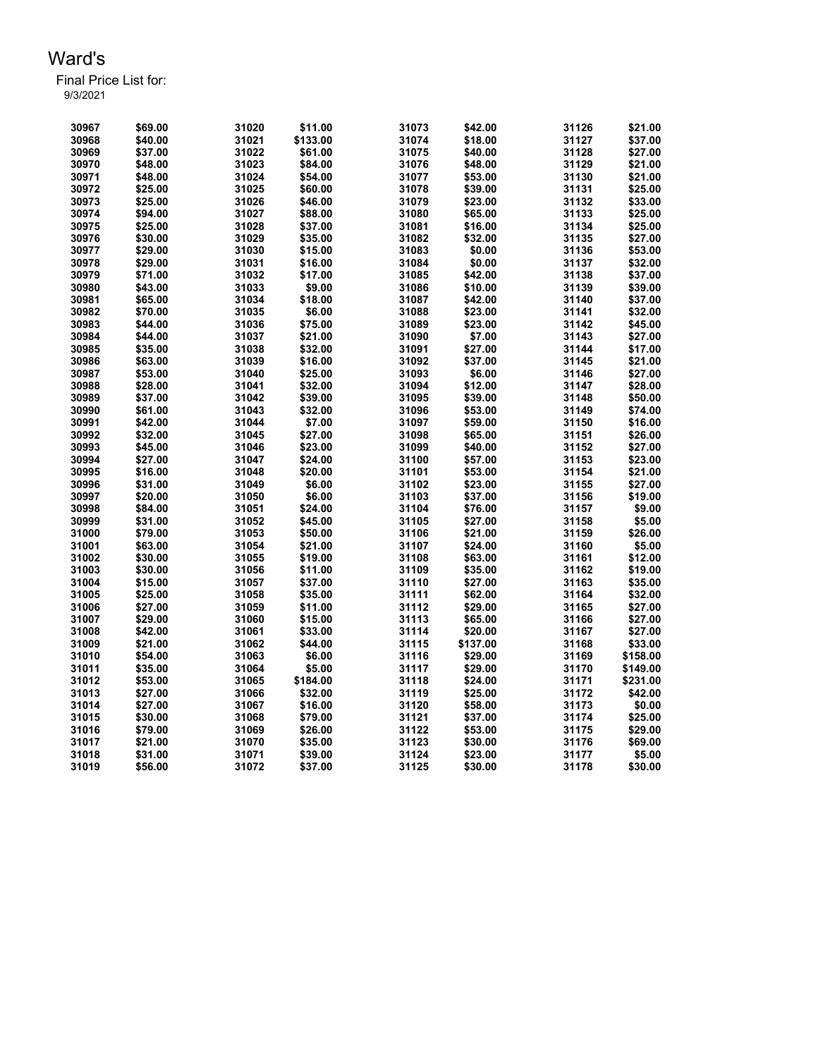# Ward's

Final Price List for:
9/3/2021

| | | | | | | | |
|---|---|---|---|---|---|---|---|
| 30967 | $69.00 | 31020 | $11.00 | 31073 | $42.00 | 31126 | $21.00 |
| 30968 | $40.00 | 31021 | $133.00 | 31074 | $18.00 | 31127 | $37.00 |
| 30969 | $37.00 | 31022 | $61.00 | 31075 | $40.00 | 31128 | $27.00 |
| 30970 | $48.00 | 31023 | $84.00 | 31076 | $48.00 | 31129 | $21.00 |
| 30971 | $48.00 | 31024 | $54.00 | 31077 | $53.00 | 31130 | $21.00 |
| 30972 | $25.00 | 31025 | $60.00 | 31078 | $39.00 | 31131 | $25.00 |
| 30973 | $25.00 | 31026 | $46.00 | 31079 | $23.00 | 31132 | $33.00 |
| 30974 | $94.00 | 31027 | $88.00 | 31080 | $65.00 | 31133 | $25.00 |
| 30975 | $25.00 | 31028 | $37.00 | 31081 | $16.00 | 31134 | $25.00 |
| 30976 | $30.00 | 31029 | $35.00 | 31082 | $32.00 | 31135 | $27.00 |
| 30977 | $29.00 | 31030 | $15.00 | 31083 | $0.00 | 31136 | $53.00 |
| 30978 | $29.00 | 31031 | $16.00 | 31084 | $0.00 | 31137 | $32.00 |
| 30979 | $71.00 | 31032 | $17.00 | 31085 | $42.00 | 31138 | $37.00 |
| 30980 | $43.00 | 31033 | $9.00 | 31086 | $10.00 | 31139 | $39.00 |
| 30981 | $65.00 | 31034 | $18.00 | 31087 | $42.00 | 31140 | $37.00 |
| 30982 | $70.00 | 31035 | $6.00 | 31088 | $23.00 | 31141 | $32.00 |
| 30983 | $44.00 | 31036 | $75.00 | 31089 | $23.00 | 31142 | $45.00 |
| 30984 | $44.00 | 31037 | $21.00 | 31090 | $7.00 | 31143 | $27.00 |
| 30985 | $35.00 | 31038 | $32.00 | 31091 | $27.00 | 31144 | $17.00 |
| 30986 | $63.00 | 31039 | $16.00 | 31092 | $37.00 | 31145 | $21.00 |
| 30987 | $53.00 | 31040 | $25.00 | 31093 | $6.00 | 31146 | $27.00 |
| 30988 | $28.00 | 31041 | $32.00 | 31094 | $12.00 | 31147 | $28.00 |
| 30989 | $37.00 | 31042 | $39.00 | 31095 | $39.00 | 31148 | $50.00 |
| 30990 | $61.00 | 31043 | $32.00 | 31096 | $53.00 | 31149 | $74.00 |
| 30991 | $42.00 | 31044 | $7.00 | 31097 | $59.00 | 31150 | $16.00 |
| 30992 | $32.00 | 31045 | $27.00 | 31098 | $65.00 | 31151 | $26.00 |
| 30993 | $45.00 | 31046 | $23.00 | 31099 | $40.00 | 31152 | $27.00 |
| 30994 | $27.00 | 31047 | $24.00 | 31100 | $57.00 | 31153 | $23.00 |
| 30995 | $16.00 | 31048 | $20.00 | 31101 | $53.00 | 31154 | $21.00 |
| 30996 | $31.00 | 31049 | $6.00 | 31102 | $23.00 | 31155 | $27.00 |
| 30997 | $20.00 | 31050 | $6.00 | 31103 | $37.00 | 31156 | $19.00 |
| 30998 | $84.00 | 31051 | $24.00 | 31104 | $76.00 | 31157 | $9.00 |
| 30999 | $31.00 | 31052 | $45.00 | 31105 | $27.00 | 31158 | $5.00 |
| 31000 | $79.00 | 31053 | $50.00 | 31106 | $21.00 | 31159 | $26.00 |
| 31001 | $63.00 | 31054 | $21.00 | 31107 | $24.00 | 31160 | $5.00 |
| 31002 | $30.00 | 31055 | $19.00 | 31108 | $63.00 | 31161 | $12.00 |
| 31003 | $30.00 | 31056 | $11.00 | 31109 | $35.00 | 31162 | $19.00 |
| 31004 | $15.00 | 31057 | $37.00 | 31110 | $27.00 | 31163 | $35.00 |
| 31005 | $25.00 | 31058 | $35.00 | 31111 | $62.00 | 31164 | $32.00 |
| 31006 | $27.00 | 31059 | $11.00 | 31112 | $29.00 | 31165 | $27.00 |
| 31007 | $29.00 | 31060 | $15.00 | 31113 | $65.00 | 31166 | $27.00 |
| 31008 | $42.00 | 31061 | $33.00 | 31114 | $20.00 | 31167 | $27.00 |
| 31009 | $21.00 | 31062 | $44.00 | 31115 | $137.00 | 31168 | $33.00 |
| 31010 | $54.00 | 31063 | $6.00 | 31116 | $29.00 | 31169 | $158.00 |
| 31011 | $35.00 | 31064 | $5.00 | 31117 | $29.00 | 31170 | $149.00 |
| 31012 | $53.00 | 31065 | $184.00 | 31118 | $24.00 | 31171 | $231.00 |
| 31013 | $27.00 | 31066 | $32.00 | 31119 | $25.00 | 31172 | $42.00 |
| 31014 | $27.00 | 31067 | $16.00 | 31120 | $58.00 | 31173 | $0.00 |
| 31015 | $30.00 | 31068 | $79.00 | 31121 | $37.00 | 31174 | $25.00 |
| 31016 | $79.00 | 31069 | $26.00 | 31122 | $53.00 | 31175 | $29.00 |
| 31017 | $21.00 | 31070 | $35.00 | 31123 | $30.00 | 31176 | $69.00 |
| 31018 | $31.00 | 31071 | $39.00 | 31124 | $23.00 | 31177 | $5.00 |
| 31019 | $56.00 | 31072 | $37.00 | 31125 | $30.00 | 31178 | $30.00 |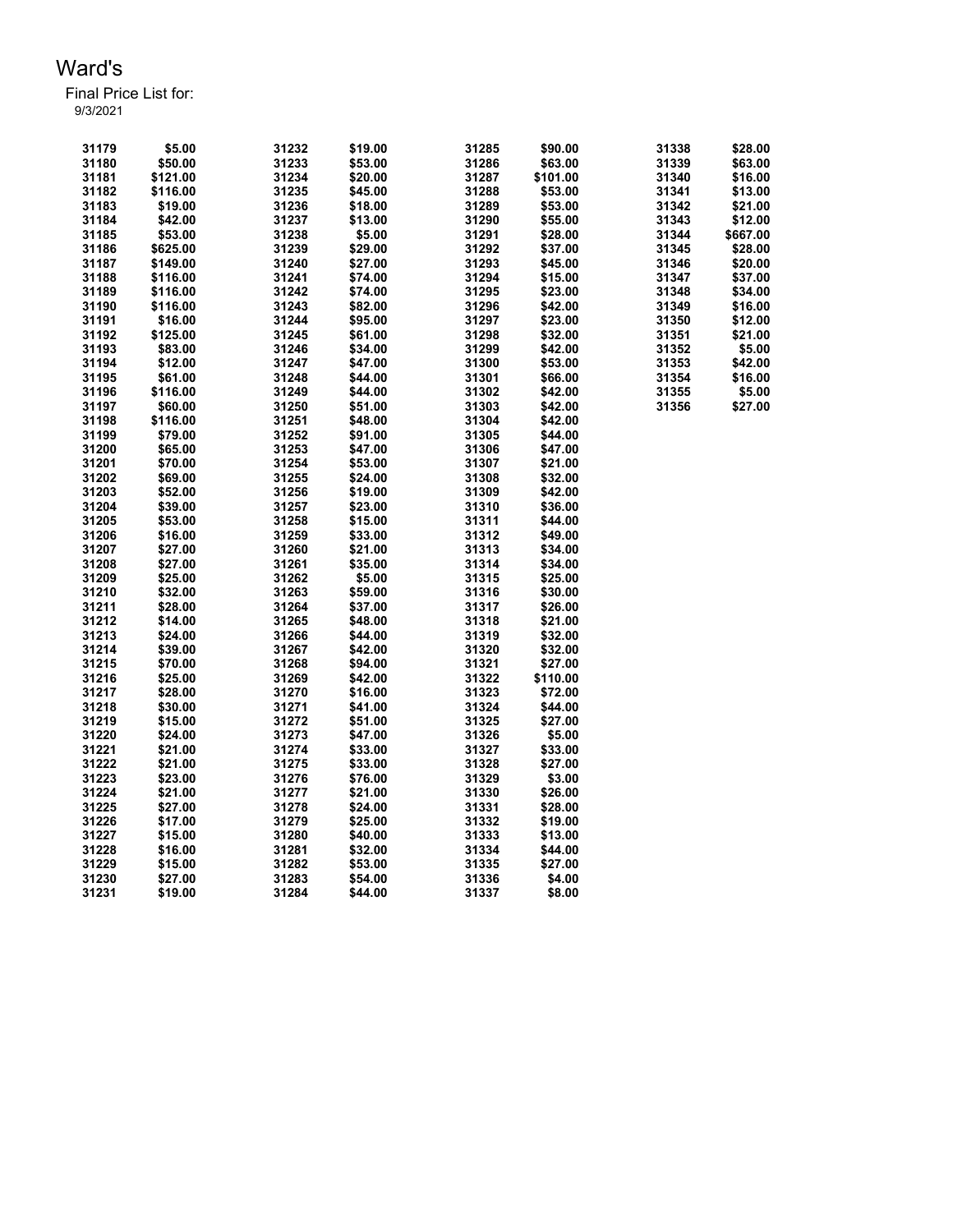# Ward's

Final Price List for:
9/3/2021

| | | | | | | | |
|---|---|---|---|---|---|---|---|
| 31179 | $5.00 | 31232 | $19.00 | 31285 | $90.00 | 31338 | $28.00 |
| 31180 | $50.00 | 31233 | $53.00 | 31286 | $63.00 | 31339 | $63.00 |
| 31181 | $121.00 | 31234 | $20.00 | 31287 | $101.00 | 31340 | $16.00 |
| 31182 | $116.00 | 31235 | $45.00 | 31288 | $53.00 | 31341 | $13.00 |
| 31183 | $19.00 | 31236 | $18.00 | 31289 | $53.00 | 31342 | $21.00 |
| 31184 | $42.00 | 31237 | $13.00 | 31290 | $55.00 | 31343 | $12.00 |
| 31185 | $53.00 | 31238 | $5.00 | 31291 | $28.00 | 31344 | $667.00 |
| 31186 | $625.00 | 31239 | $29.00 | 31292 | $37.00 | 31345 | $28.00 |
| 31187 | $149.00 | 31240 | $27.00 | 31293 | $45.00 | 31346 | $20.00 |
| 31188 | $116.00 | 31241 | $74.00 | 31294 | $15.00 | 31347 | $37.00 |
| 31189 | $116.00 | 31242 | $74.00 | 31295 | $23.00 | 31348 | $34.00 |
| 31190 | $116.00 | 31243 | $82.00 | 31296 | $42.00 | 31349 | $16.00 |
| 31191 | $16.00 | 31244 | $95.00 | 31297 | $23.00 | 31350 | $12.00 |
| 31192 | $125.00 | 31245 | $61.00 | 31298 | $32.00 | 31351 | $21.00 |
| 31193 | $83.00 | 31246 | $34.00 | 31299 | $42.00 | 31352 | $5.00 |
| 31194 | $12.00 | 31247 | $47.00 | 31300 | $53.00 | 31353 | $42.00 |
| 31195 | $61.00 | 31248 | $44.00 | 31301 | $66.00 | 31354 | $16.00 |
| 31196 | $116.00 | 31249 | $44.00 | 31302 | $42.00 | 31355 | $5.00 |
| 31197 | $60.00 | 31250 | $51.00 | 31303 | $42.00 | 31356 | $27.00 |
| 31198 | $116.00 | 31251 | $48.00 | 31304 | $42.00 | | |
| 31199 | $79.00 | 31252 | $91.00 | 31305 | $44.00 | | |
| 31200 | $65.00 | 31253 | $47.00 | 31306 | $47.00 | | |
| 31201 | $70.00 | 31254 | $53.00 | 31307 | $21.00 | | |
| 31202 | $69.00 | 31255 | $24.00 | 31308 | $32.00 | | |
| 31203 | $52.00 | 31256 | $19.00 | 31309 | $42.00 | | |
| 31204 | $39.00 | 31257 | $23.00 | 31310 | $36.00 | | |
| 31205 | $53.00 | 31258 | $15.00 | 31311 | $44.00 | | |
| 31206 | $16.00 | 31259 | $33.00 | 31312 | $49.00 | | |
| 31207 | $27.00 | 31260 | $21.00 | 31313 | $34.00 | | |
| 31208 | $27.00 | 31261 | $35.00 | 31314 | $34.00 | | |
| 31209 | $25.00 | 31262 | $5.00 | 31315 | $25.00 | | |
| 31210 | $32.00 | 31263 | $59.00 | 31316 | $30.00 | | |
| 31211 | $28.00 | 31264 | $37.00 | 31317 | $26.00 | | |
| 31212 | $14.00 | 31265 | $48.00 | 31318 | $21.00 | | |
| 31213 | $24.00 | 31266 | $44.00 | 31319 | $32.00 | | |
| 31214 | $39.00 | 31267 | $42.00 | 31320 | $32.00 | | |
| 31215 | $70.00 | 31268 | $94.00 | 31321 | $27.00 | | |
| 31216 | $25.00 | 31269 | $42.00 | 31322 | $110.00 | | |
| 31217 | $28.00 | 31270 | $16.00 | 31323 | $72.00 | | |
| 31218 | $30.00 | 31271 | $41.00 | 31324 | $44.00 | | |
| 31219 | $15.00 | 31272 | $51.00 | 31325 | $27.00 | | |
| 31220 | $24.00 | 31273 | $47.00 | 31326 | $5.00 | | |
| 31221 | $21.00 | 31274 | $33.00 | 31327 | $33.00 | | |
| 31222 | $21.00 | 31275 | $33.00 | 31328 | $27.00 | | |
| 31223 | $23.00 | 31276 | $76.00 | 31329 | $3.00 | | |
| 31224 | $21.00 | 31277 | $21.00 | 31330 | $26.00 | | |
| 31225 | $27.00 | 31278 | $24.00 | 31331 | $28.00 | | |
| 31226 | $17.00 | 31279 | $25.00 | 31332 | $19.00 | | |
| 31227 | $15.00 | 31280 | $40.00 | 31333 | $13.00 | | |
| 31228 | $16.00 | 31281 | $32.00 | 31334 | $44.00 | | |
| 31229 | $15.00 | 31282 | $53.00 | 31335 | $27.00 | | |
| 31230 | $27.00 | 31283 | $54.00 | 31336 | $4.00 | | |
| 31231 | $19.00 | 31284 | $44.00 | 31337 | $8.00 | | |